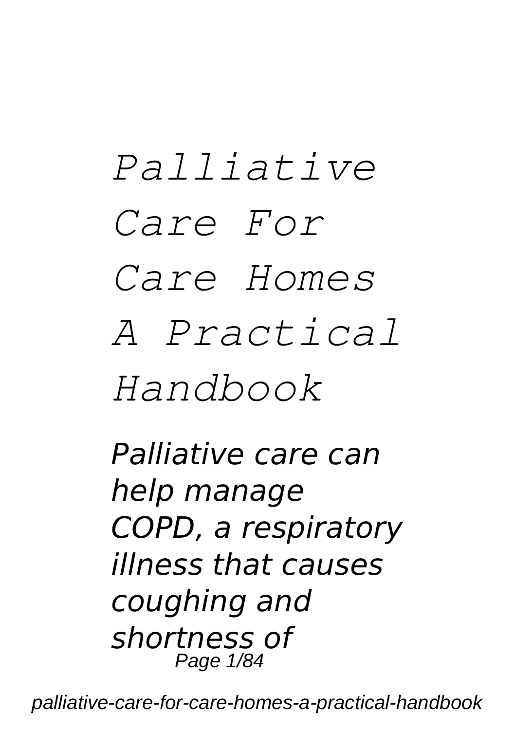# *Palliative Care For Care Homes A Practical Handbook*

***Palliative care can help manage COPD, a respiratory illness that causes coughing and shortness of***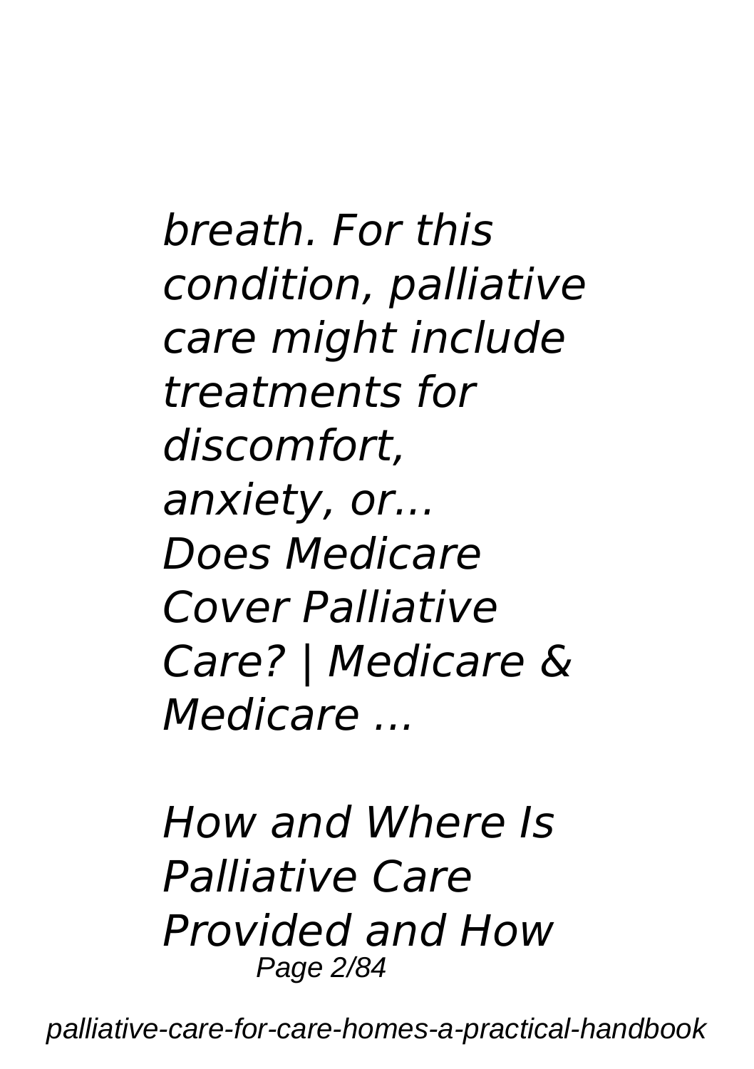*breath. For this condition, palliative care might include treatments for discomfort, anxiety, or...*
*Does Medicare Cover Palliative Care? | Medicare & Medicare ...*

*How and Where Is Palliative Care Provided and How*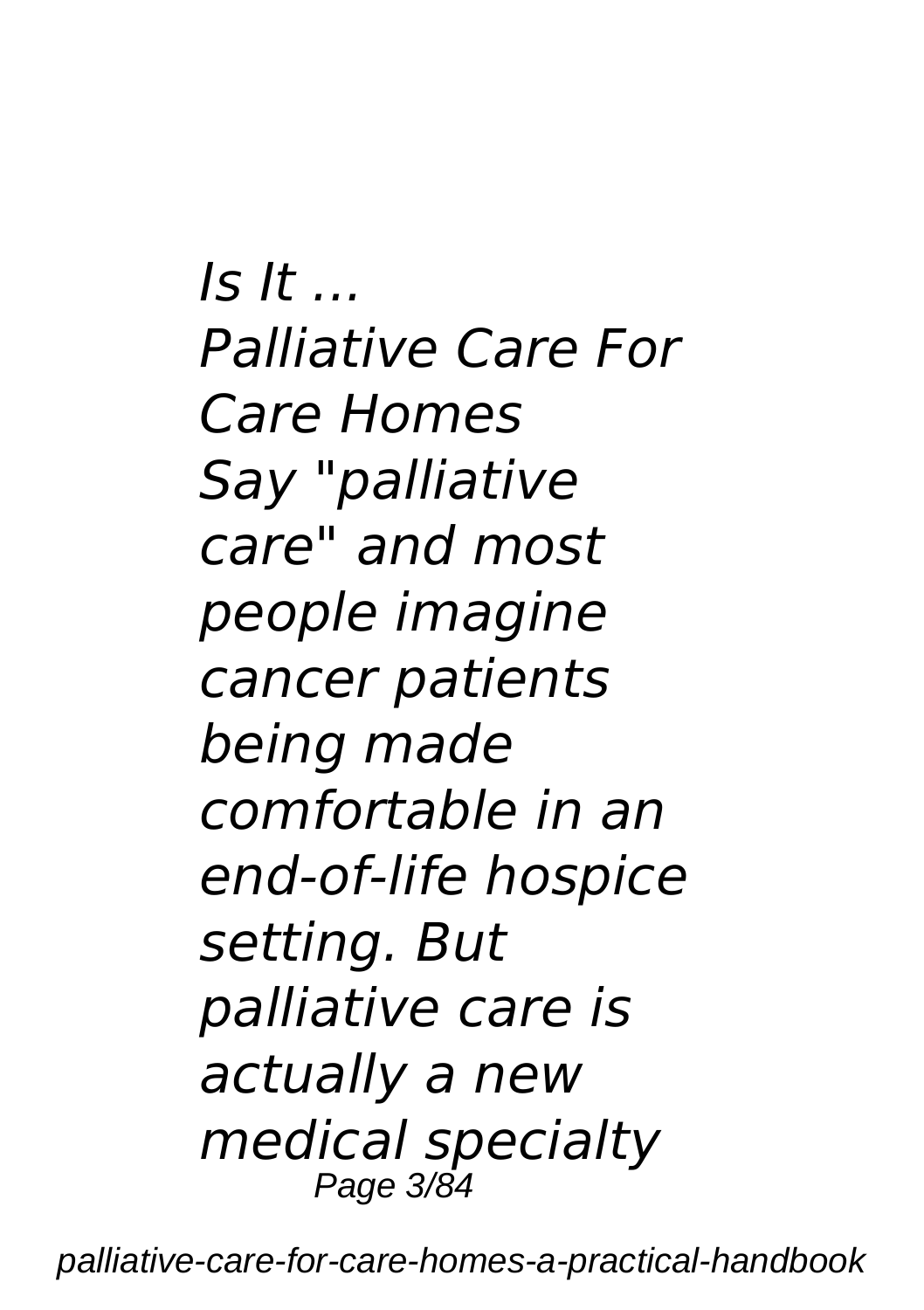*Is It ...*

*Palliative Care For Care Homes*

*Say "palliative care" and most people imagine cancer patients being made comfortable in an end-of-life hospice setting. But palliative care is actually a new medical specialty*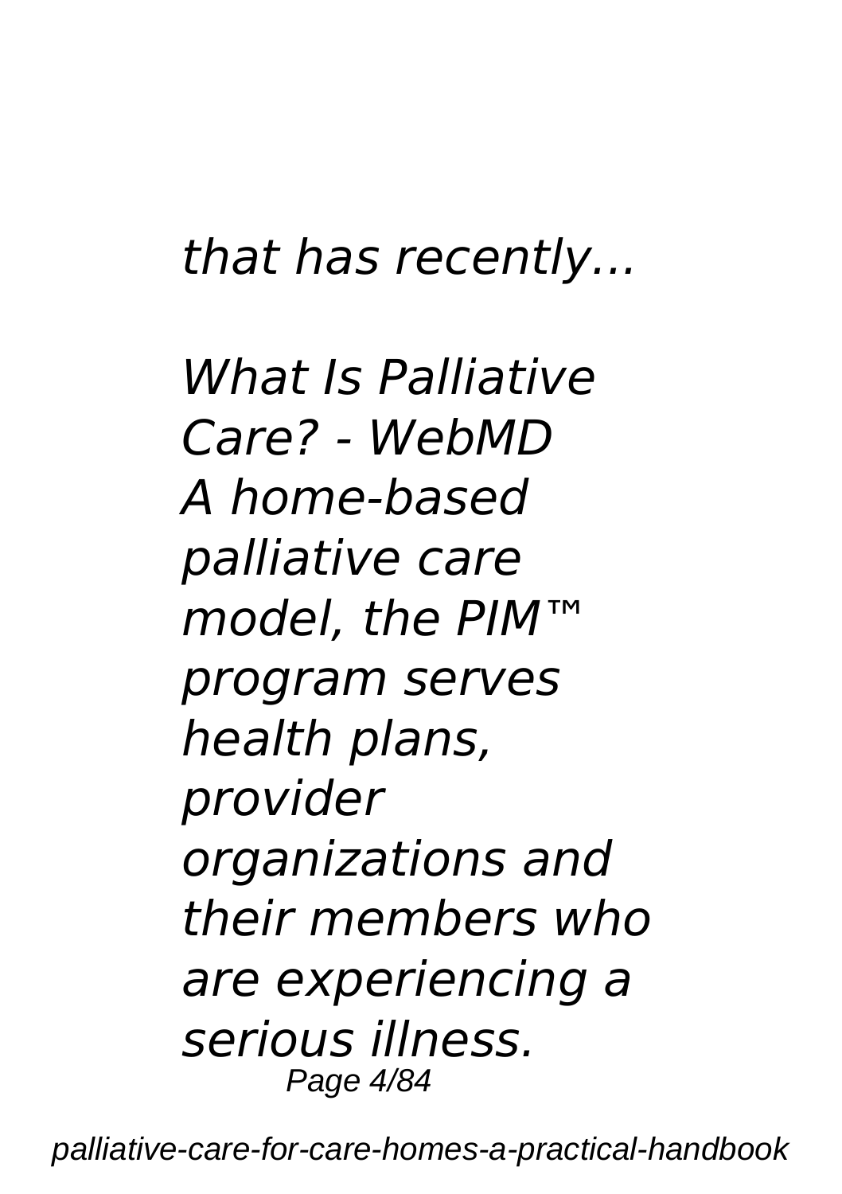*that has recently...*

*What Is Palliative Care? - WebMD*
*A home-based palliative care model, the PIM™ program serves health plans, provider organizations and their members who are experiencing a serious illness.*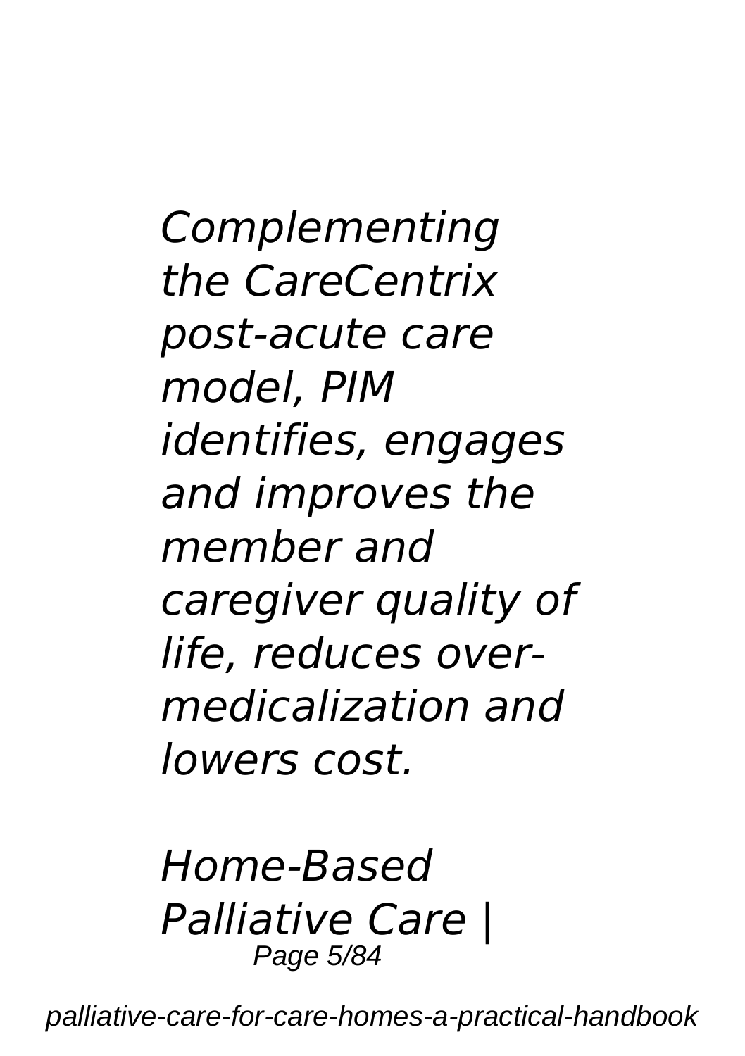*Complementing the CareCentrix post-acute care model, PIM identifies, engages and improves the member and caregiver quality of life, reduces over-medicalization and lowers cost.*

*Home-Based Palliative Care |*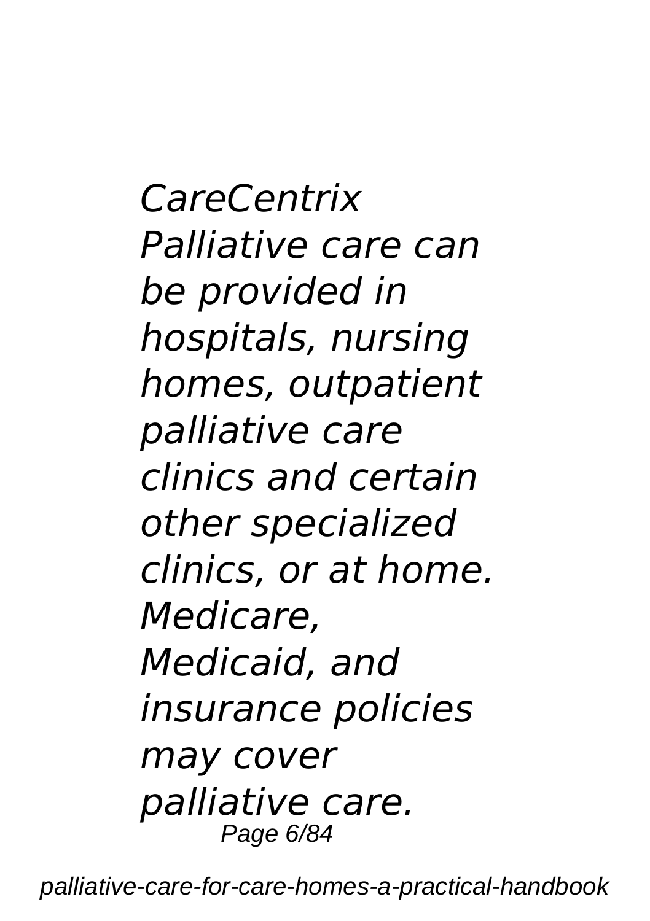*CareCentrix*
*Palliative care can be provided in hospitals, nursing homes, outpatient palliative care clinics and certain other specialized clinics, or at home. Medicare, Medicaid, and insurance policies may cover palliative care.*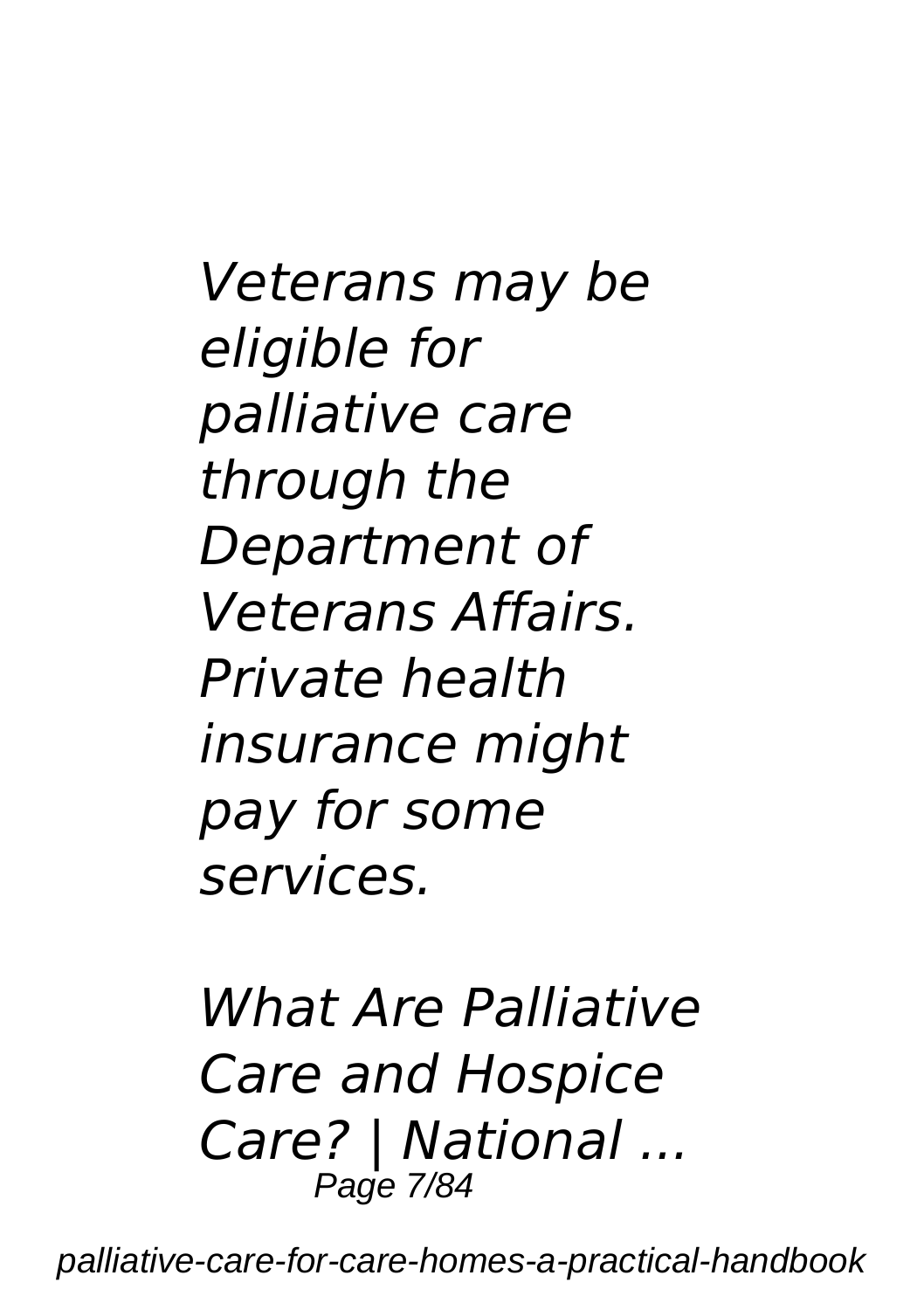*Veterans may be eligible for palliative care through the Department of Veterans Affairs. Private health insurance might pay for some services.*

*What Are Palliative Care and Hospice Care? | National ...*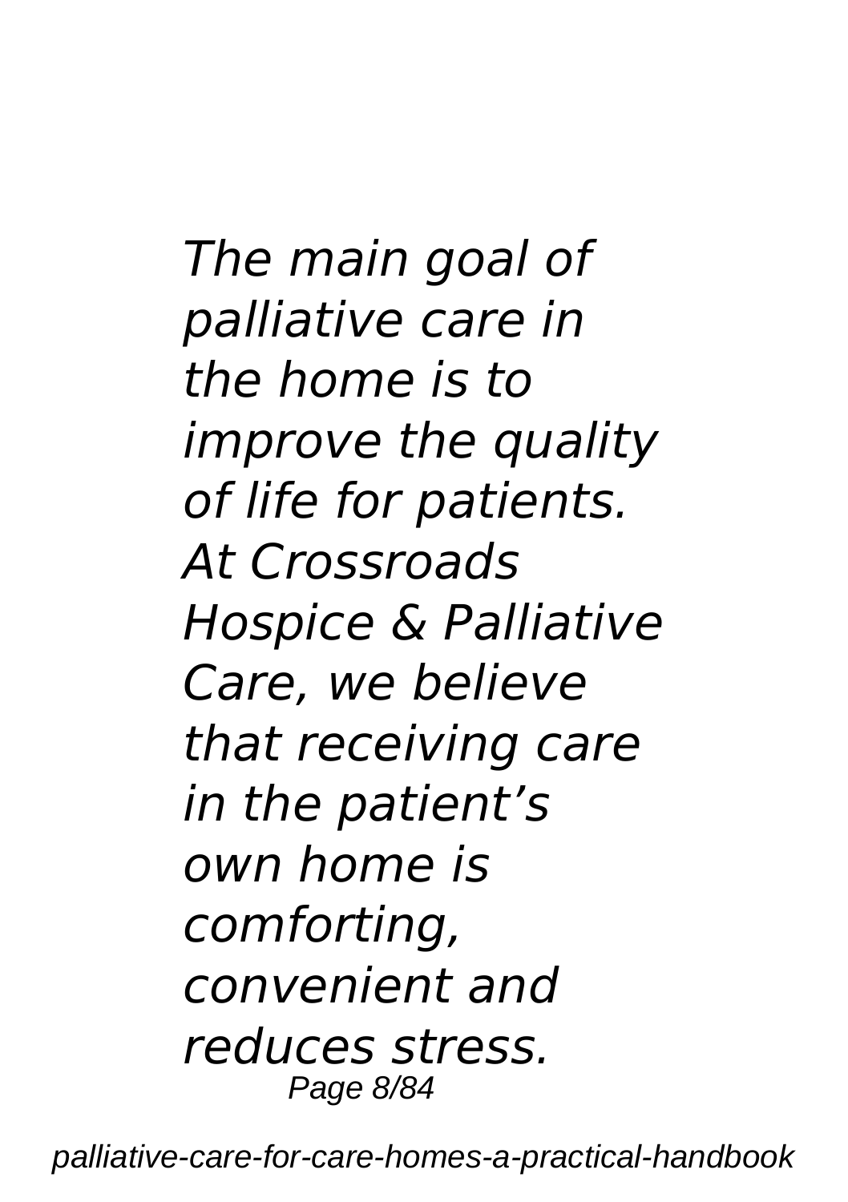*The main goal of palliative care in the home is to improve the quality of life for patients. At Crossroads Hospice & Palliative Care, we believe that receiving care in the patient's own home is comforting, convenient and reduces stress.*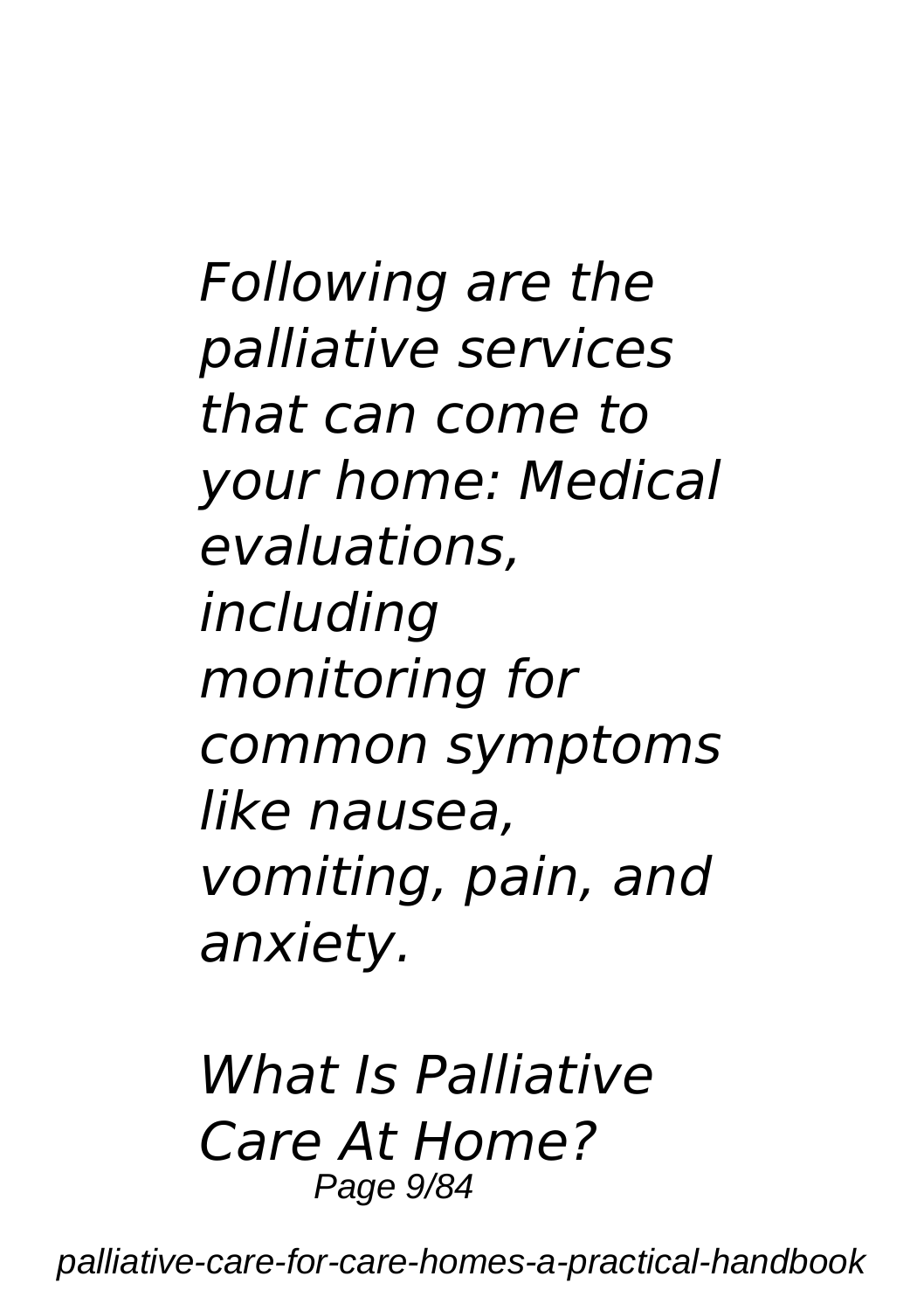*Following are the palliative services that can come to your home: Medical evaluations, including monitoring for common symptoms like nausea, vomiting, pain, and anxiety.*

*What Is Palliative Care At Home?*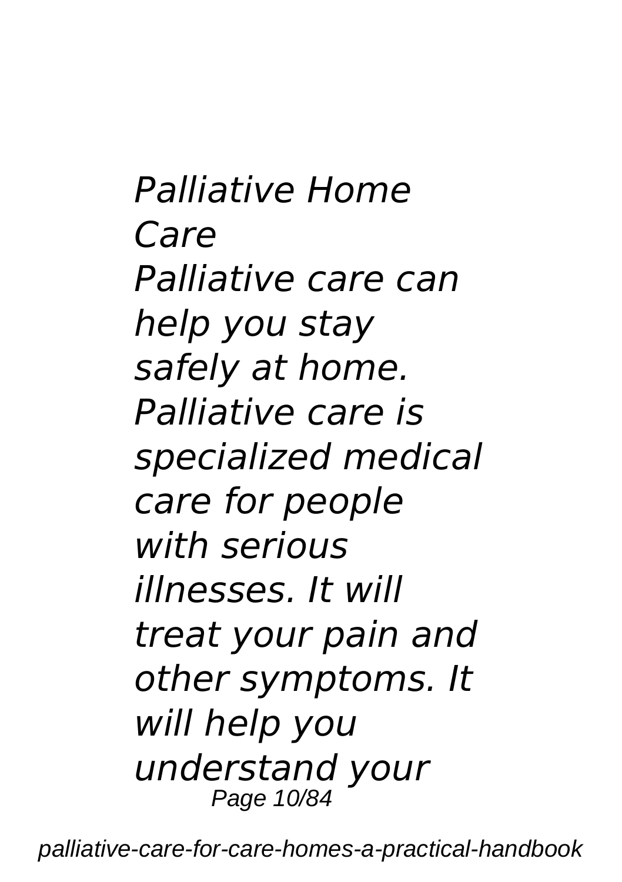*Palliative Home Care*

*Palliative care can help you stay safely at home. Palliative care is specialized medical care for people with serious illnesses. It will treat your pain and other symptoms. It will help you understand your*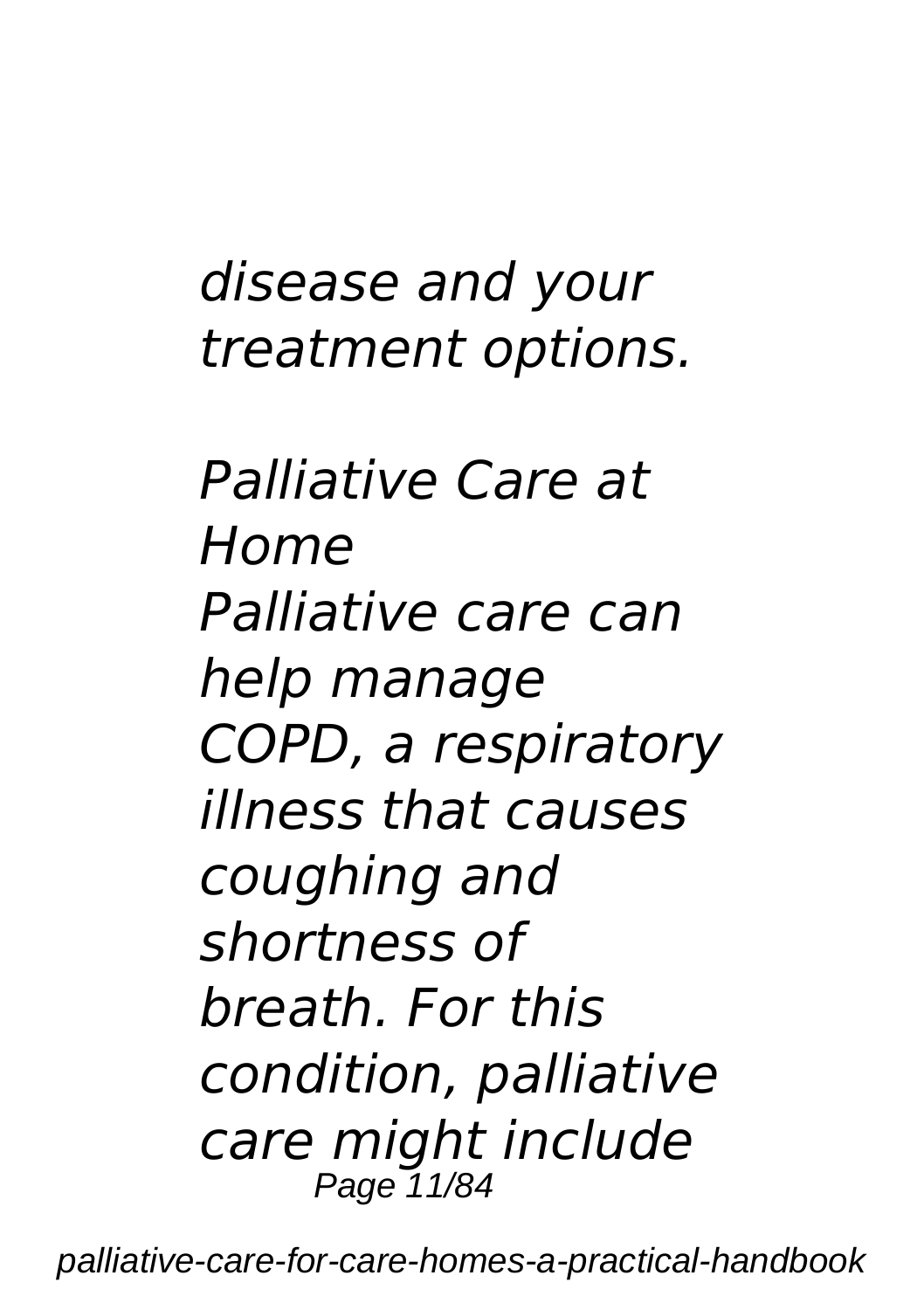*disease and your treatment options.*

*Palliative Care at Home*

*Palliative care can help manage COPD, a respiratory illness that causes coughing and shortness of breath. For this condition, palliative care might include*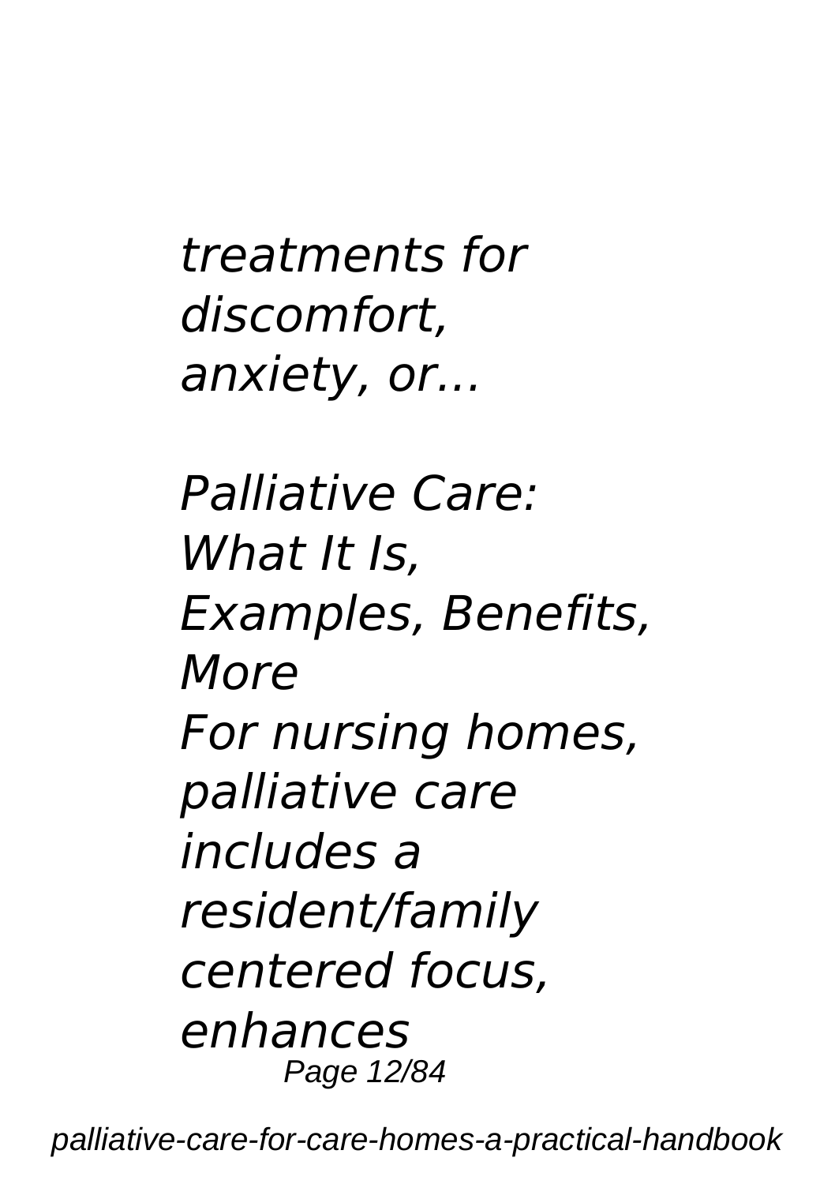*treatments for discomfort, anxiety, or...*

*Palliative Care: What It Is, Examples, Benefits, More*

*For nursing homes, palliative care includes a resident/family centered focus, enhances*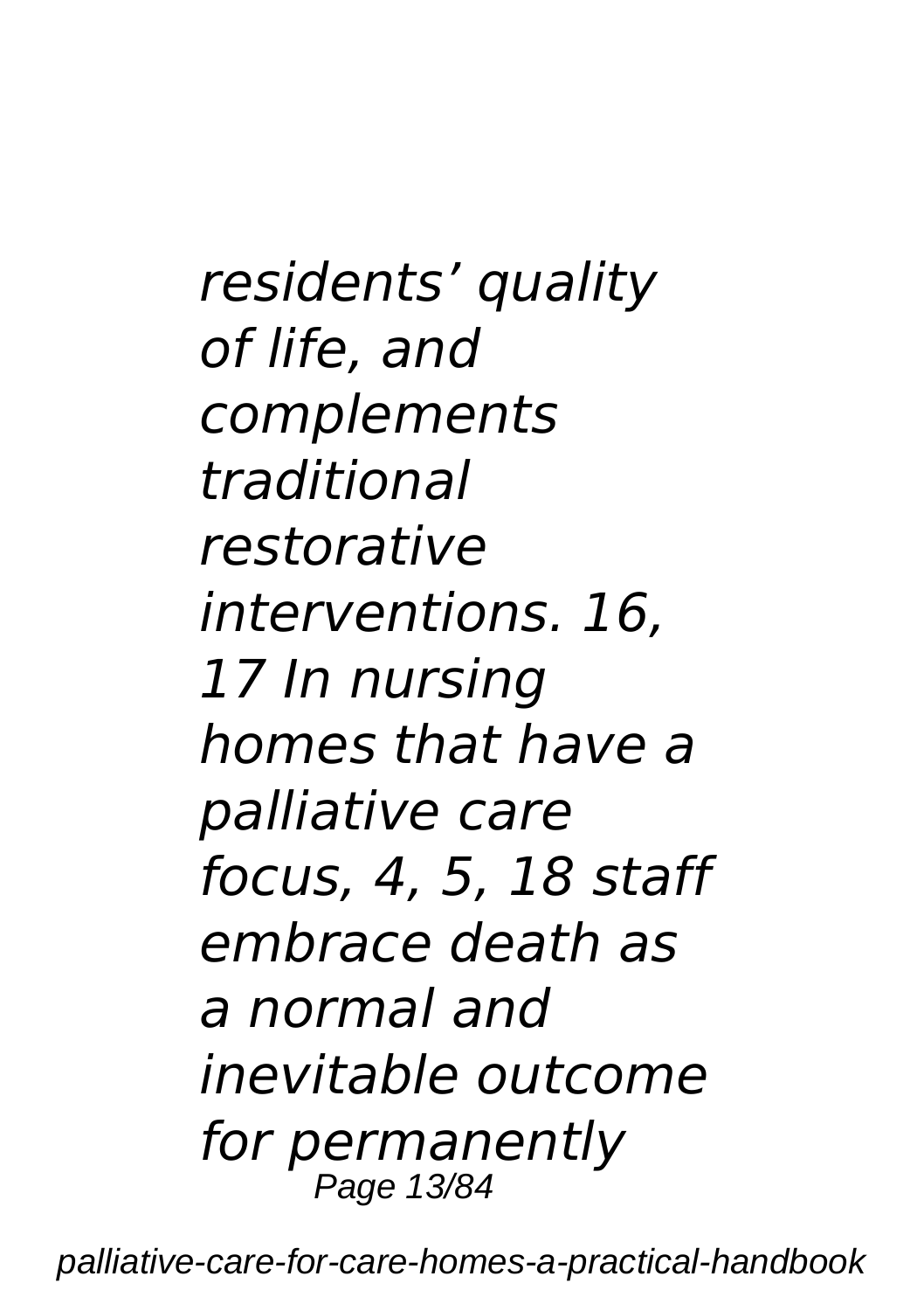*residents’ quality of life, and complements traditional restorative interventions. 16, 17 In nursing homes that have a palliative care focus, 4, 5, 18 staff embrace death as a normal and inevitable outcome for permanently*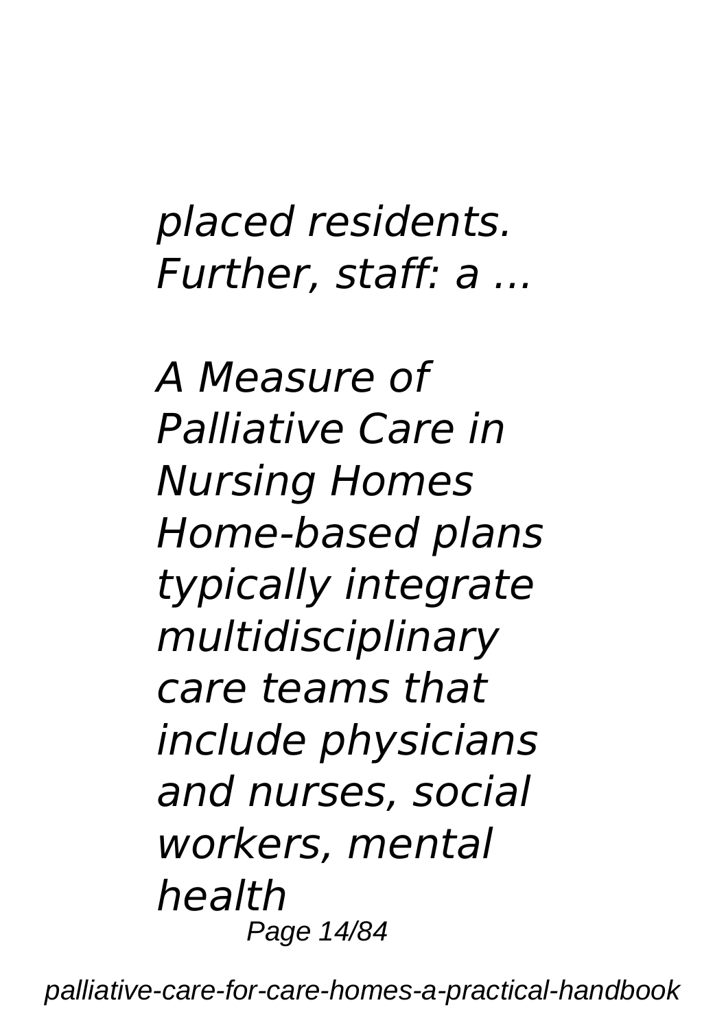*placed residents. Further, staff: a ...*

*A Measure of Palliative Care in Nursing Homes*
*Home-based plans typically integrate multidisciplinary care teams that include physicians and nurses, social workers, mental health*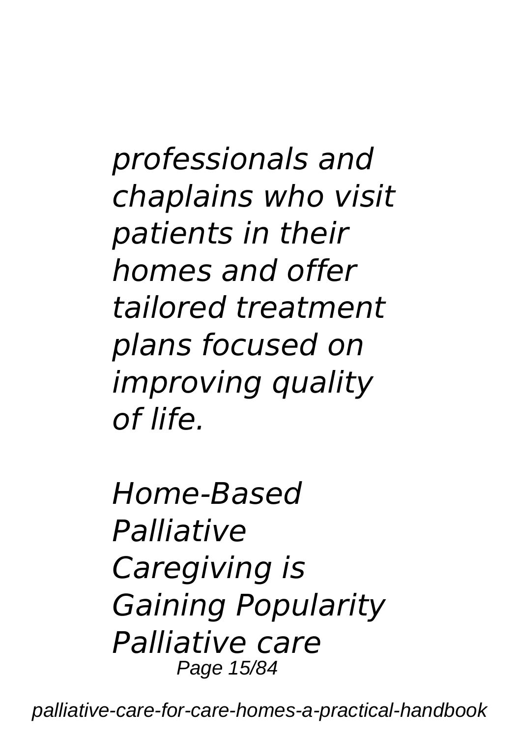*professionals and chaplains who visit patients in their homes and offer tailored treatment plans focused on improving quality of life.*

*Home-Based Palliative Caregiving is Gaining Popularity Palliative care*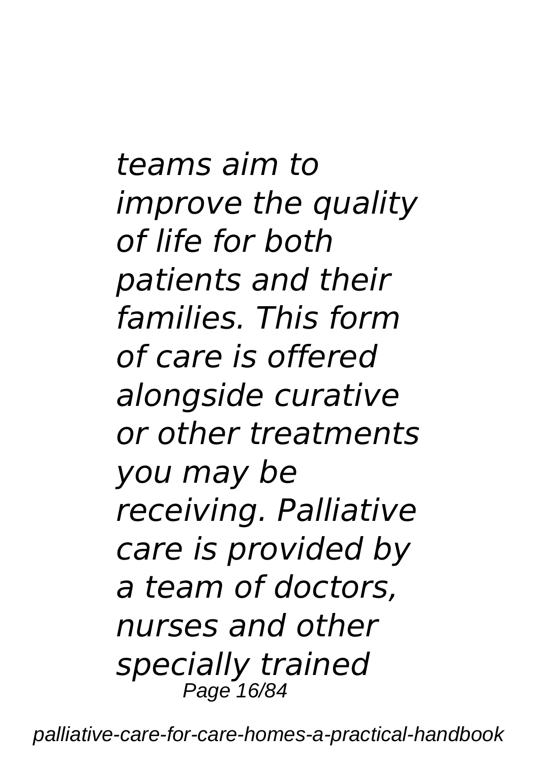*teams aim to improve the quality of life for both patients and their families. This form of care is offered alongside curative or other treatments you may be receiving. Palliative care is provided by a team of doctors, nurses and other specially trained*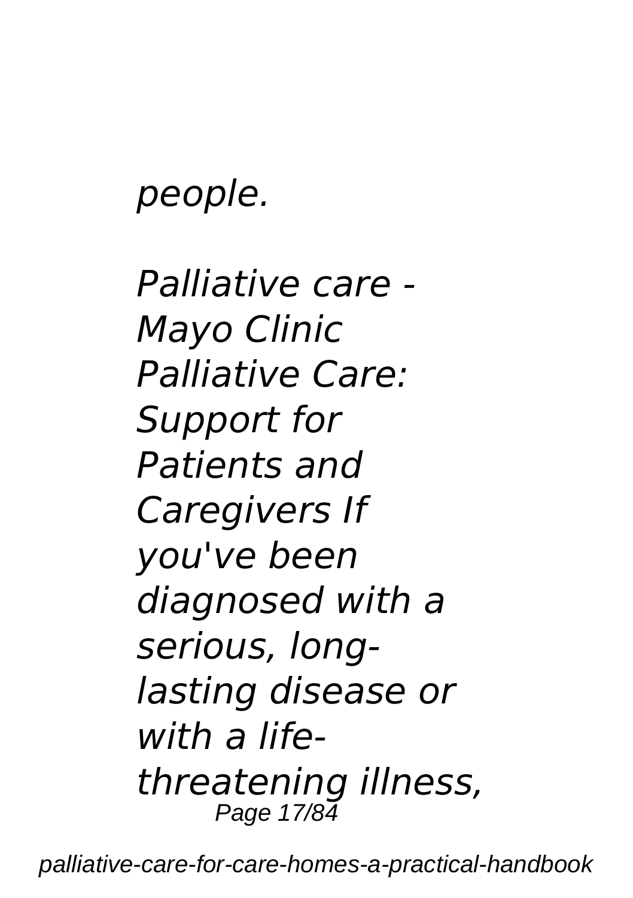*people.*

*Palliative care - Mayo Clinic Palliative Care: Support for Patients and Caregivers If you've been diagnosed with a serious, long-lasting disease or with a life-threatening illness,*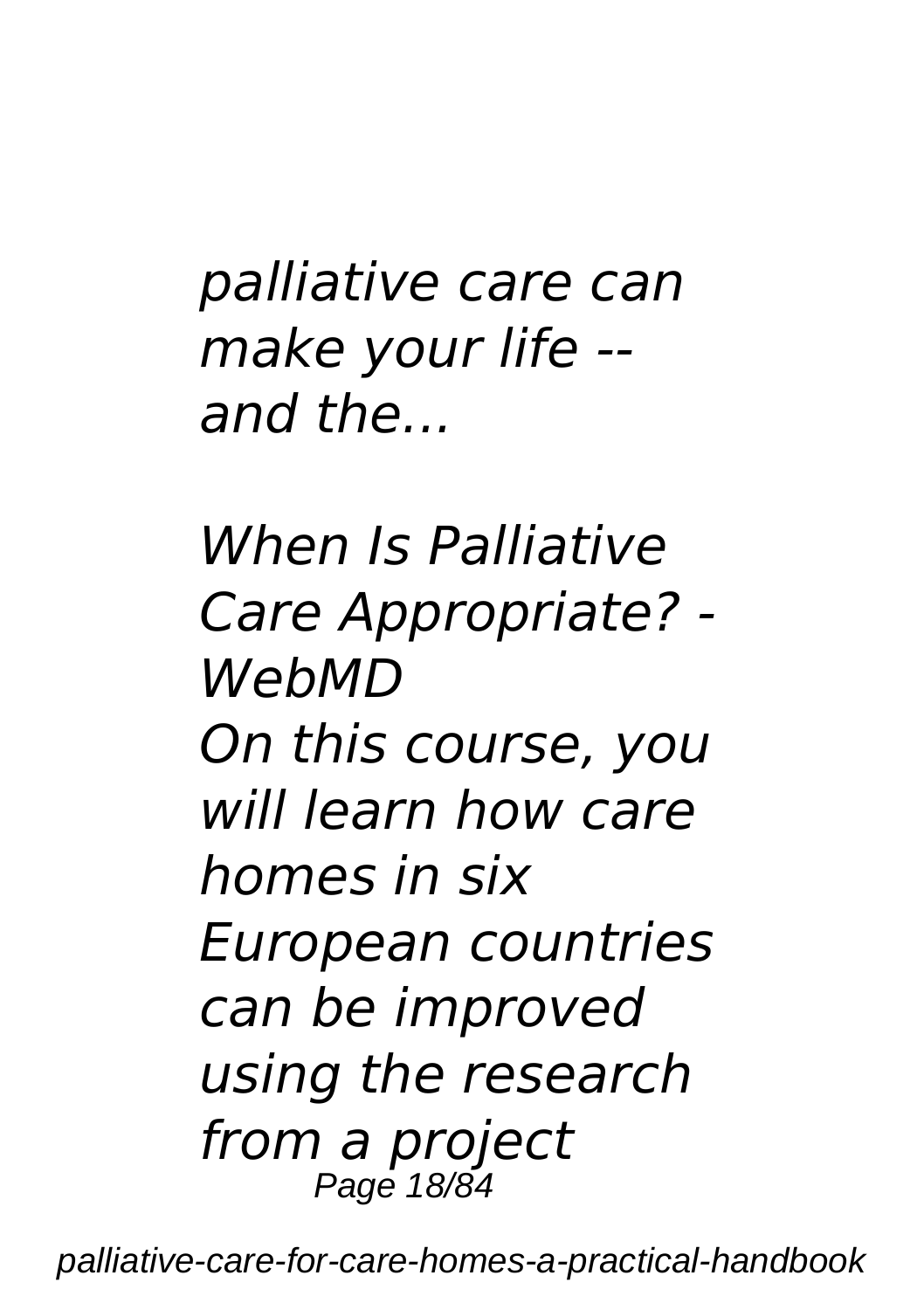*palliative care can make your life -- and the...*

*When Is Palliative Care Appropriate? - WebMD*

*On this course, you will learn how care homes in six European countries can be improved using the research from a project*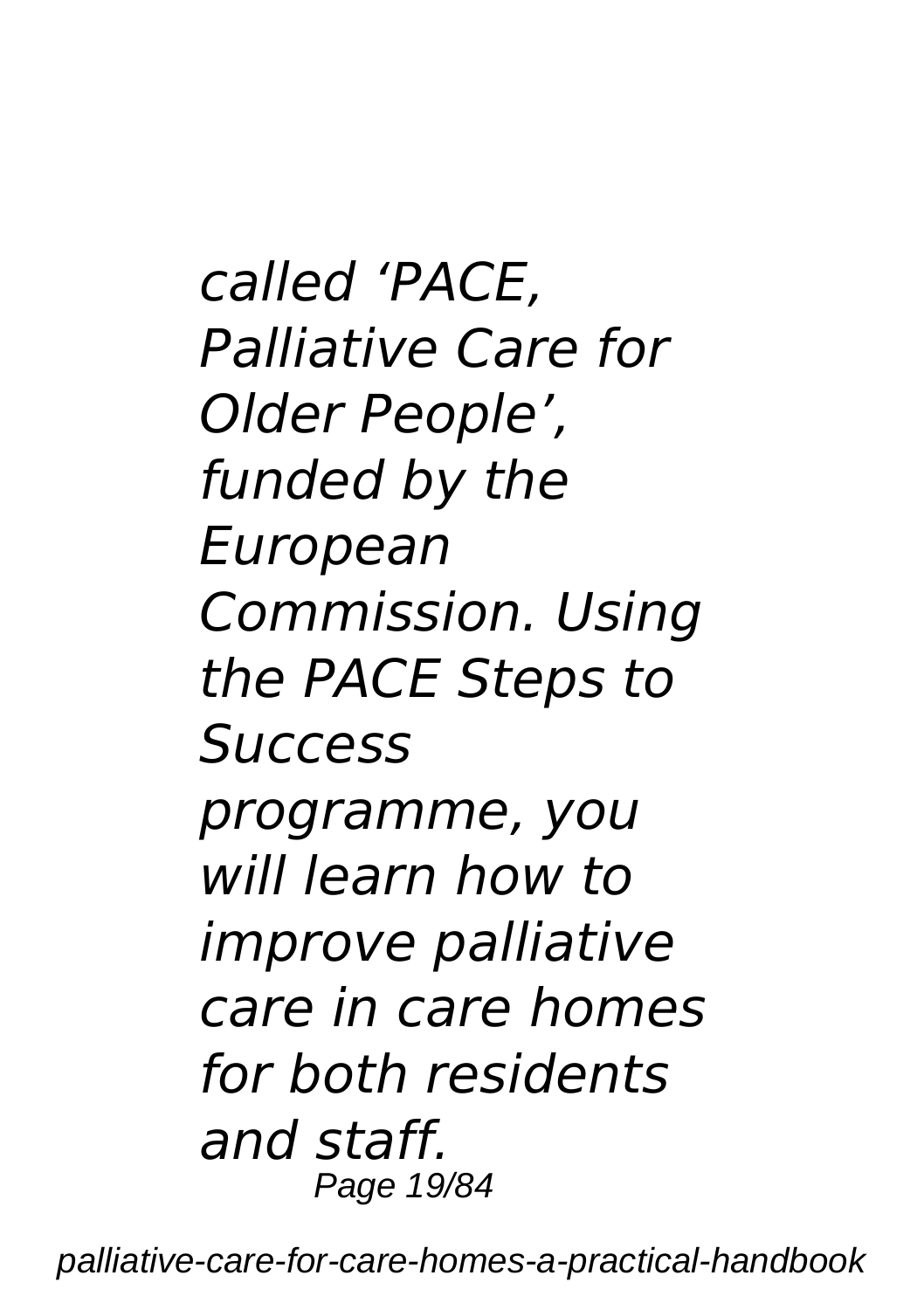*called ‘PACE, Palliative Care for Older People’, funded by the European Commission. Using the PACE Steps to Success programme, you will learn how to improve palliative care in care homes for both residents and staff.*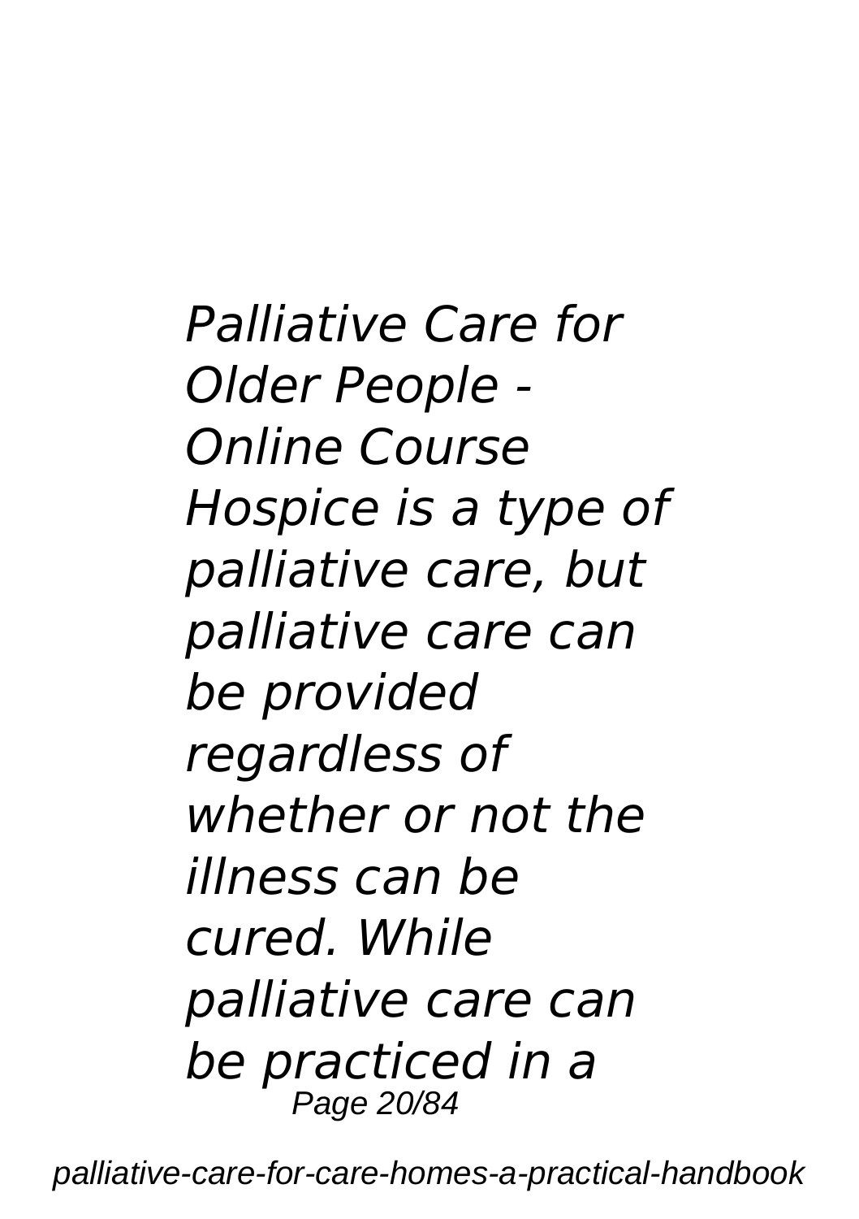*Palliative Care for Older People - Online Course*

*Hospice is a type of palliative care, but palliative care can be provided regardless of whether or not the illness can be cured. While palliative care can be practiced in a*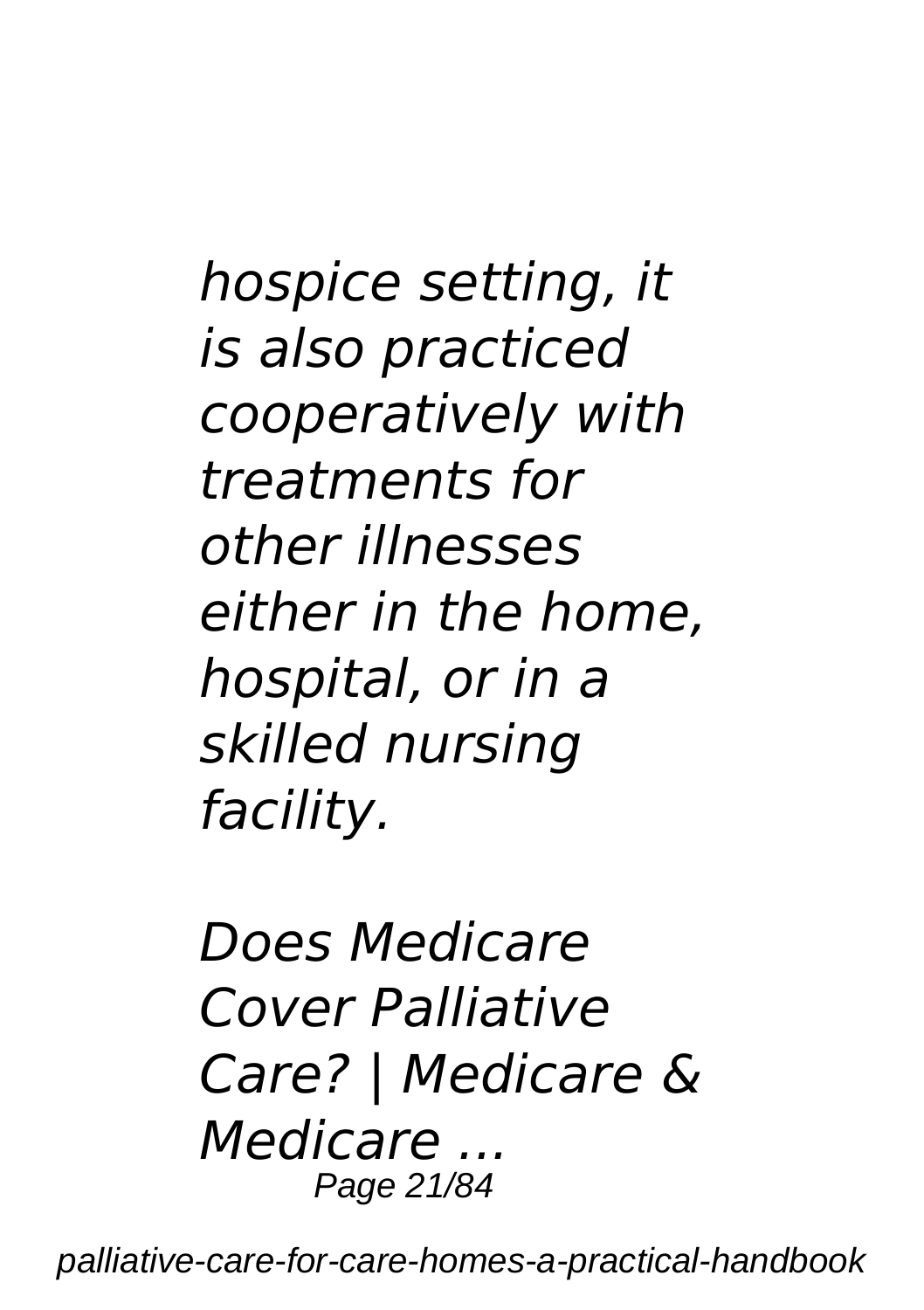*hospice setting, it is also practiced cooperatively with treatments for other illnesses either in the home, hospital, or in a skilled nursing facility.*

*Does Medicare Cover Palliative Care? | Medicare & Medicare ...*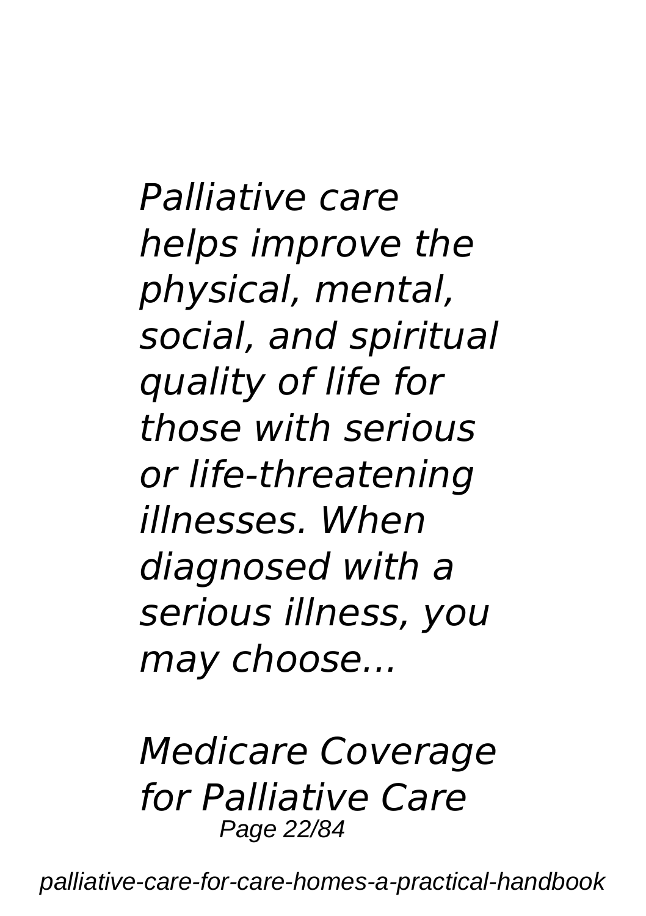*Palliative care helps improve the physical, mental, social, and spiritual quality of life for those with serious or life-threatening illnesses. When diagnosed with a serious illness, you may choose...*

***Medicare Coverage for Palliative Care***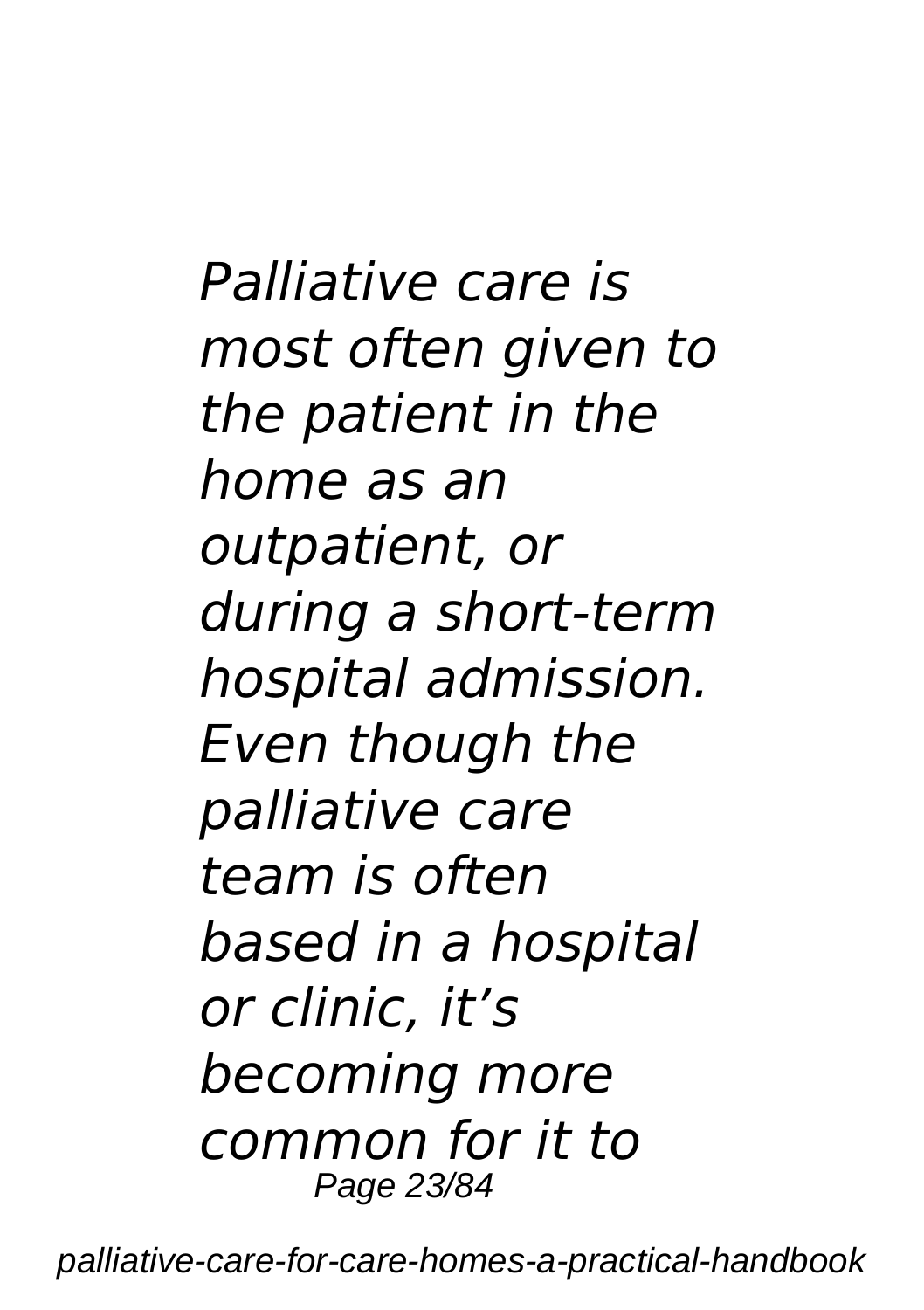*Palliative care is most often given to the patient in the home as an outpatient, or during a short-term hospital admission. Even though the palliative care team is often based in a hospital or clinic, it's becoming more common for it to*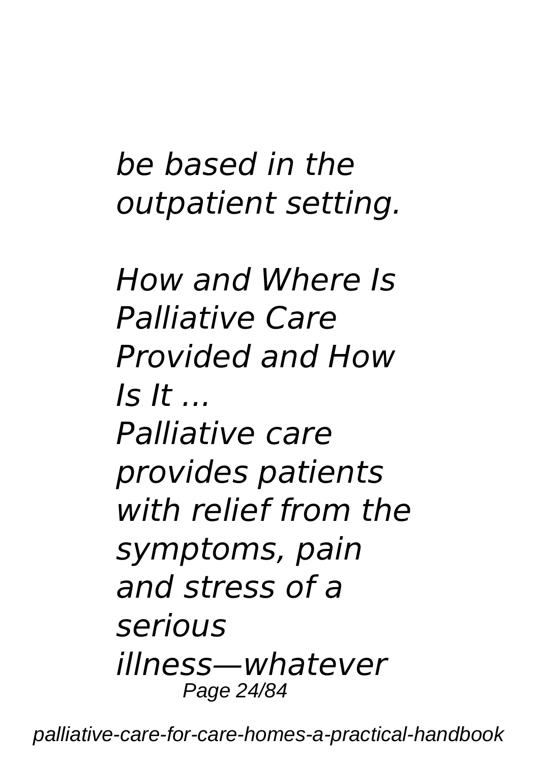*be based in the outpatient setting.*

*How and Where Is Palliative Care Provided and How Is It ...*

*Palliative care provides patients with relief from the symptoms, pain and stress of a serious illness—whatever*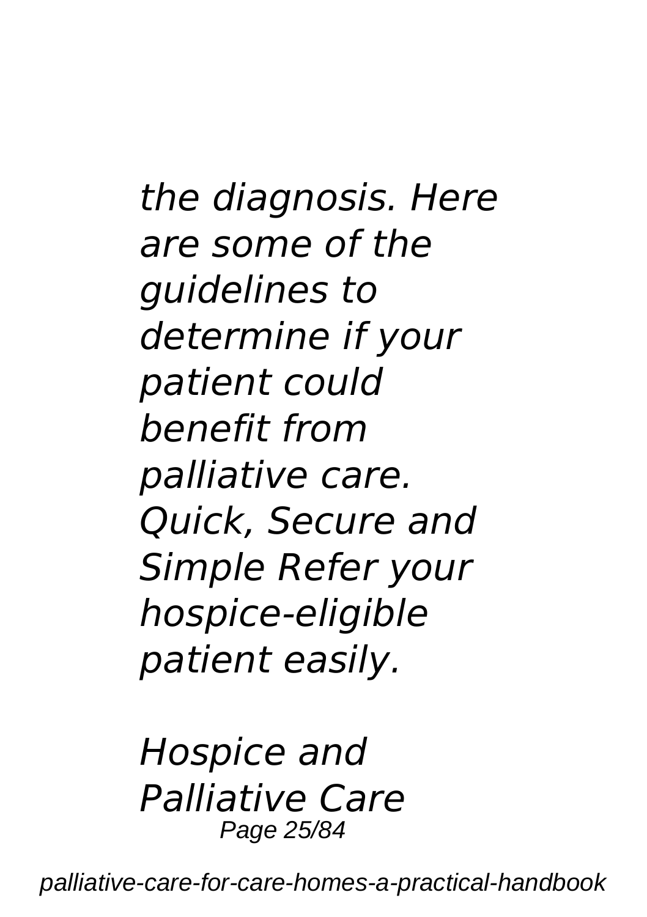*the diagnosis. Here are some of the guidelines to determine if your patient could benefit from palliative care. Quick, Secure and Simple Refer your hospice-eligible patient easily.*

*Hospice and Palliative Care*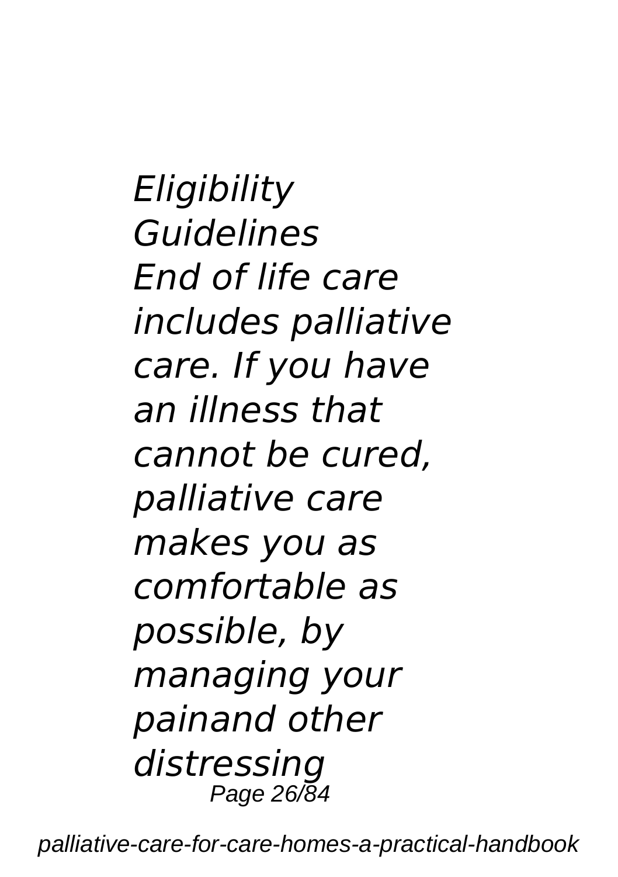*Eligibility Guidelines*

*End of life care includes palliative care. If you have an illness that cannot be cured, palliative care makes you as comfortable as possible, by managing your painand other distressing*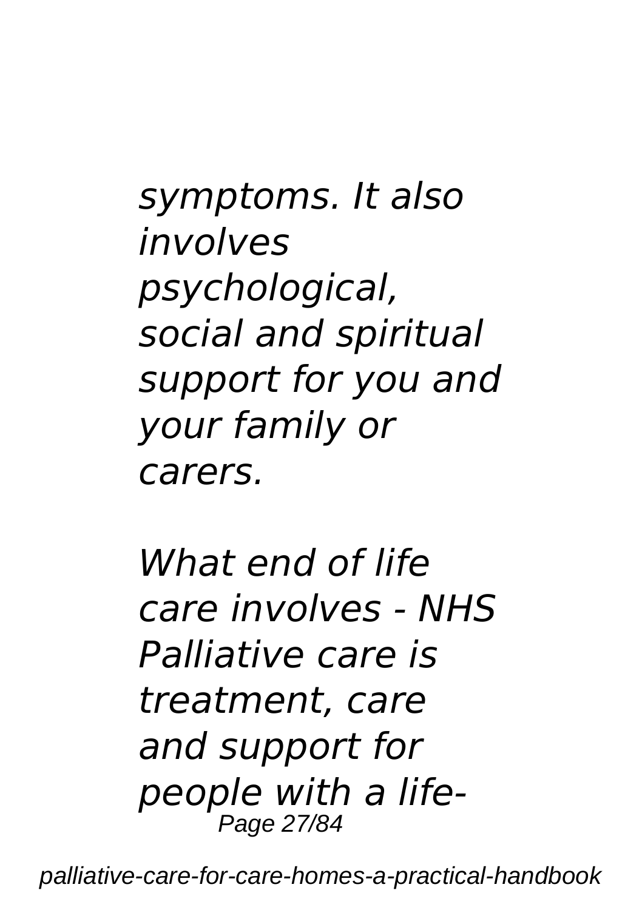*symptoms. It also involves psychological, social and spiritual support for you and your family or carers.*

*What end of life care involves - NHS Palliative care is treatment, care and support for people with a life-*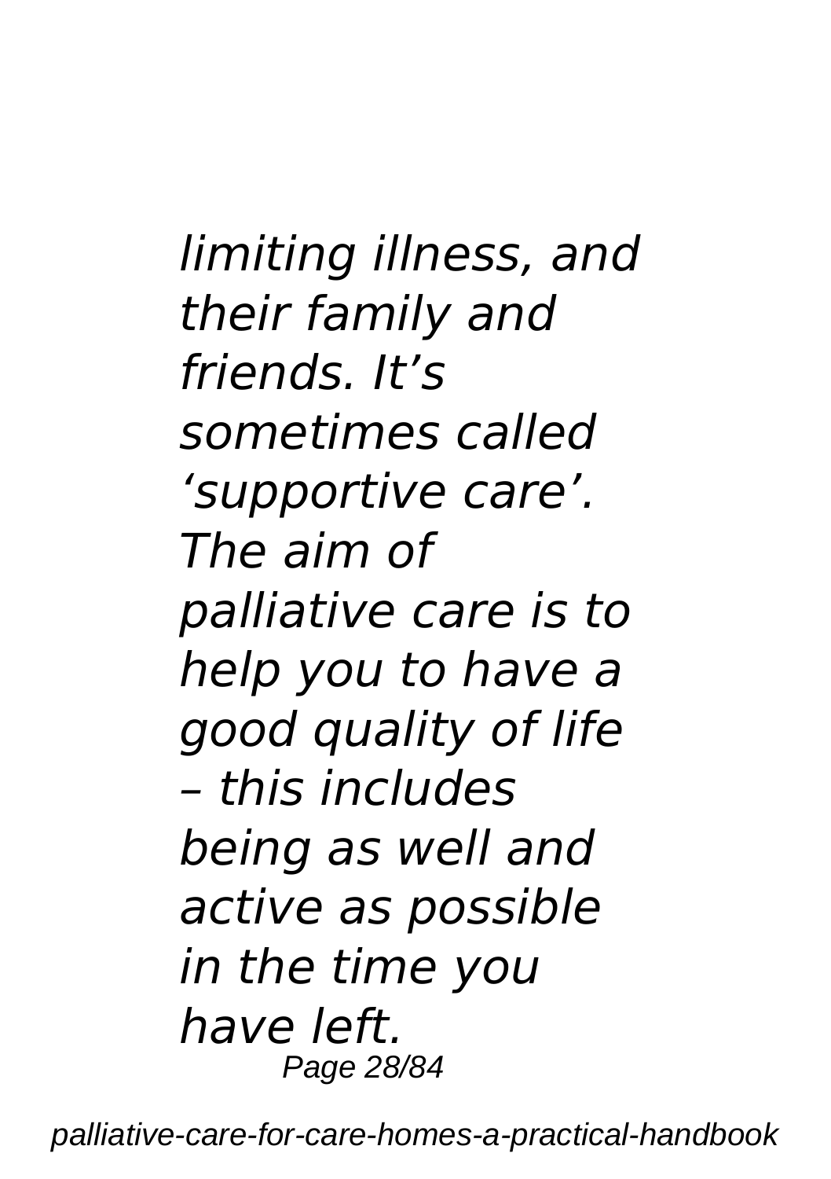*limiting illness, and their family and friends. It’s sometimes called ‘supportive care’. The aim of palliative care is to help you to have a good quality of life – this includes being as well and active as possible in the time you have left.*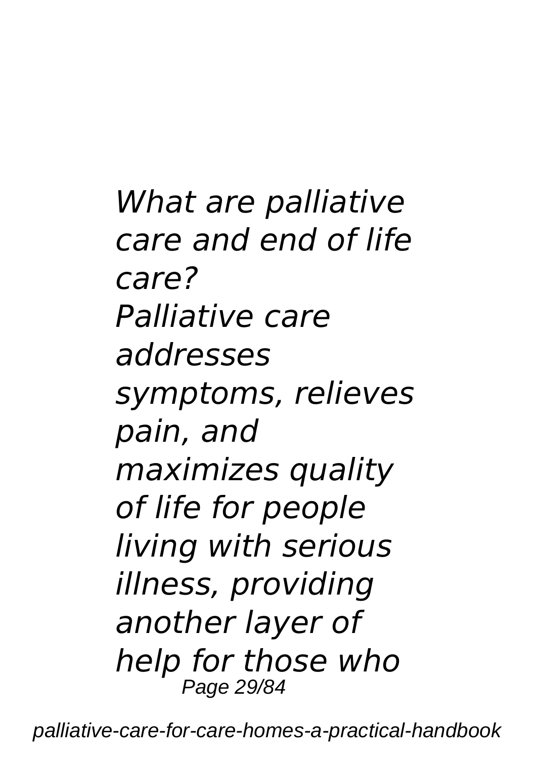*What are palliative care and end of life care?*
*Palliative care addresses symptoms, relieves pain, and maximizes quality of life for people living with serious illness, providing another layer of help for those who*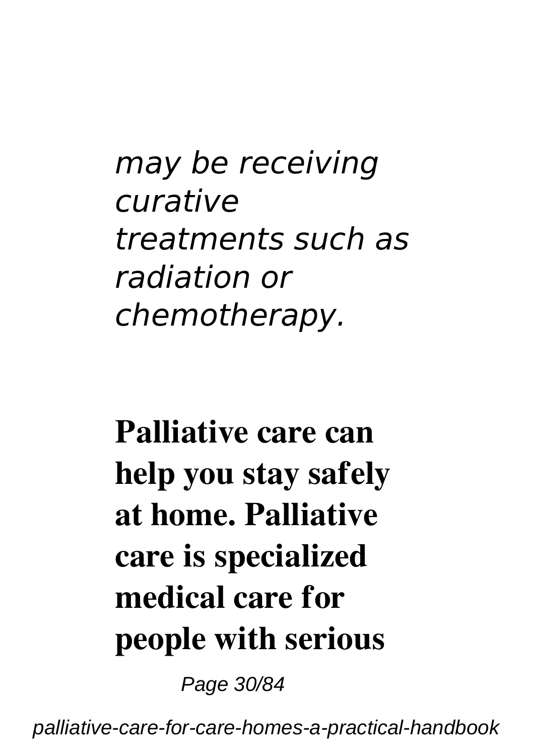*may be receiving curative treatments such as radiation or chemotherapy.*

**Palliative care can help you stay safely at home. Palliative care is specialized medical care for people with serious**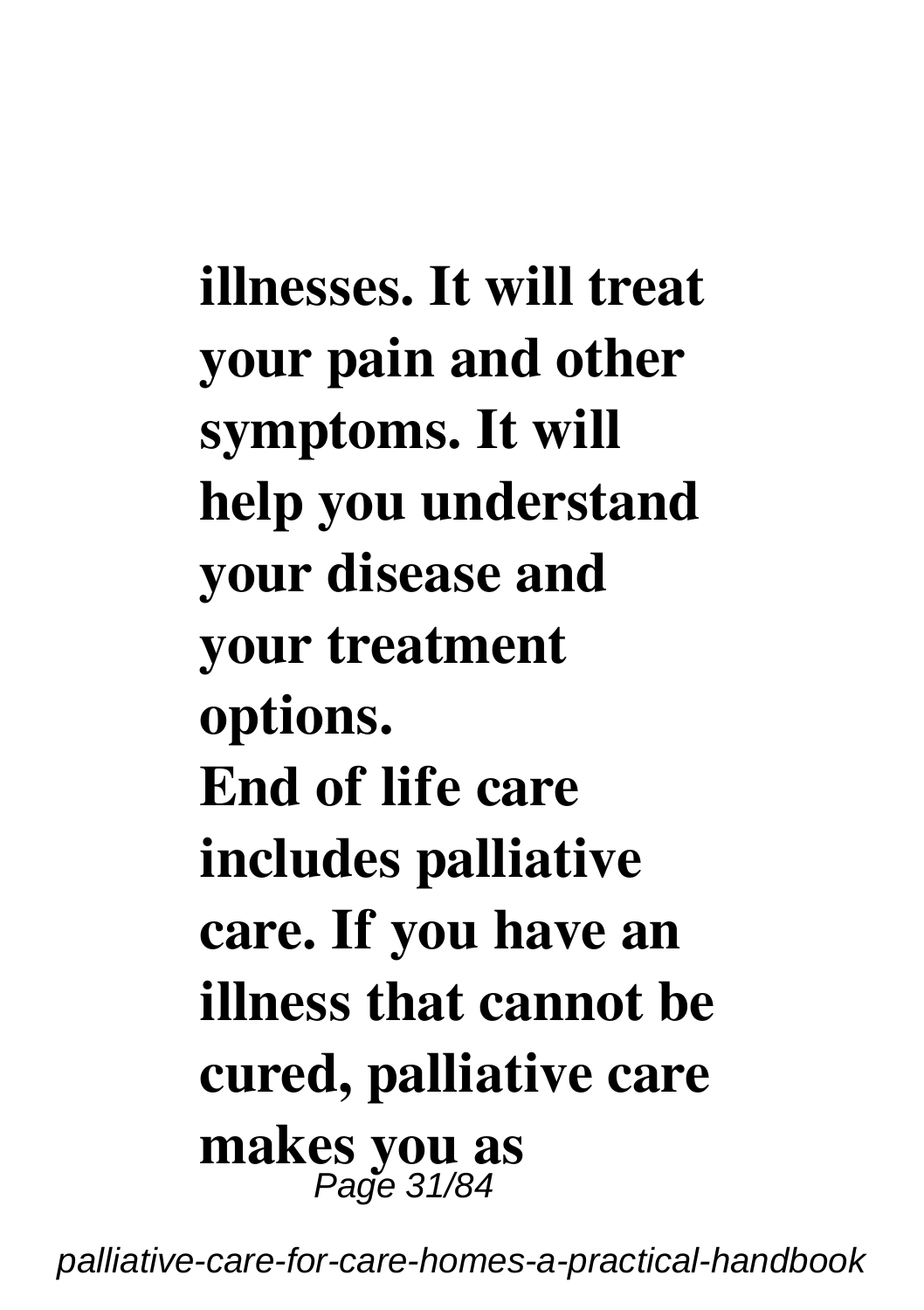**illnesses. It will treat your pain and other symptoms. It will help you understand your disease and your treatment options.**

**End of life care includes palliative care. If you have an illness that cannot be cured, palliative care makes you as**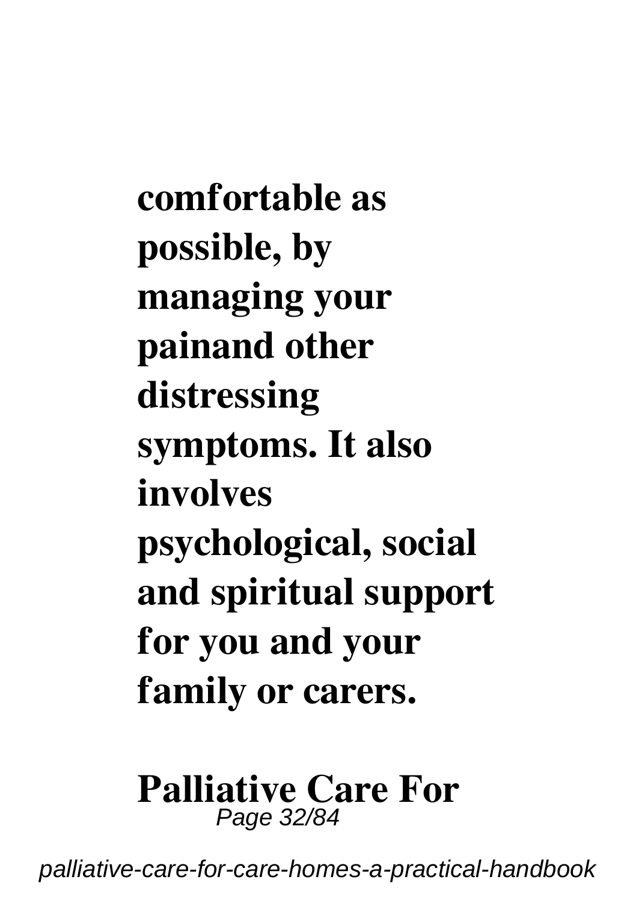**comfortable as possible, by managing your painand other distressing symptoms. It also involves psychological, social and spiritual support for you and your family or carers.**

**Palliative Care For**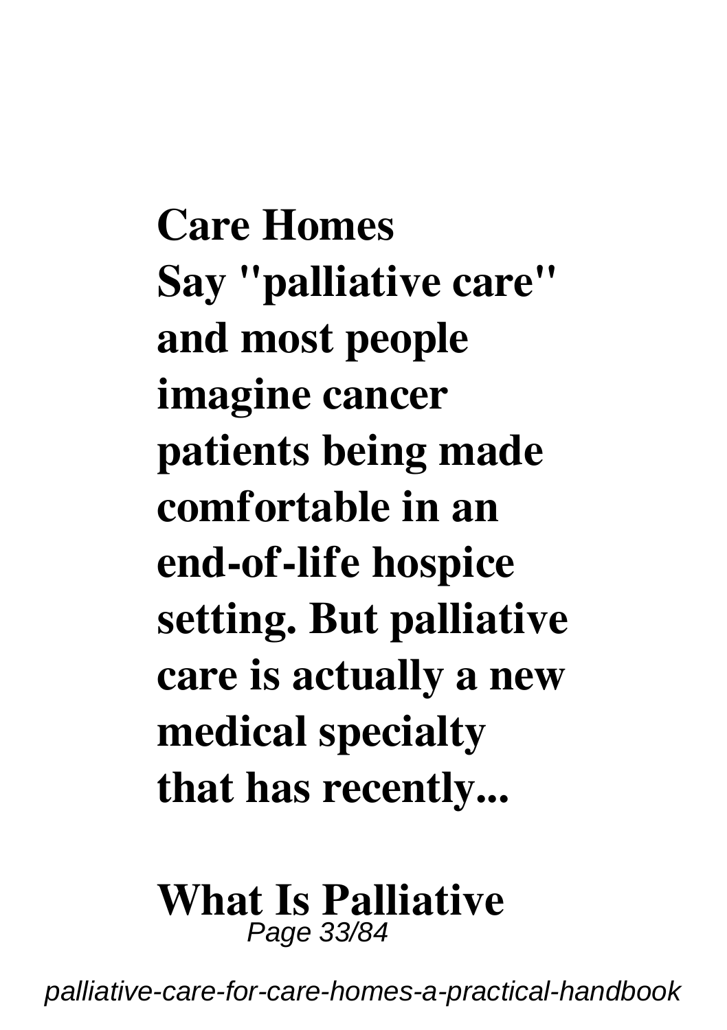**Care Homes**

**Say "palliative care" and most people imagine cancer patients being made comfortable in an end-of-life hospice setting. But palliative care is actually a new medical specialty that has recently...**

**What Is Palliative**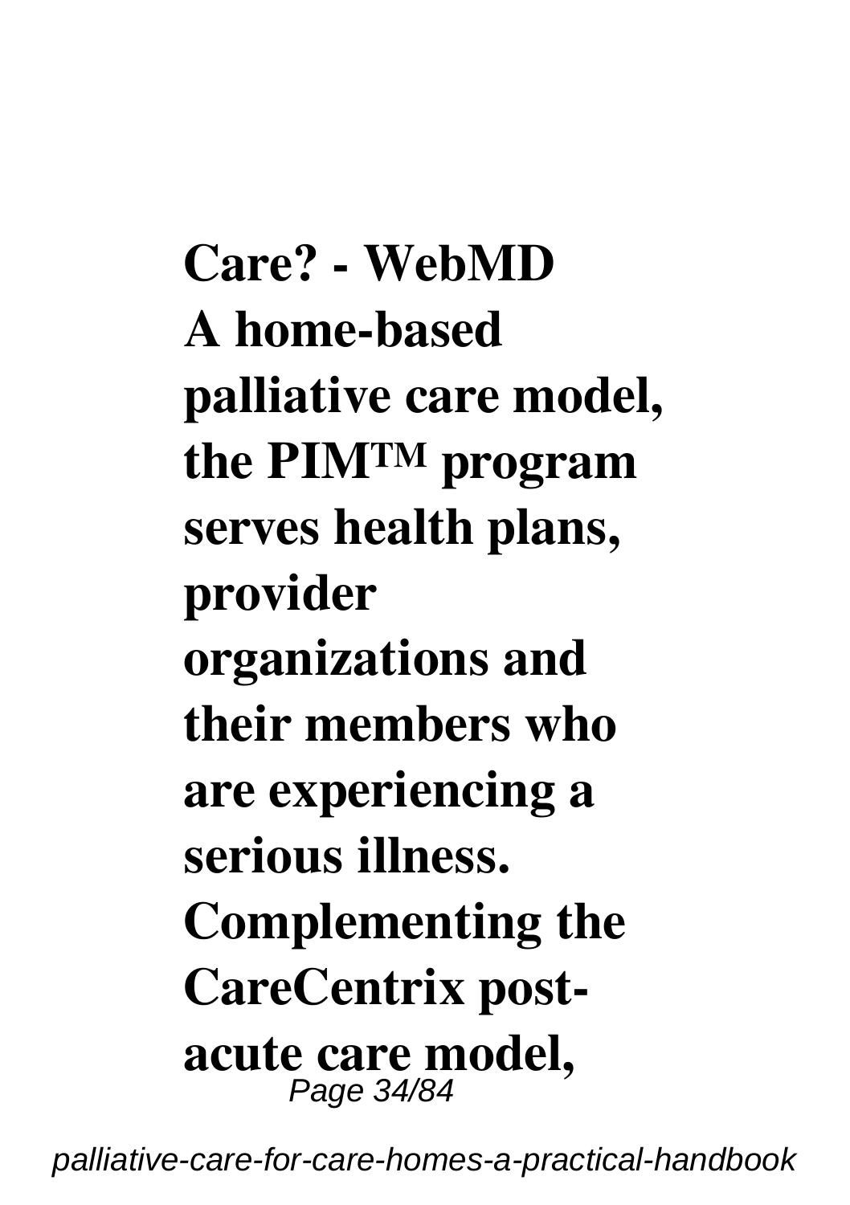**Care? - WebMD**

**A home-based palliative care model, the PIM™ program serves health plans, provider organizations and their members who are experiencing a serious illness. Complementing the CareCentrix post-acute care model,**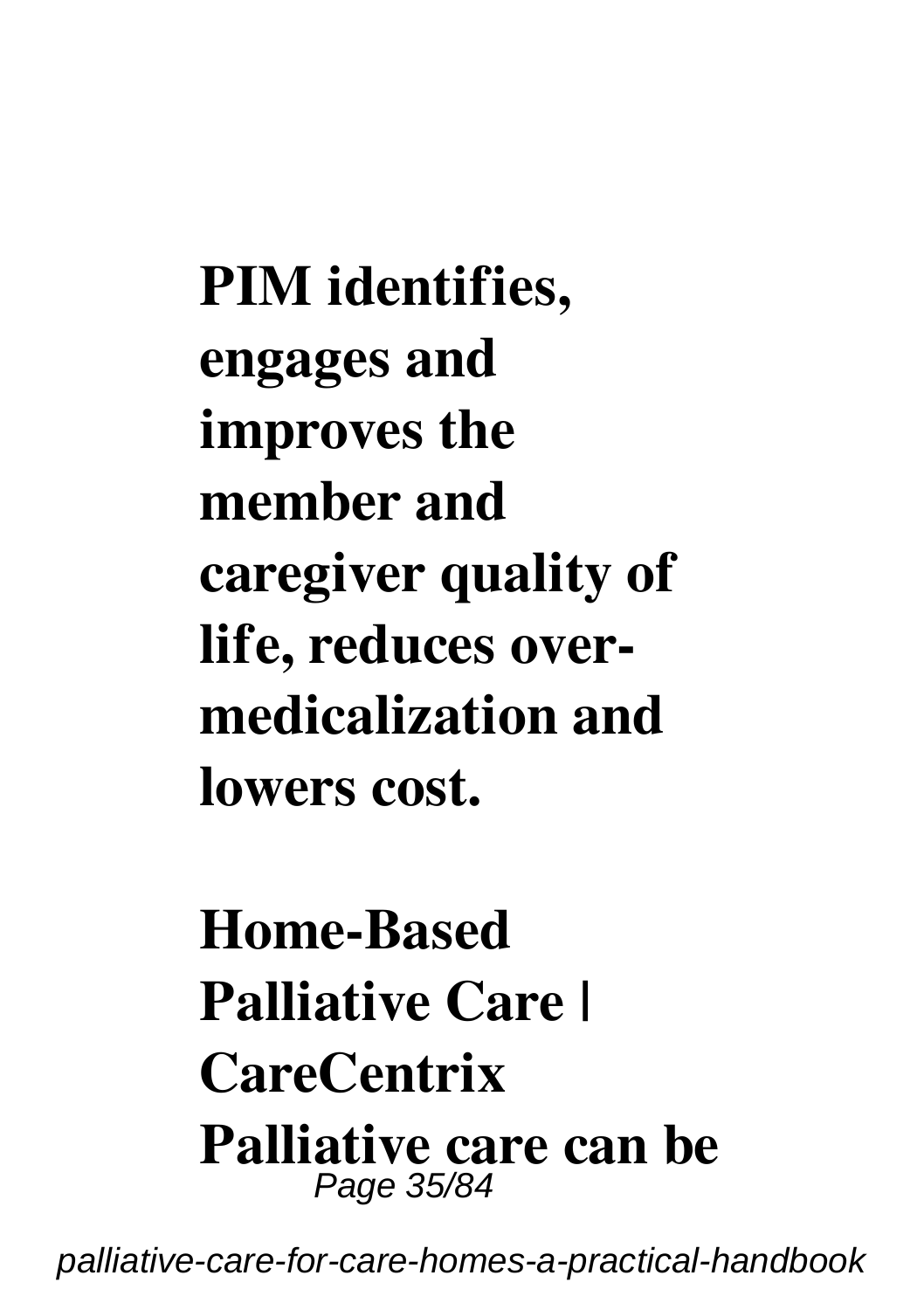**PIM identifies, engages and improves the member and caregiver quality of life, reduces over-medicalization and lowers cost.**

**Home-Based Palliative Care | CareCentrix Palliative care can be**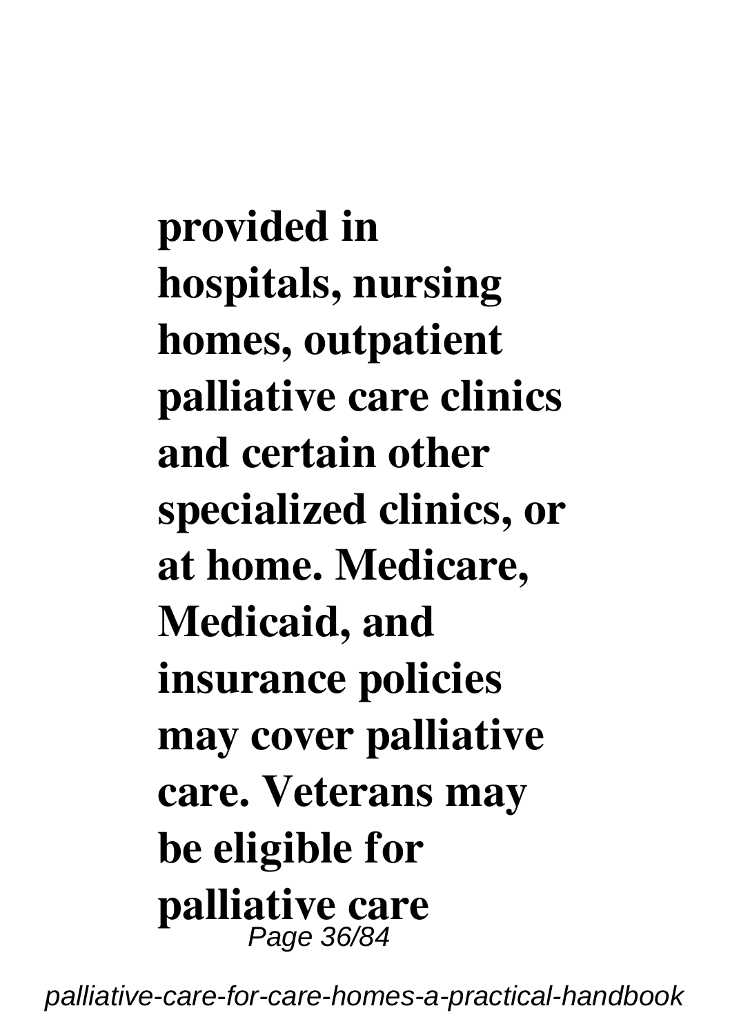**provided in hospitals, nursing homes, outpatient palliative care clinics and certain other specialized clinics, or at home. Medicare, Medicaid, and insurance policies may cover palliative care. Veterans may be eligible for palliative care**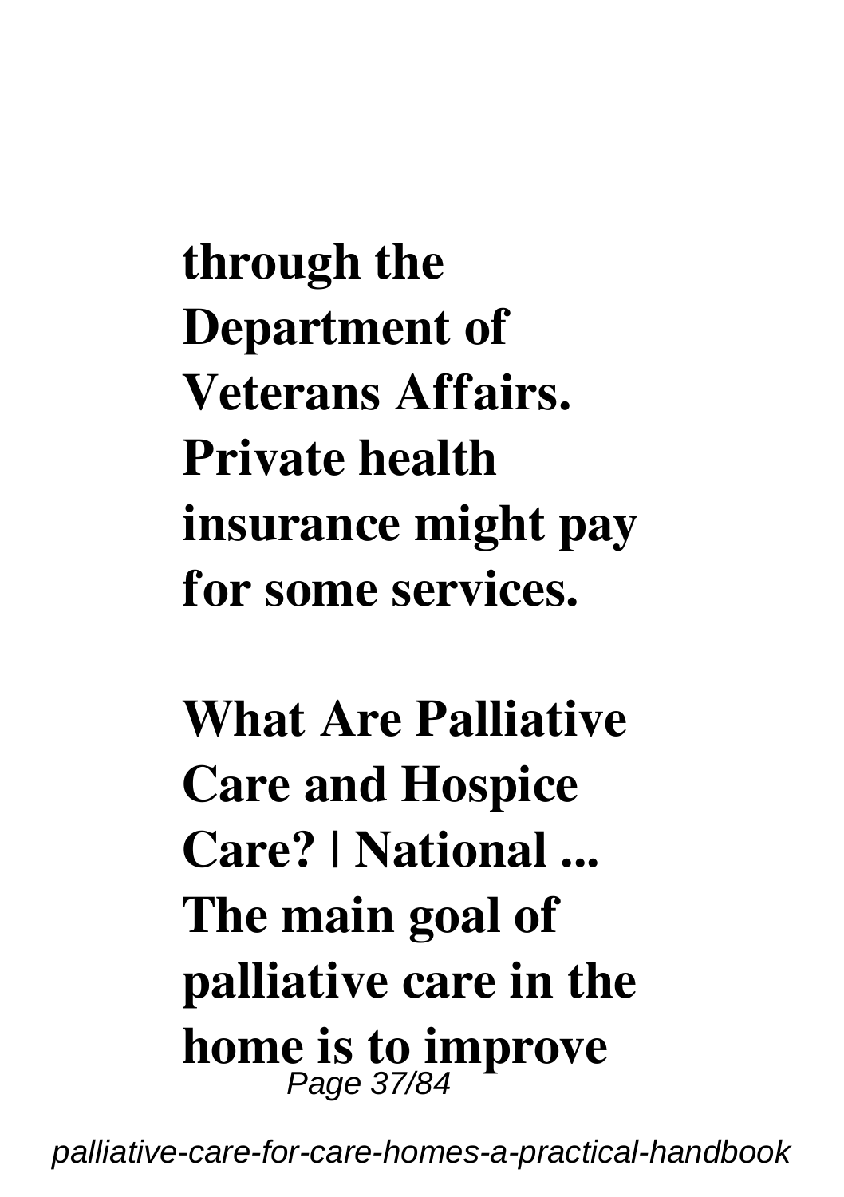**through the Department of Veterans Affairs. Private health insurance might pay for some services.**

**What Are Palliative Care and Hospice Care? | National ...**

**The main goal of palliative care in the home is to improve**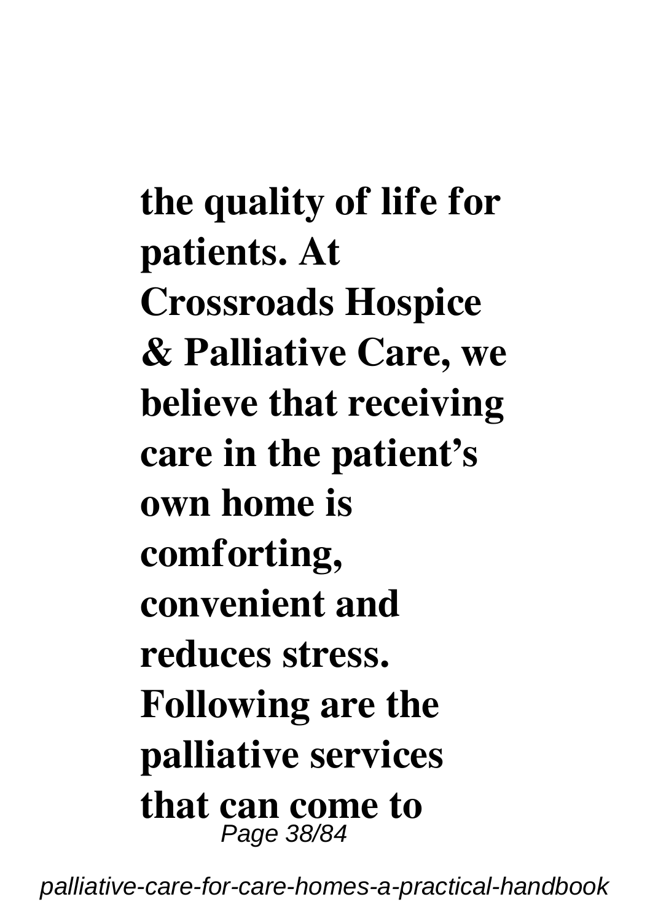**the quality of life for patients. At Crossroads Hospice & Palliative Care, we believe that receiving care in the patient's own home is comforting, convenient and reduces stress. Following are the palliative services that can come to**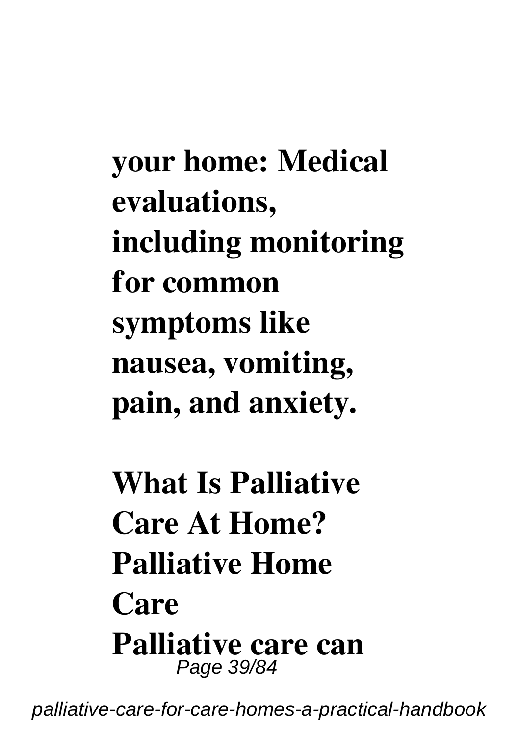**your home: Medical evaluations, including monitoring for common symptoms like nausea, vomiting, pain, and anxiety.**

**What Is Palliative Care At Home? Palliative Home Care**

**Palliative care can**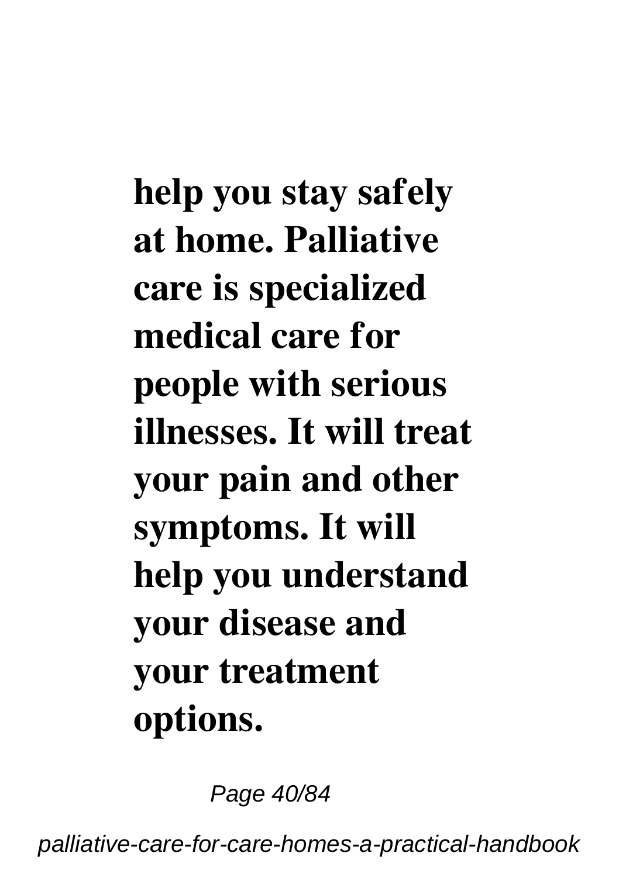**help you stay safely at home. Palliative care is specialized medical care for people with serious illnesses. It will treat your pain and other symptoms. It will help you understand your disease and your treatment options.**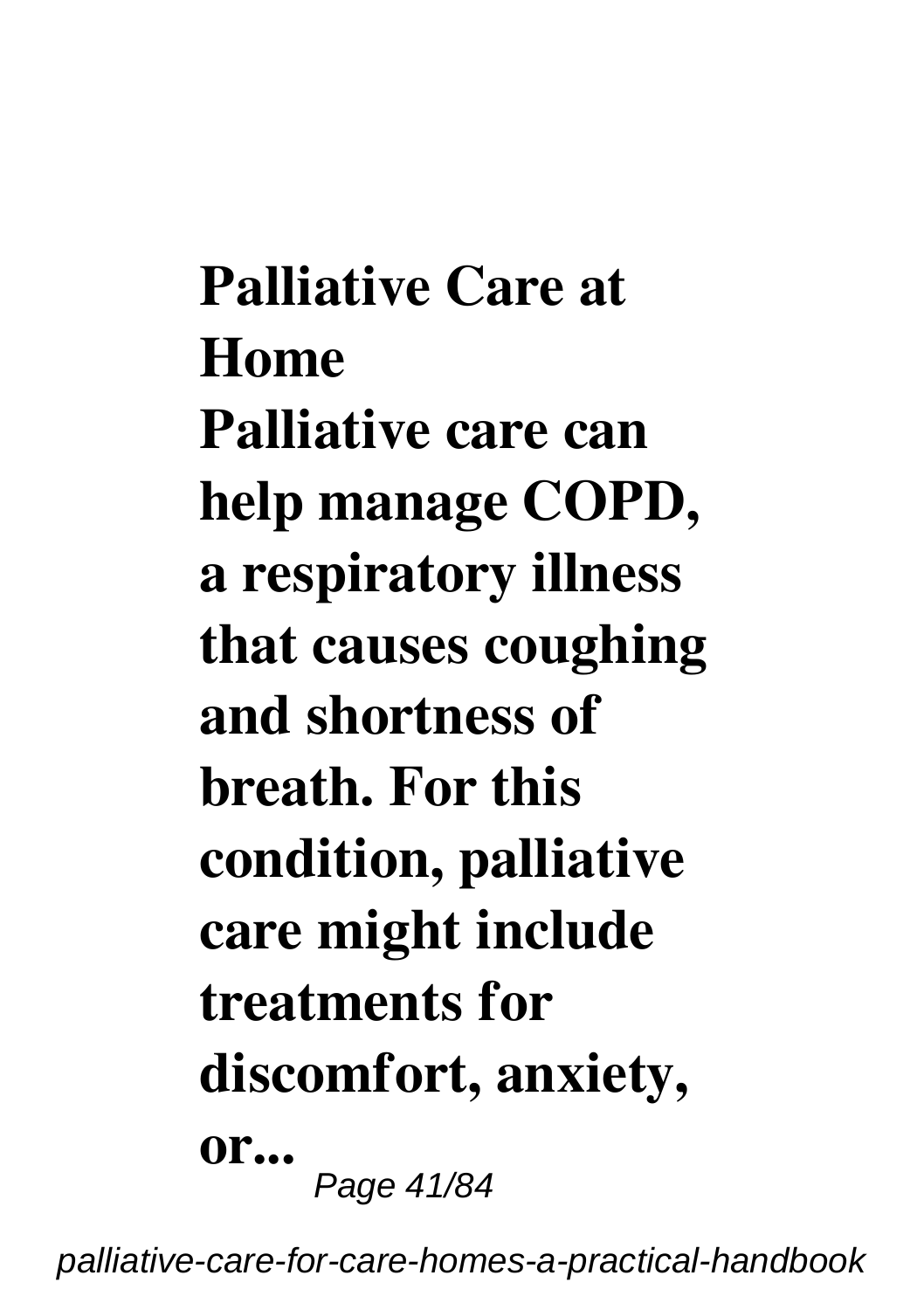**Palliative Care at Home**

**Palliative care can help manage COPD, a respiratory illness that causes coughing and shortness of breath. For this condition, palliative care might include treatments for discomfort, anxiety, or...**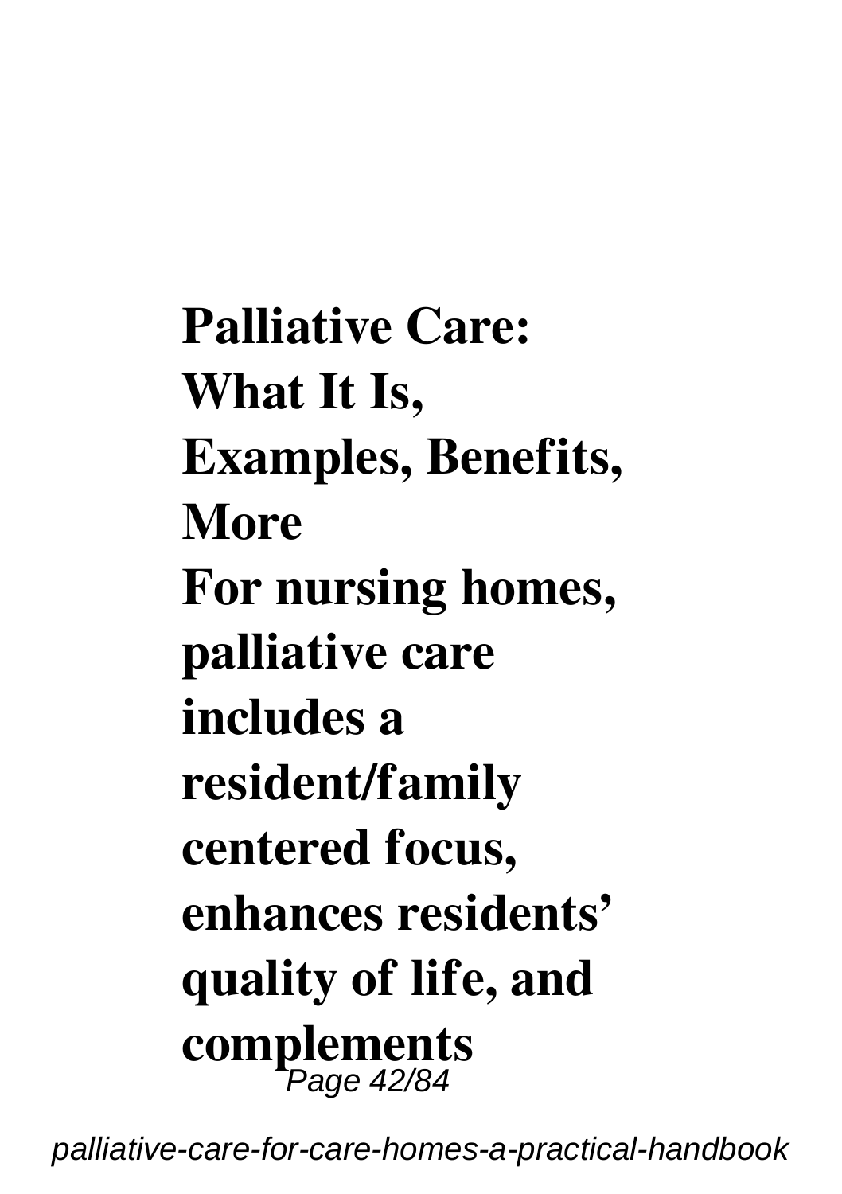**Palliative Care: What It Is, Examples, Benefits, More**

**For nursing homes, palliative care includes a resident/family centered focus, enhances residents' quality of life, and complements**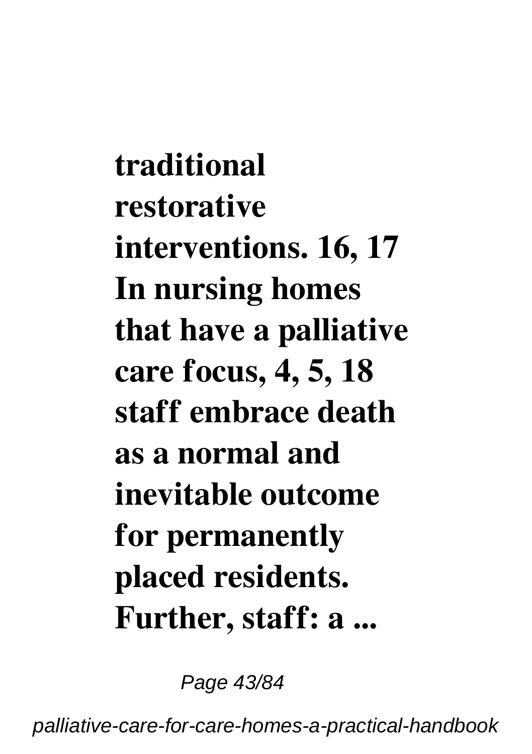**traditional restorative interventions. 16, 17 In nursing homes that have a palliative care focus, 4, 5, 18 staff embrace death as a normal and inevitable outcome for permanently placed residents. Further, staff: a ...**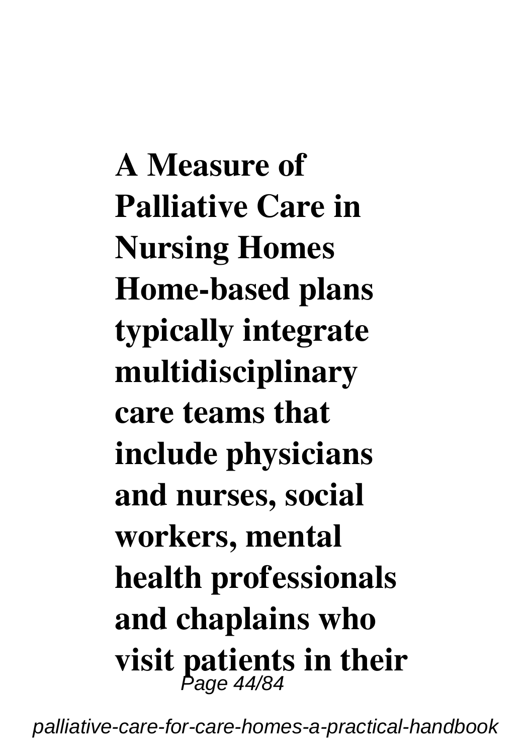**A Measure of Palliative Care in Nursing Homes Home-based plans typically integrate multidisciplinary care teams that include physicians and nurses, social workers, mental health professionals and chaplains who visit patients in their**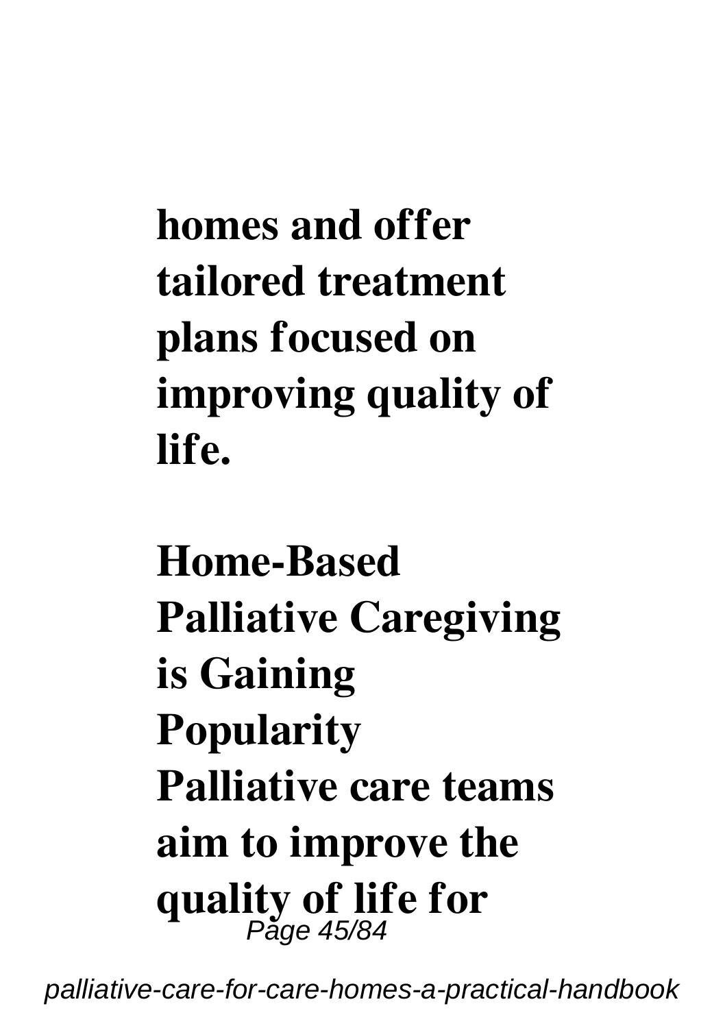**homes and offer tailored treatment plans focused on improving quality of life.**

**Home-Based Palliative Caregiving is Gaining Popularity**

**Palliative care teams aim to improve the quality of life for**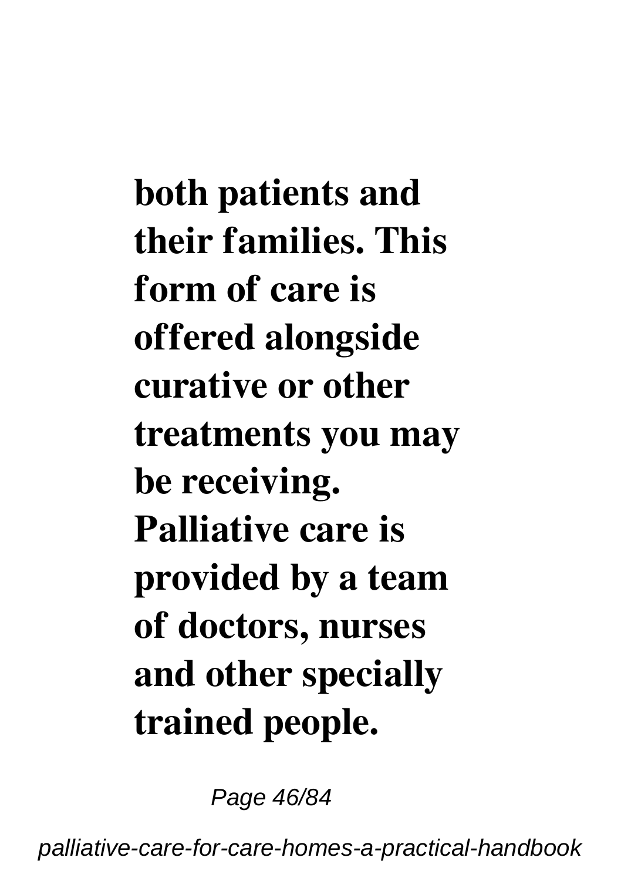**both patients and their families. This form of care is offered alongside curative or other treatments you may be receiving. Palliative care is provided by a team of doctors, nurses and other specially trained people.**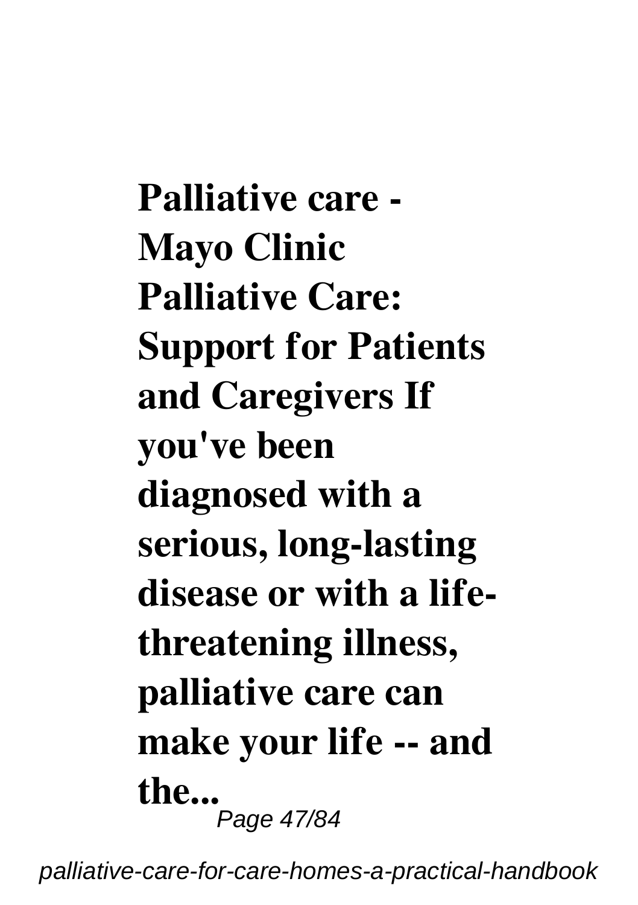**Palliative care - Mayo Clinic Palliative Care: Support for Patients and Caregivers If you've been diagnosed with a serious, long-lasting disease or with a life-threatening illness, palliative care can make your life -- and the...**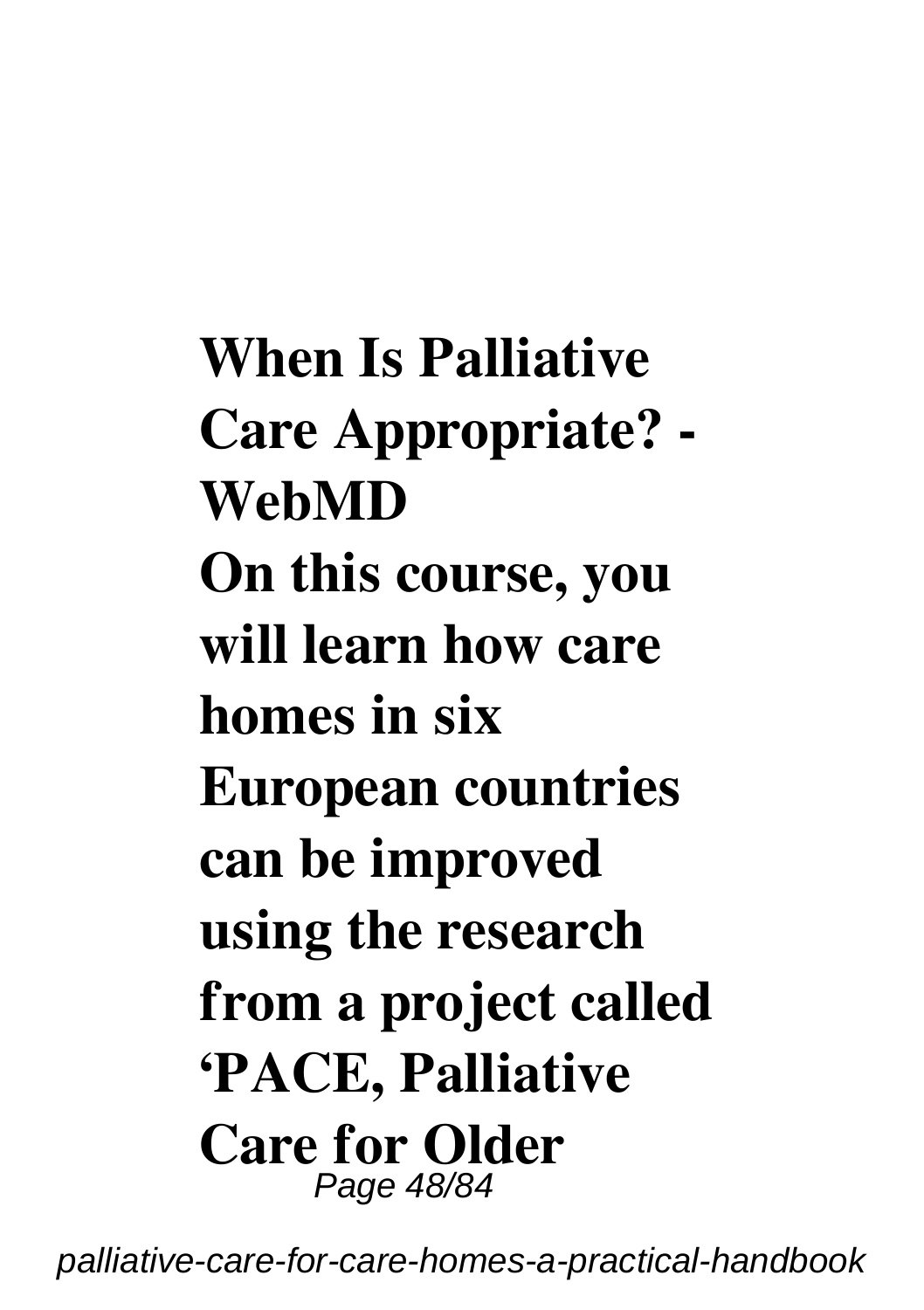**When Is Palliative Care Appropriate? - WebMD**

**On this course, you will learn how care homes in six European countries can be improved using the research from a project called ‘PACE, Palliative Care for Older**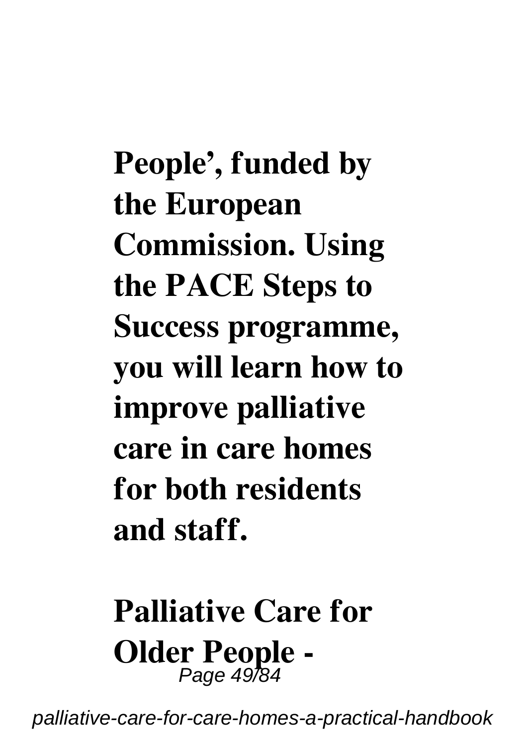**People', funded by the European Commission. Using the PACE Steps to Success programme, you will learn how to improve palliative care in care homes for both residents and staff.**

**Palliative Care for Older People -**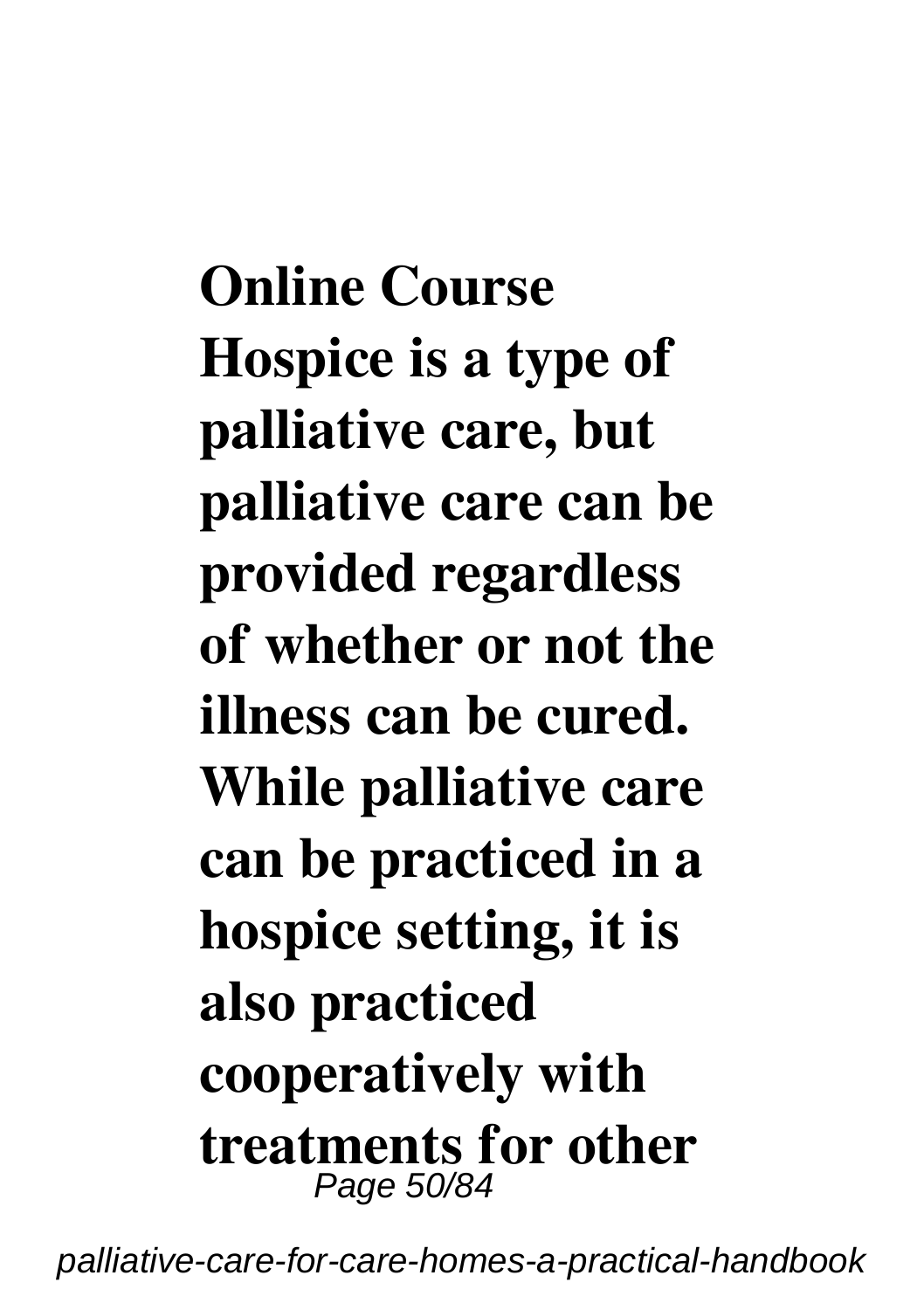**Online Course Hospice is a type of palliative care, but palliative care can be provided regardless of whether or not the illness can be cured. While palliative care can be practiced in a hospice setting, it is also practiced cooperatively with treatments for other**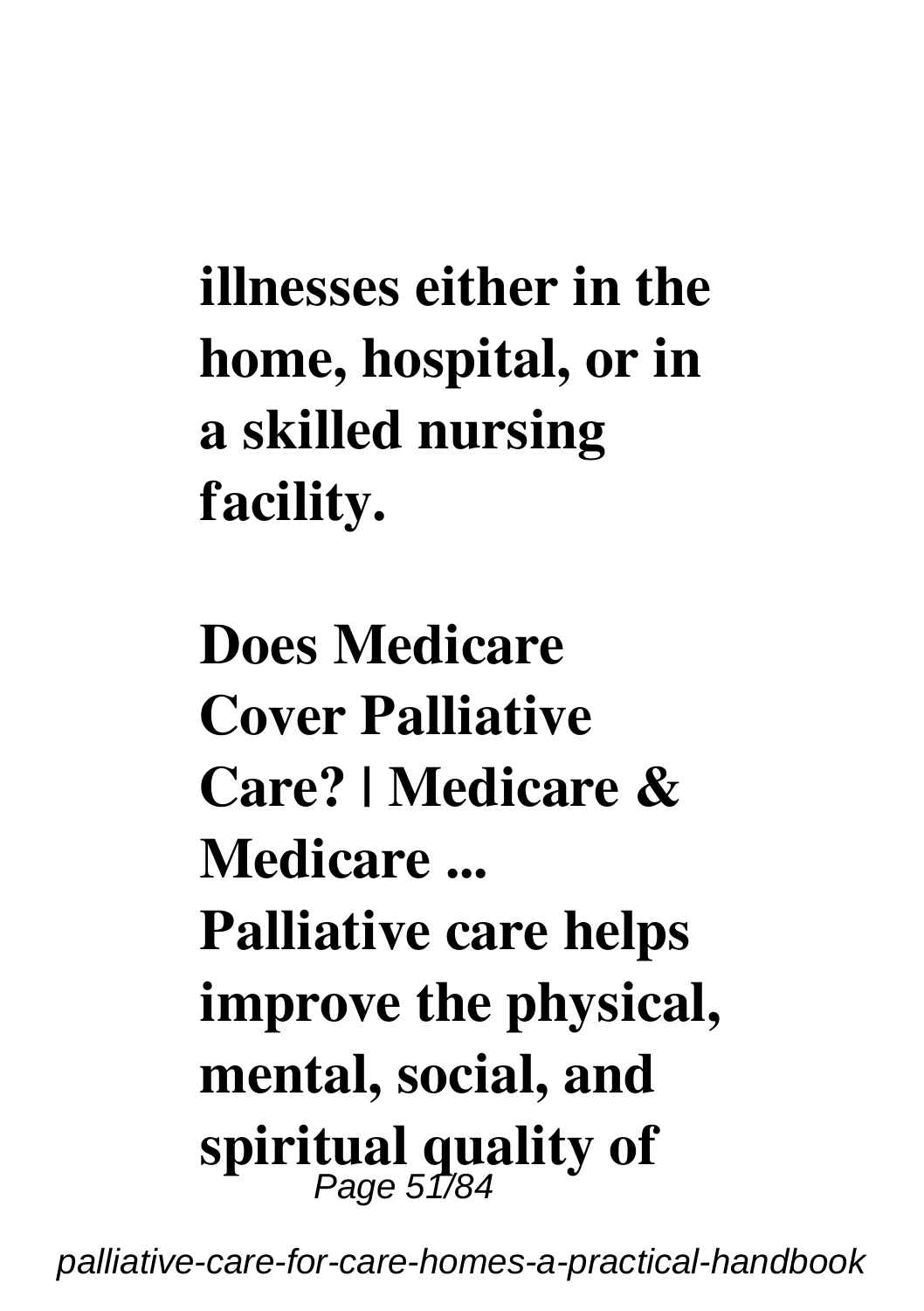**illnesses either in the home, hospital, or in a skilled nursing facility.**

**Does Medicare Cover Palliative Care? | Medicare & Medicare ...**
**Palliative care helps improve the physical, mental, social, and spiritual quality of**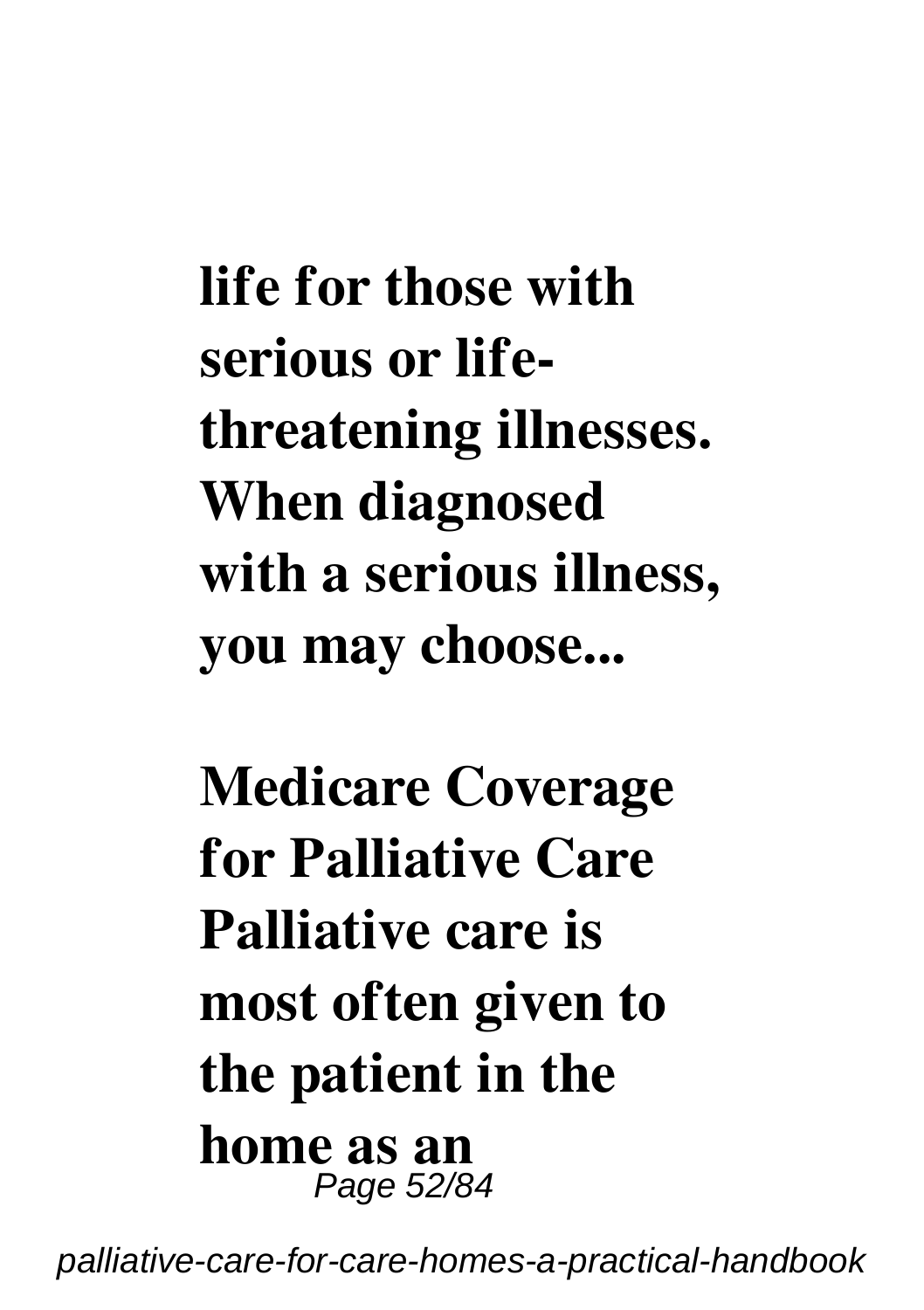**life for those with serious or life-threatening illnesses. When diagnosed with a serious illness, you may choose...**

**Medicare Coverage for Palliative Care Palliative care is most often given to the patient in the home as an**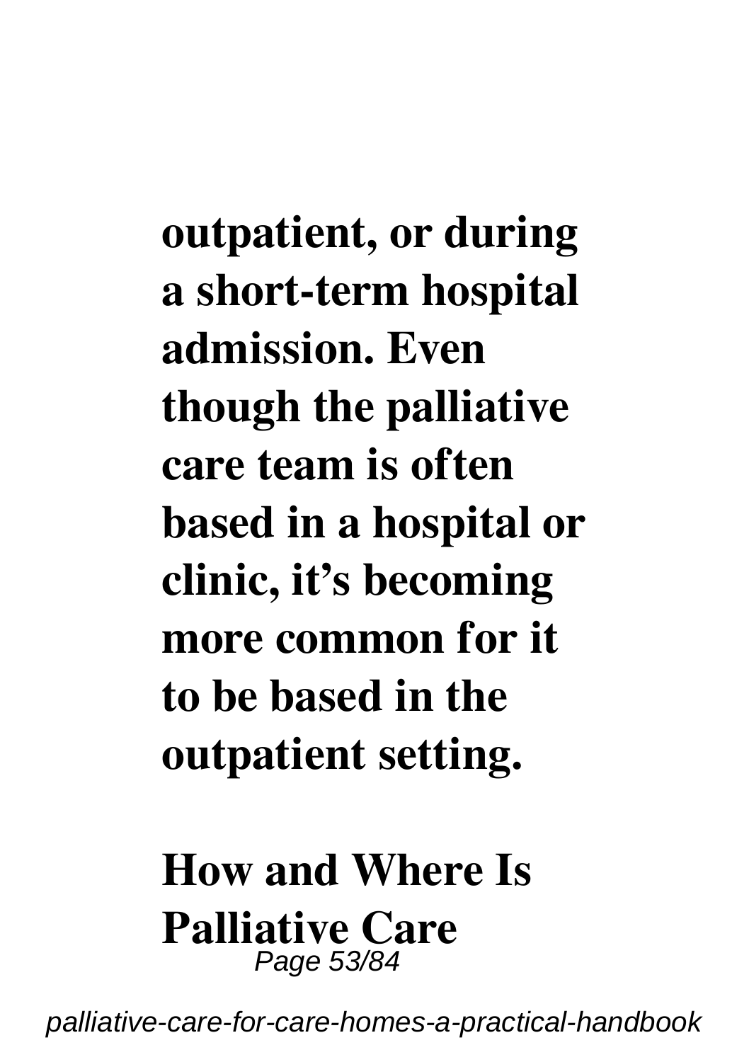**outpatient, or during a short-term hospital admission. Even though the palliative care team is often based in a hospital or clinic, it's becoming more common for it to be based in the outpatient setting.**

**How and Where Is Palliative Care**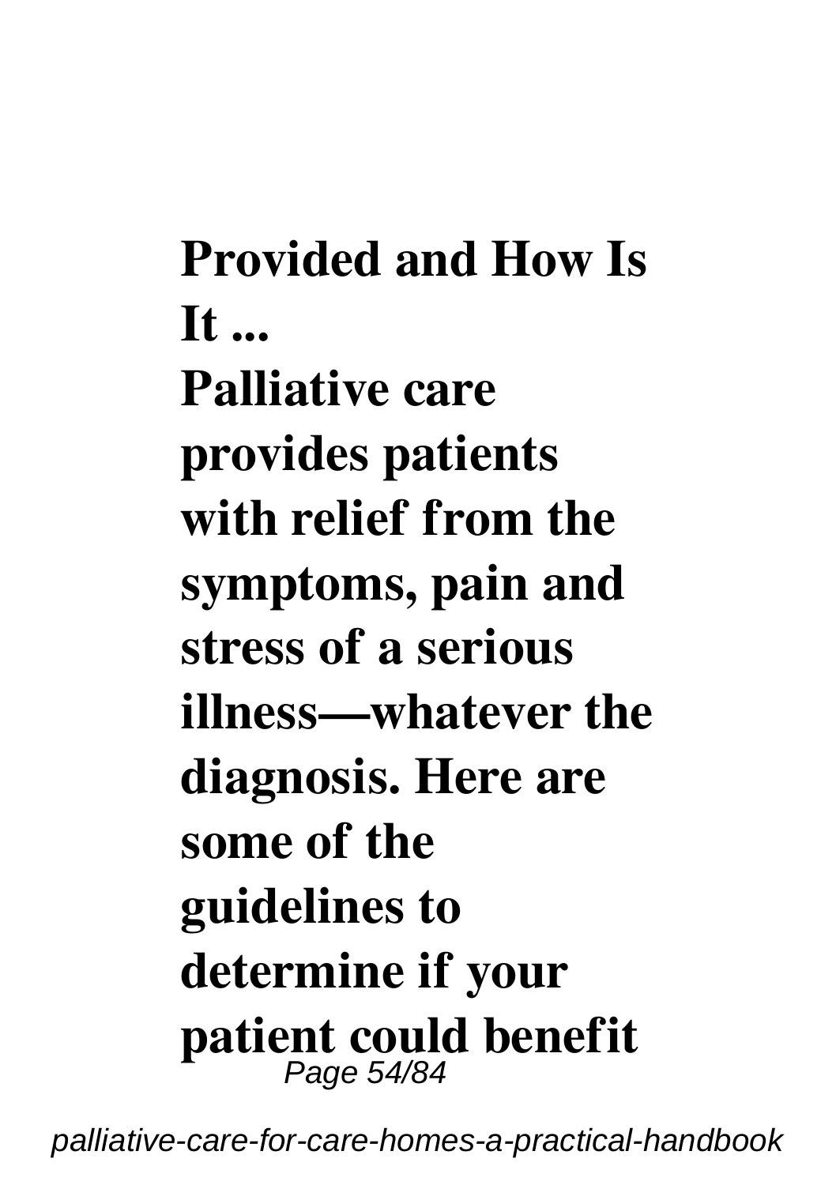**Provided and How Is It ...**

**Palliative care provides patients with relief from the symptoms, pain and stress of a serious illness—whatever the diagnosis. Here are some of the guidelines to determine if your patient could benefit**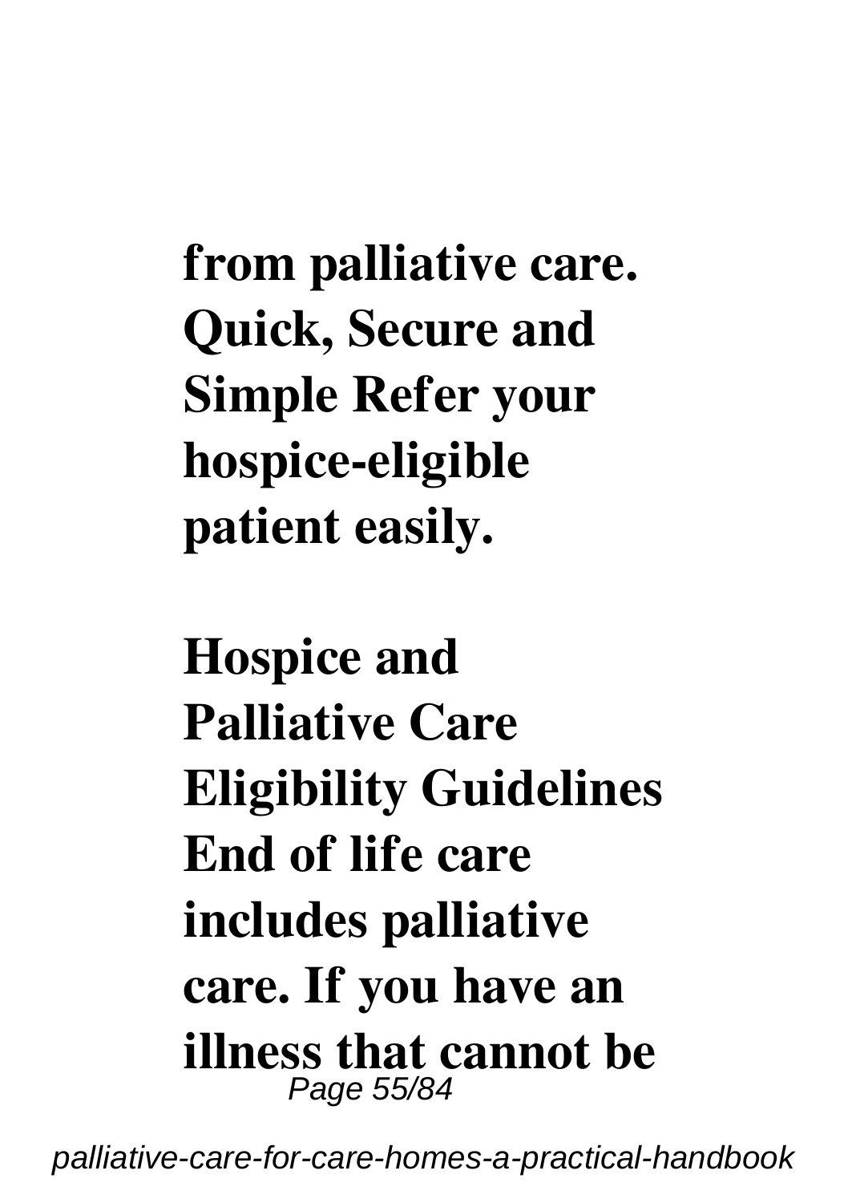**from palliative care. Quick, Secure and Simple Refer your hospice-eligible patient easily.**

**Hospice and Palliative Care Eligibility Guidelines End of life care includes palliative care. If you have an illness that cannot be**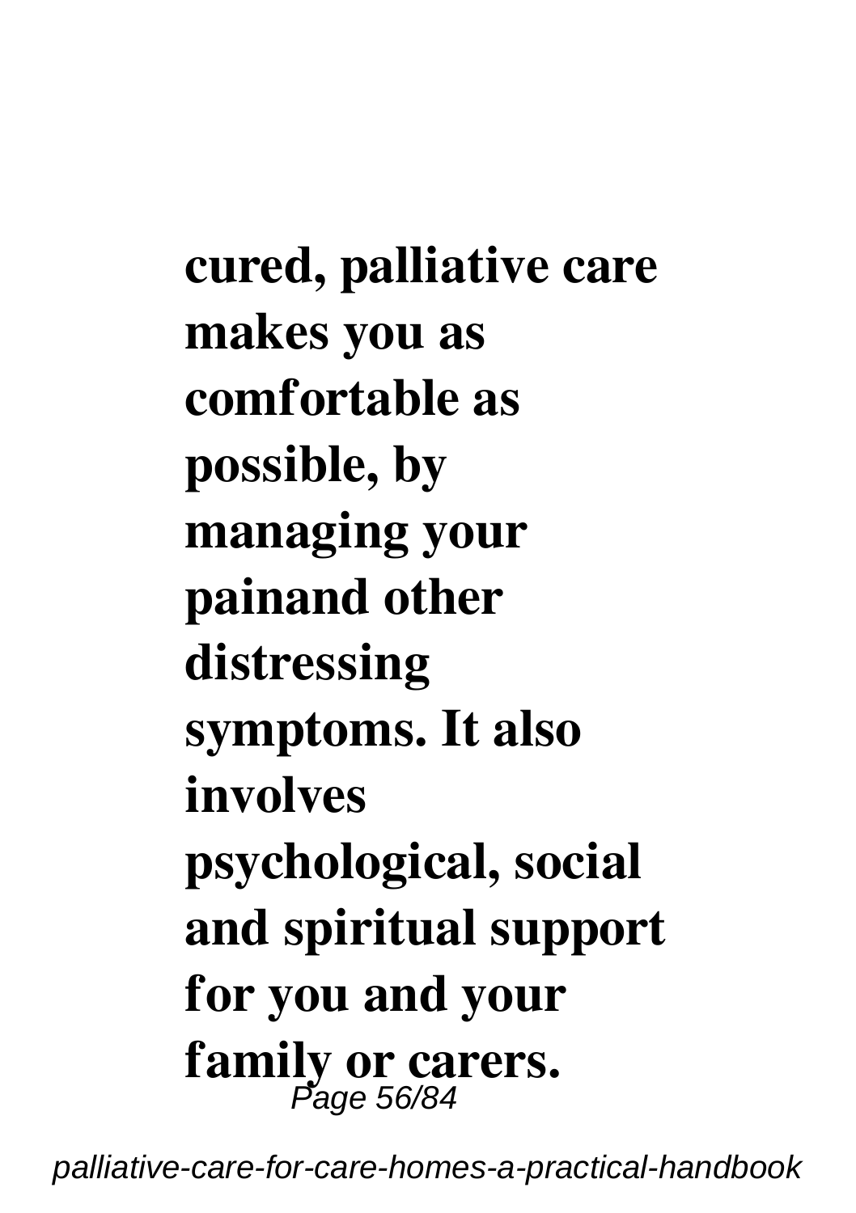**cured, palliative care makes you as comfortable as possible, by managing your painand other distressing symptoms. It also involves psychological, social and spiritual support for you and your family or carers.**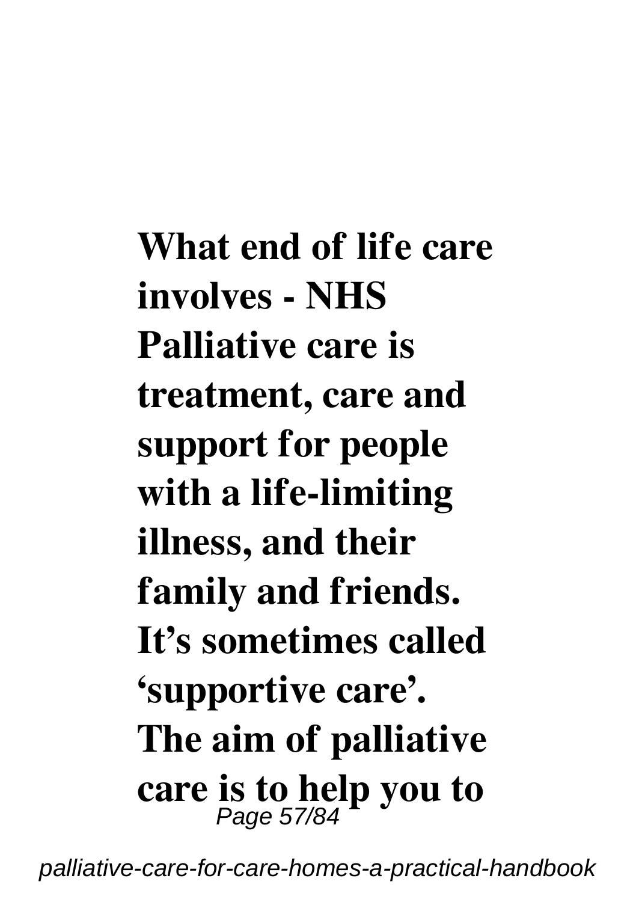**What end of life care involves - NHS Palliative care is treatment, care and support for people with a life-limiting illness, and their family and friends. It's sometimes called 'supportive care'. The aim of palliative care is to help you to**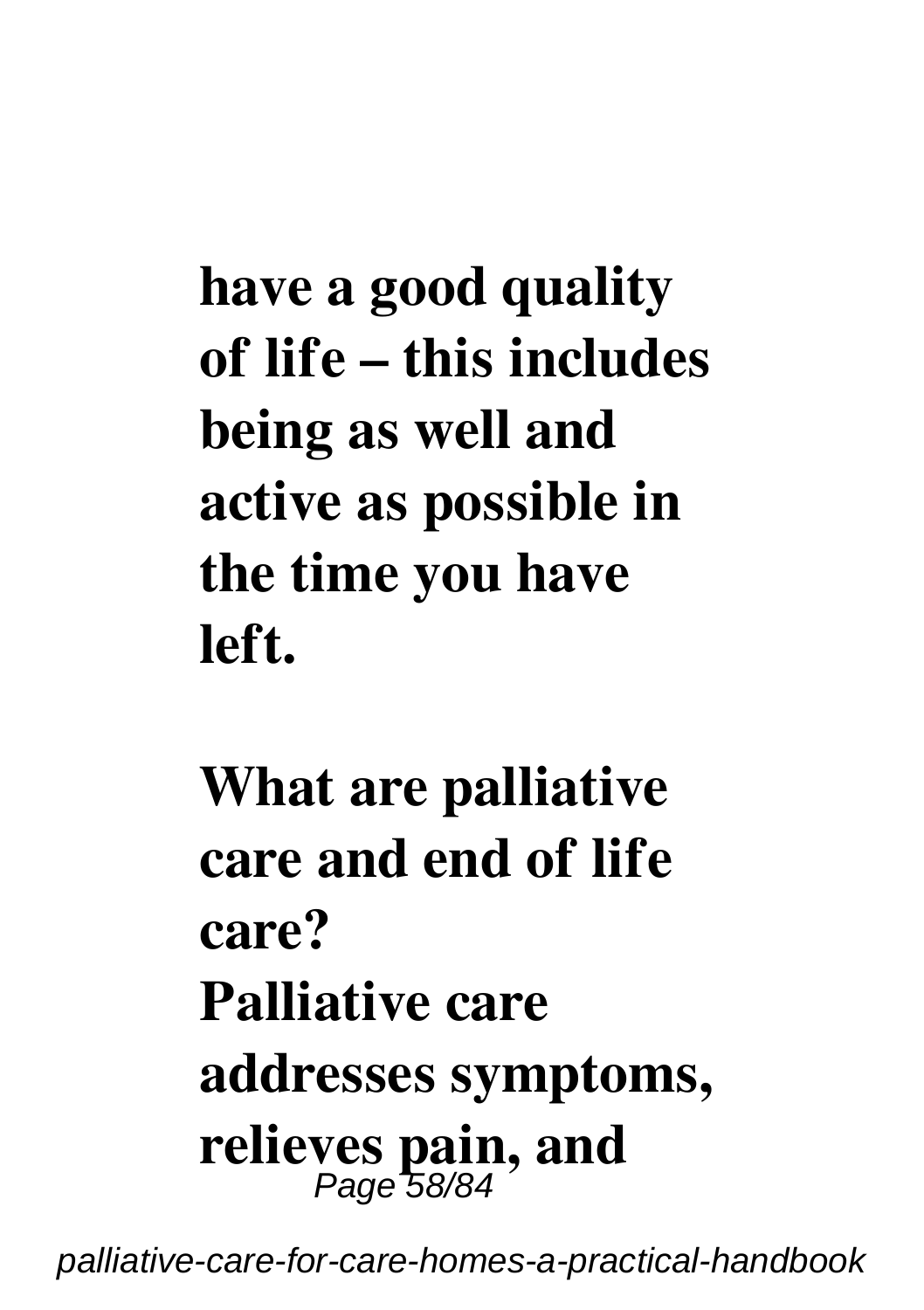**have a good quality of life – this includes being as well and active as possible in the time you have left.**

**What are palliative care and end of life care?**

**Palliative care addresses symptoms, relieves pain, and**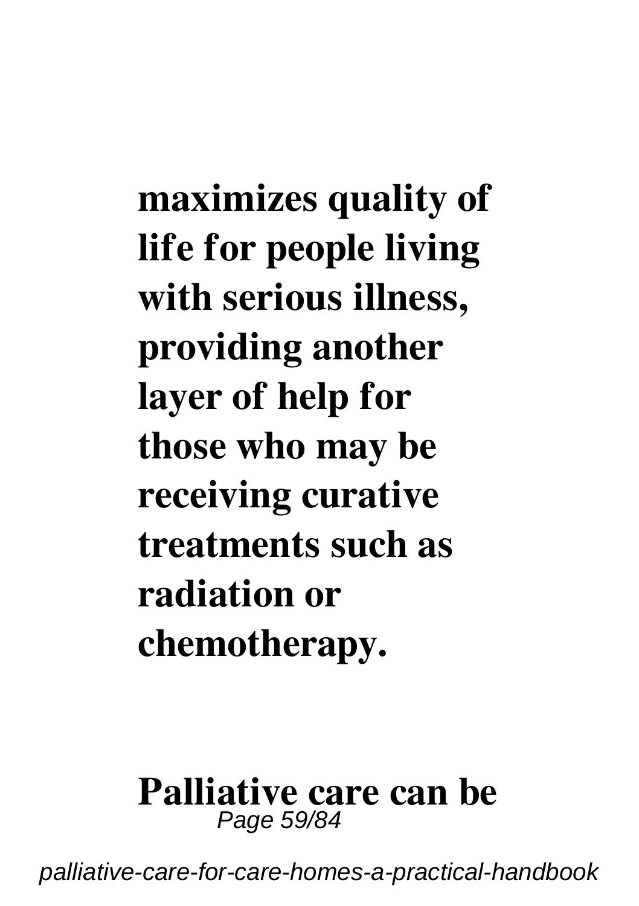**maximizes quality of life for people living with serious illness, providing another layer of help for those who may be receiving curative treatments such as radiation or chemotherapy.**

**Palliative care can be**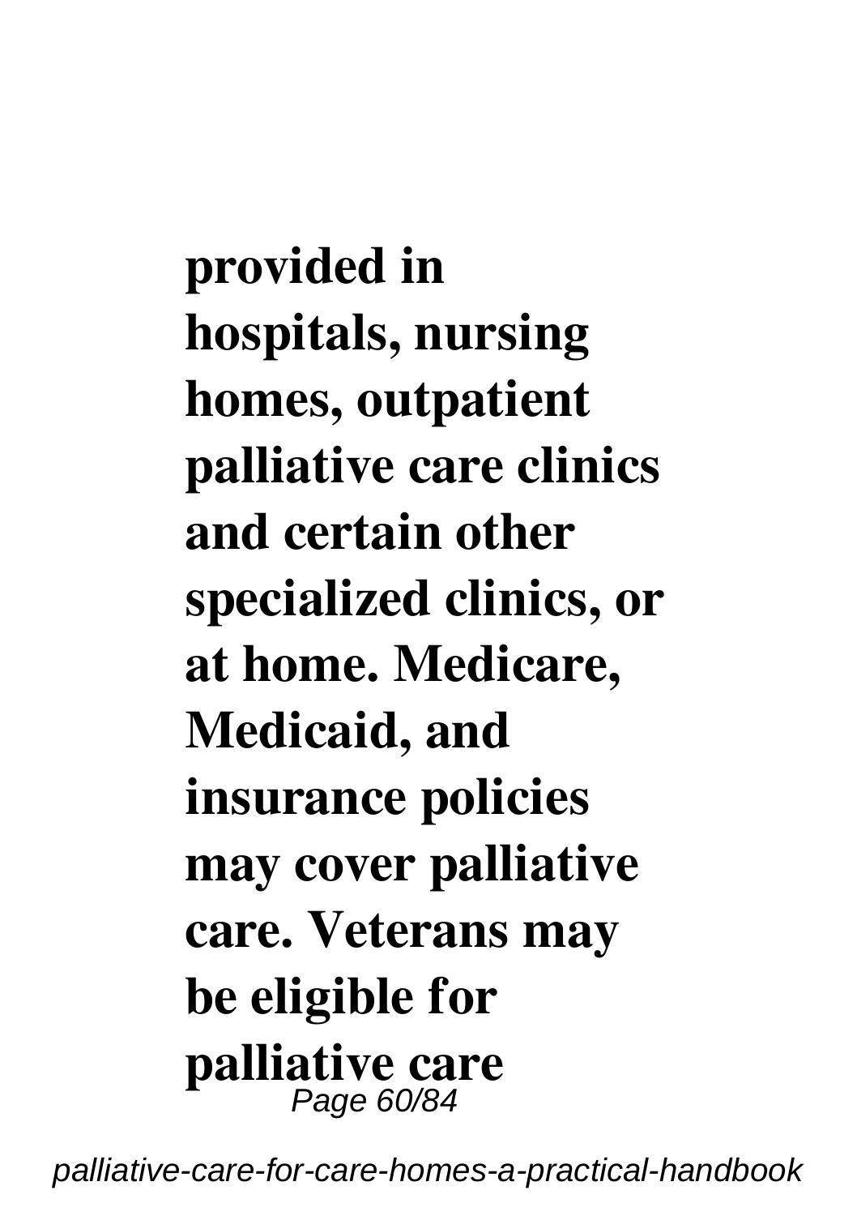**provided in hospitals, nursing homes, outpatient palliative care clinics and certain other specialized clinics, or at home. Medicare, Medicaid, and insurance policies may cover palliative care. Veterans may be eligible for palliative care**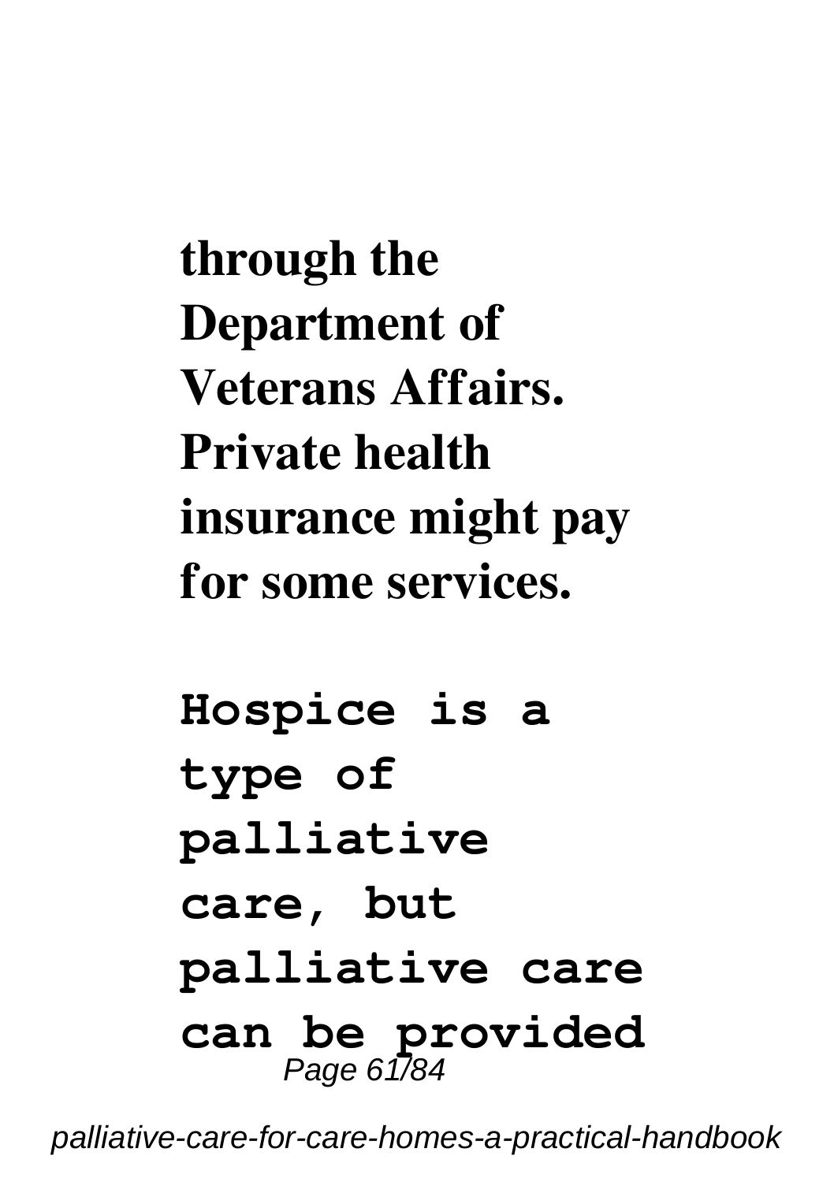**through the Department of Veterans Affairs. Private health insurance might pay for some services.**

**Hospice is a type of palliative care, but palliative care can be provided**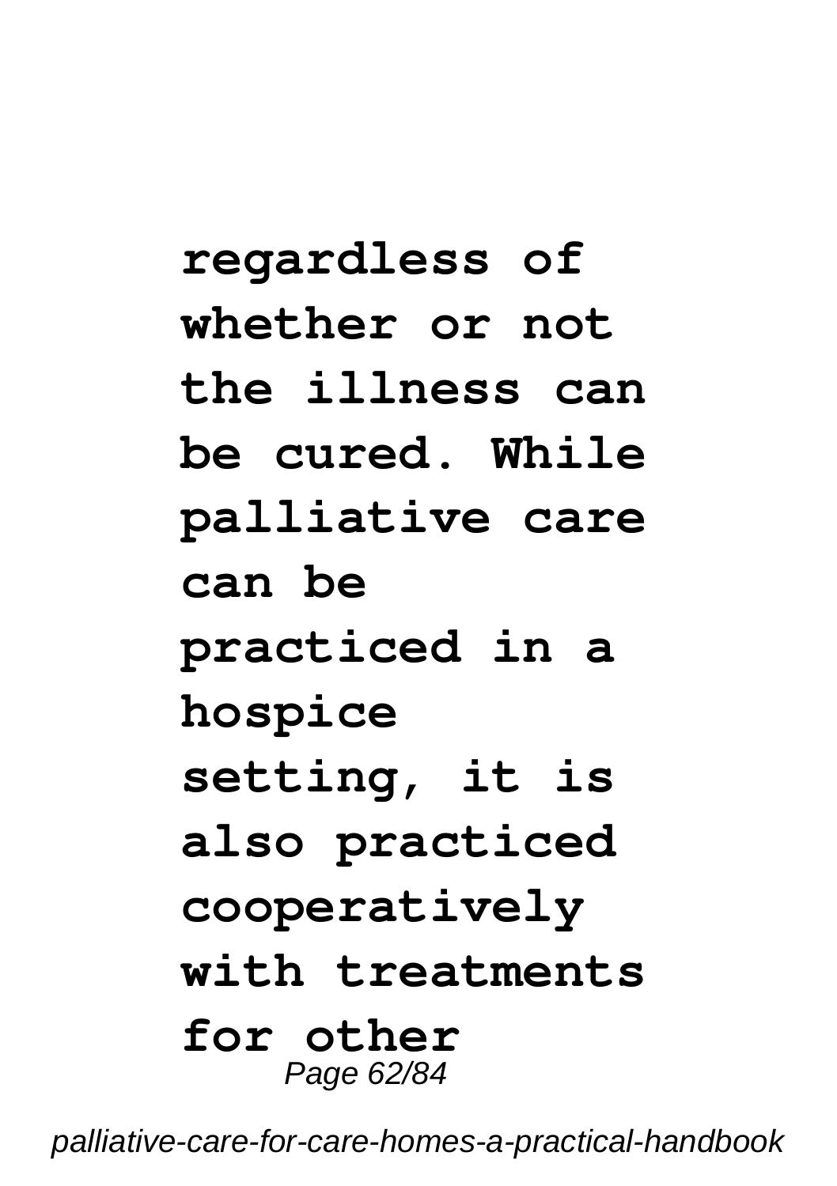**regardless of whether or not the illness can be cured. While palliative care can be practiced in a hospice setting, it is also practiced cooperatively with treatments for other**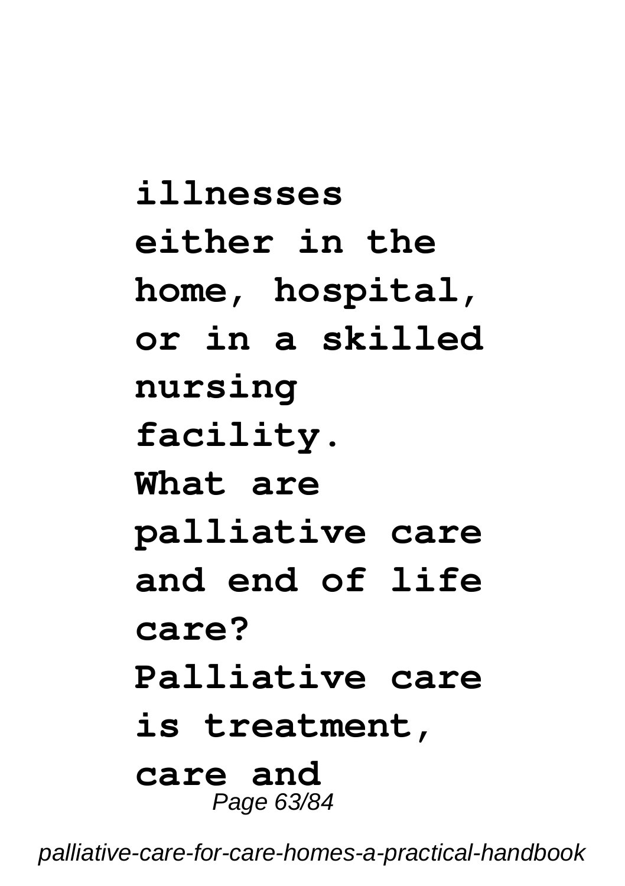**illnesses either in the home, hospital, or in a skilled nursing facility.**

**What are palliative care and end of life care?**

**Palliative care is treatment, care and**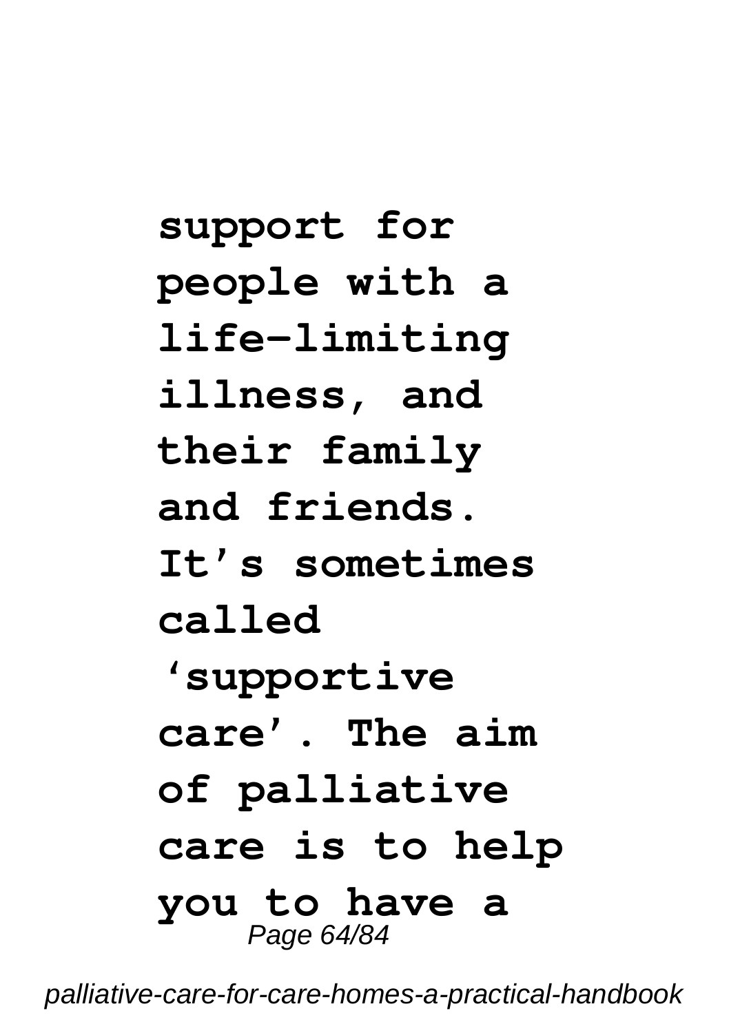**support for people with a life-limiting illness, and their family and friends. It's sometimes called 'supportive care'. The aim of palliative care is to help you to have a**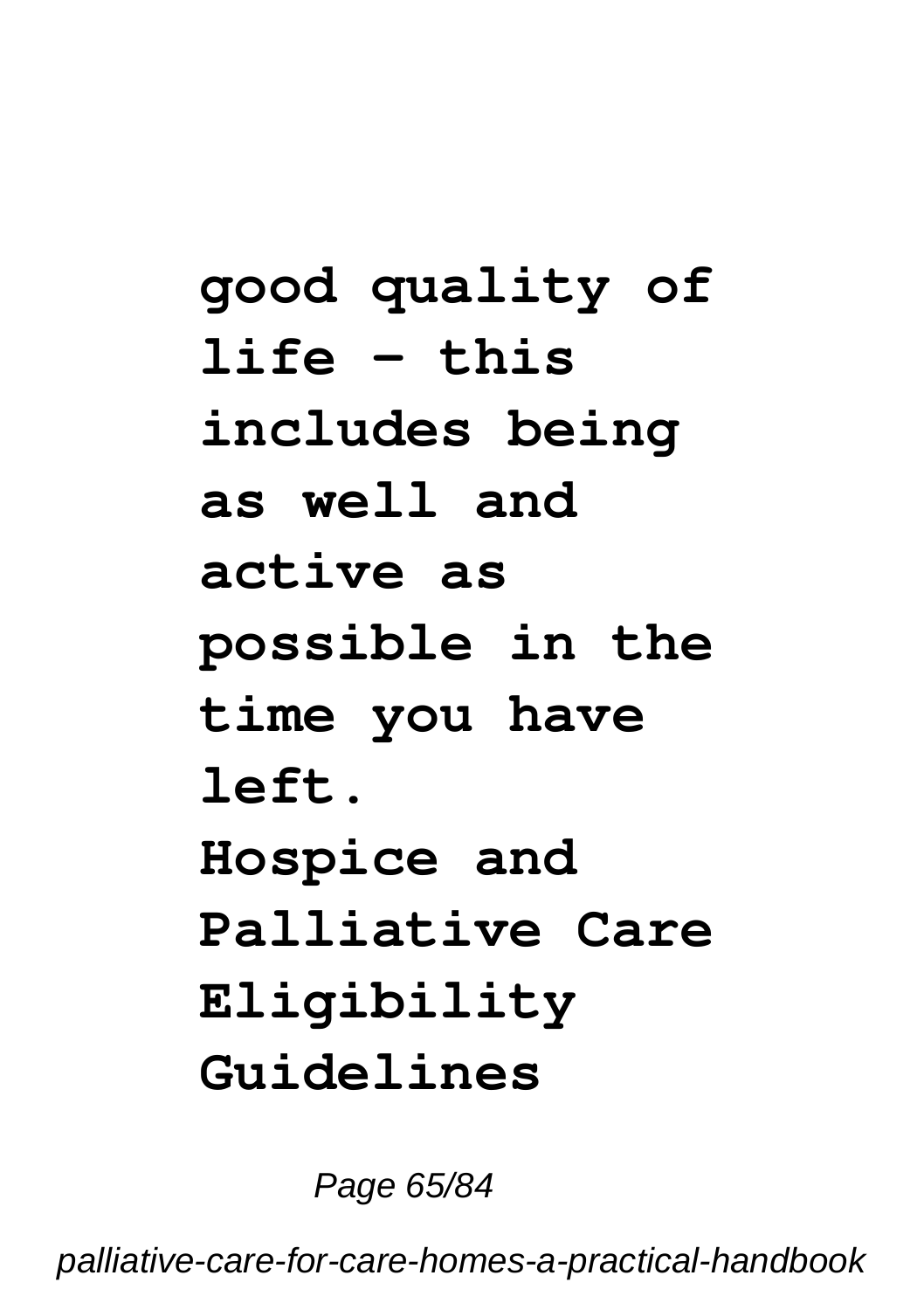**good quality of life - this includes being as well and active as possible in the time you have left.**

**Hospice and Palliative Care Eligibility Guidelines**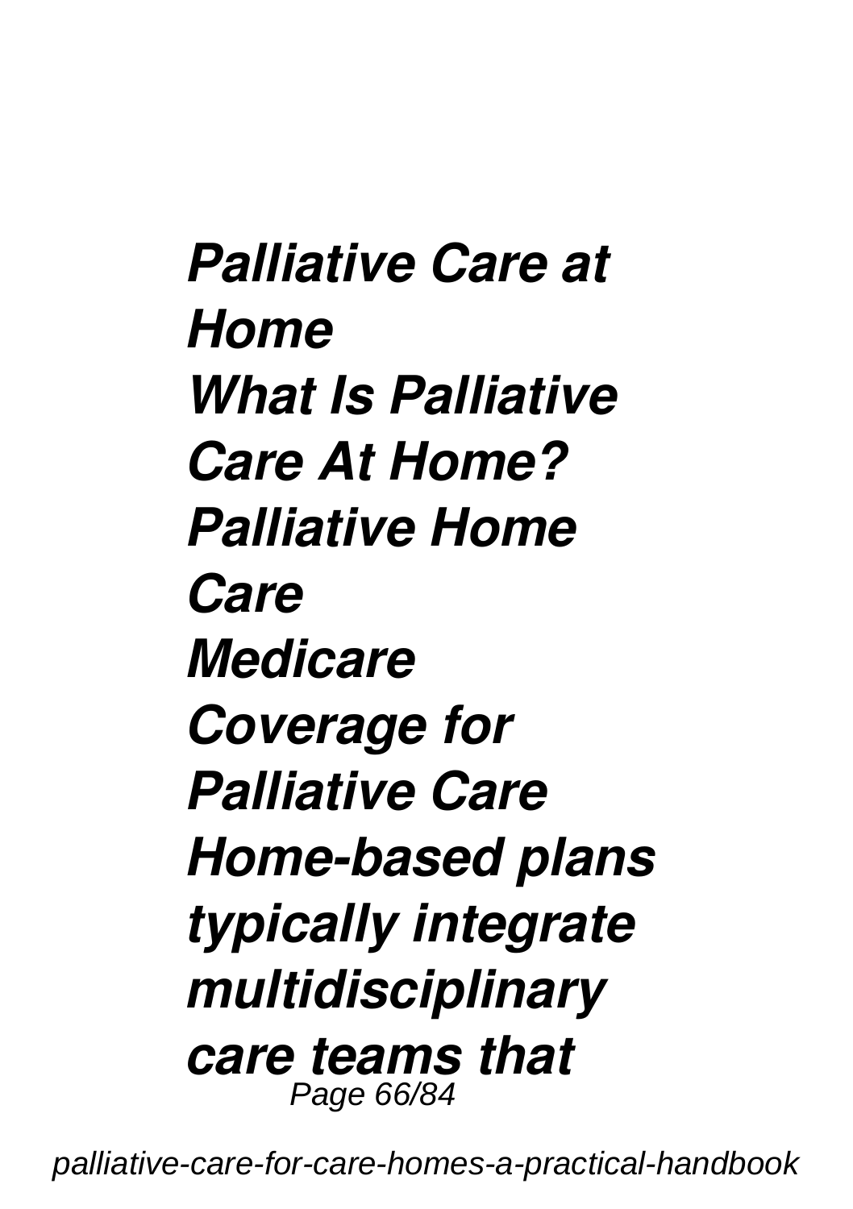*Palliative Care at Home*
*What Is Palliative Care At Home?*
*Palliative Home Care*
*Medicare Coverage for Palliative Care*
*Home-based plans typically integrate multidisciplinary care teams that*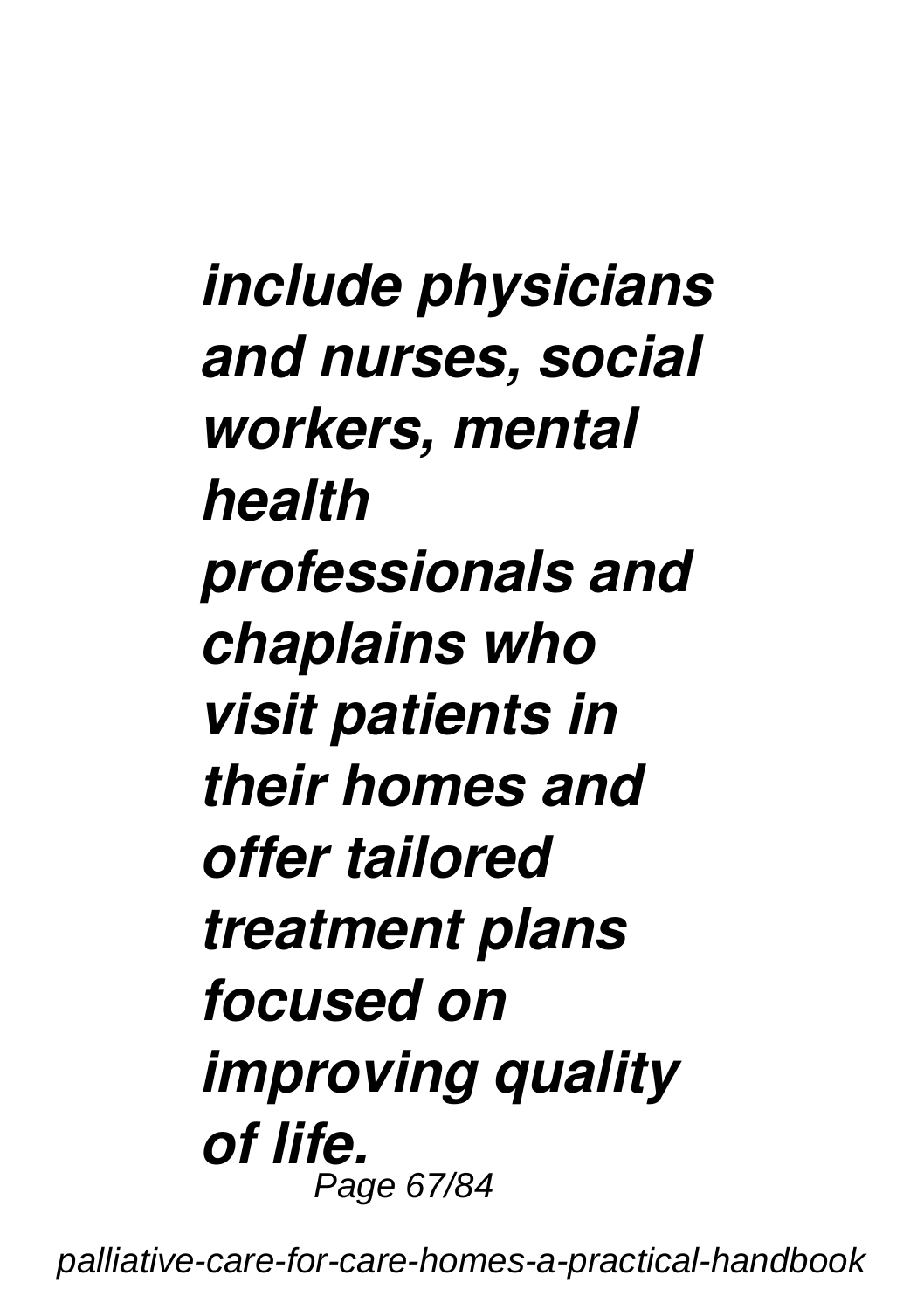***include physicians and nurses, social workers, mental health professionals and chaplains who visit patients in their homes and offer tailored treatment plans focused on improving quality of life.***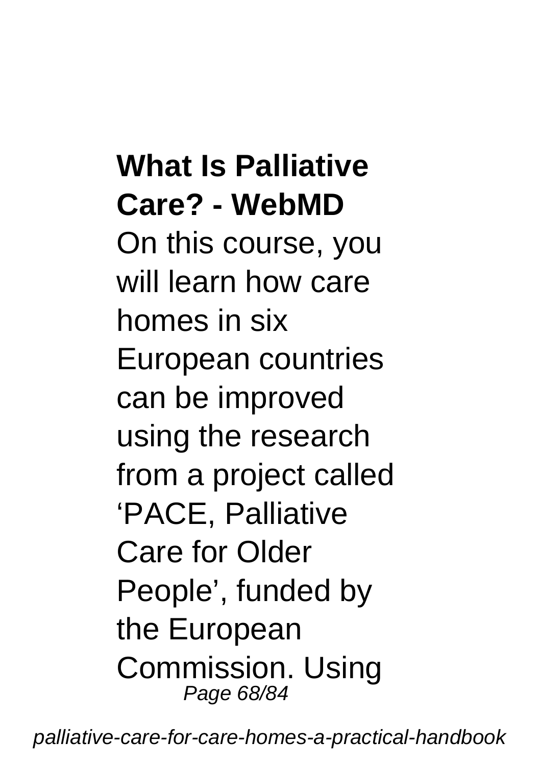**What Is Palliative Care? - WebMD**

On this course, you will learn how care homes in six European countries can be improved using the research from a project called ‘PACE, Palliative Care for Older People’, funded by the European Commission. Using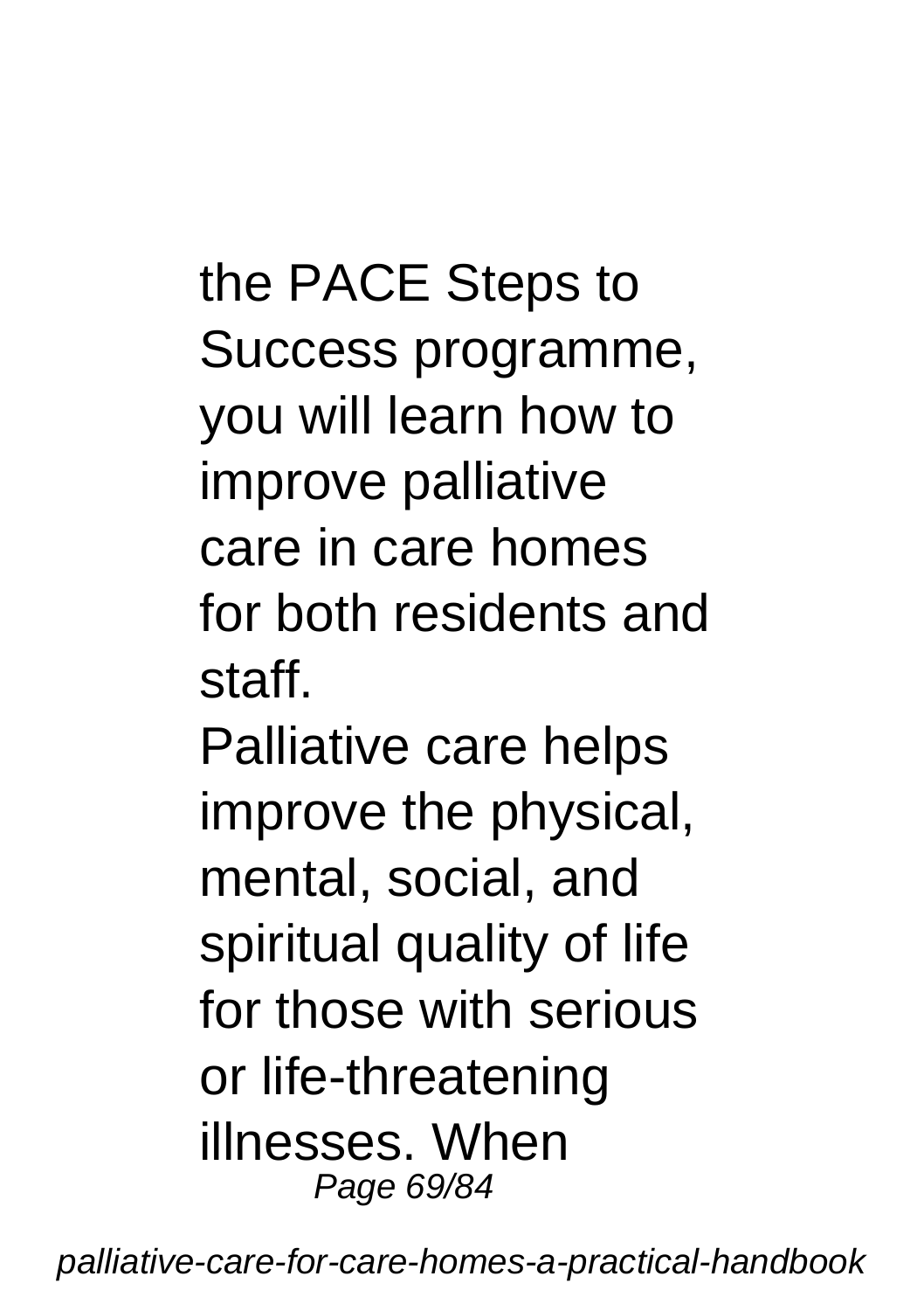the PACE Steps to Success programme, you will learn how to improve palliative care in care homes for both residents and staff.

Palliative care helps improve the physical, mental, social, and spiritual quality of life for those with serious or life-threatening illnesses. When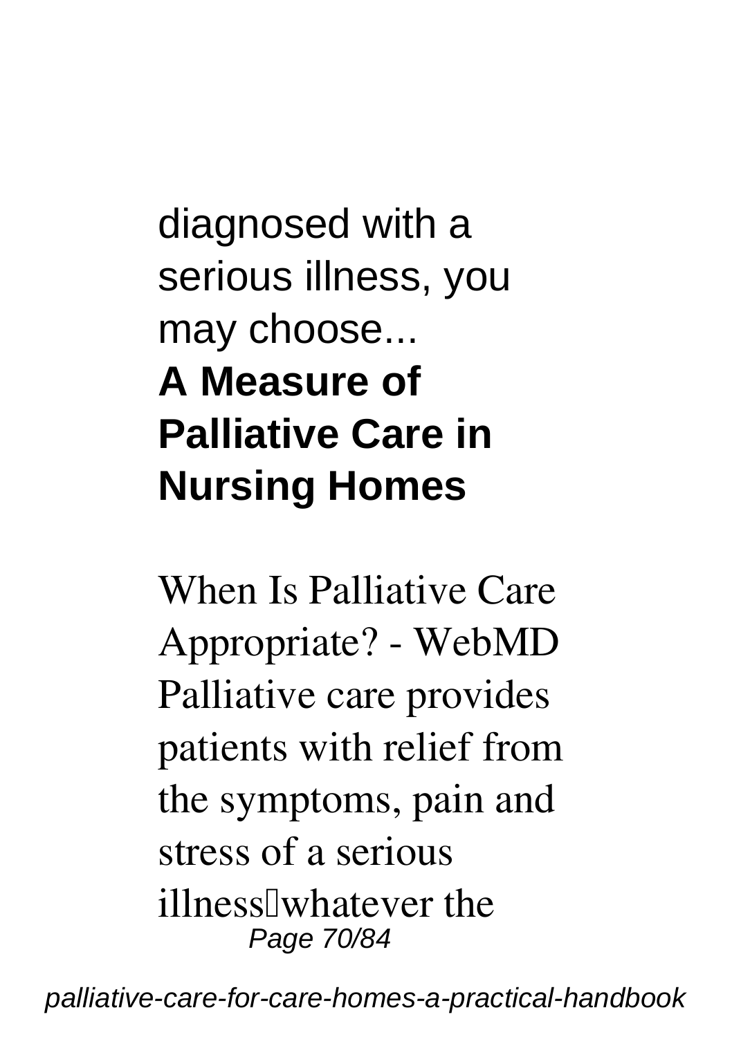diagnosed with a serious illness, you may choose...

**A Measure of Palliative Care in Nursing Homes**

When Is Palliative Care Appropriate? - WebMD
Palliative care provides patients with relief from the symptoms, pain and stress of a serious illness�whatever the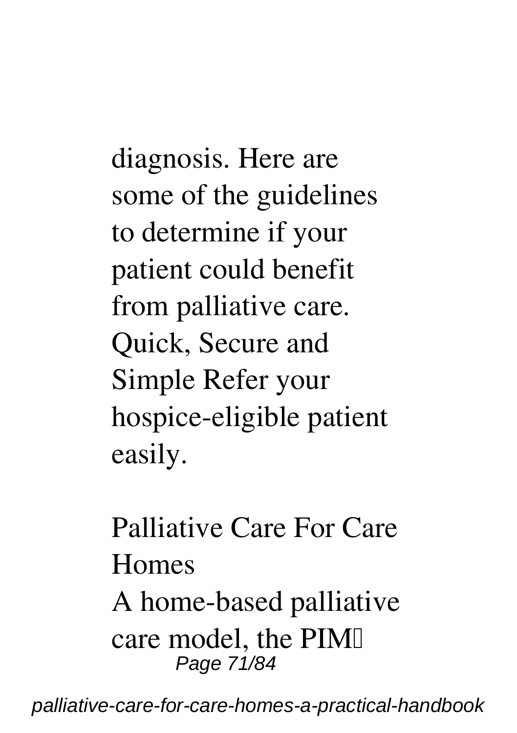diagnosis. Here are some of the guidelines to determine if your patient could benefit from palliative care. Quick, Secure and Simple Refer your hospice-eligible patient easily.

**Palliative Care For Care Homes**

A home-based palliative care model, the PIM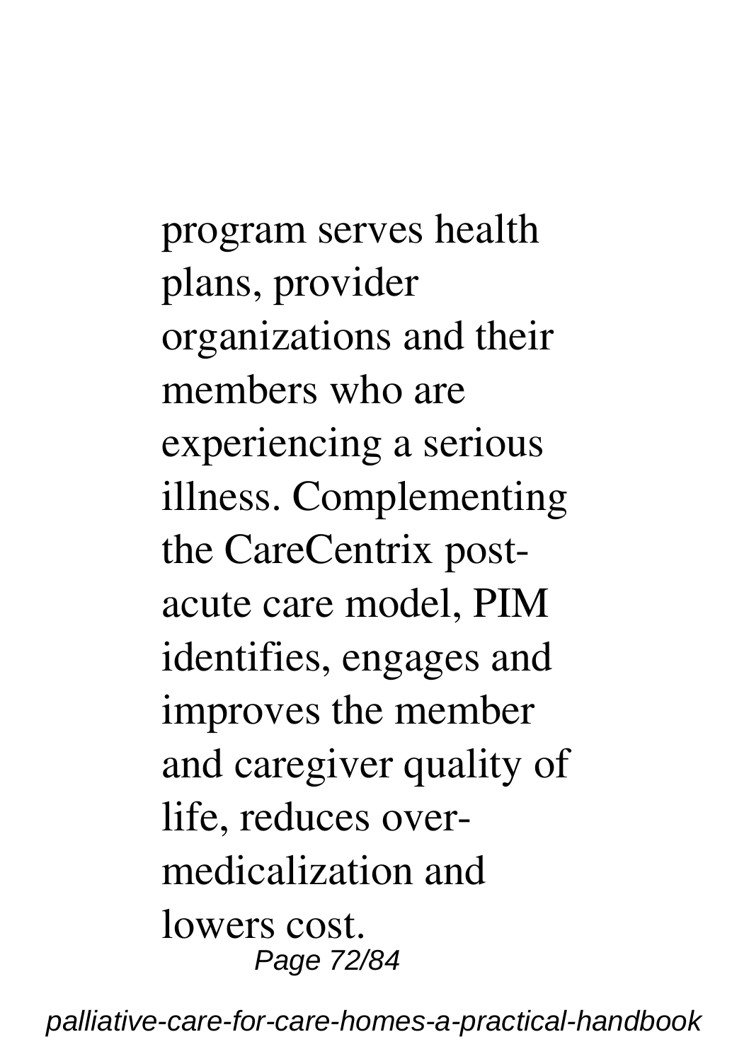program serves health plans, provider organizations and their members who are experiencing a serious illness. Complementing the CareCentrix post-acute care model, PIM identifies, engages and improves the member and caregiver quality of life, reduces over-medicalization and lowers cost.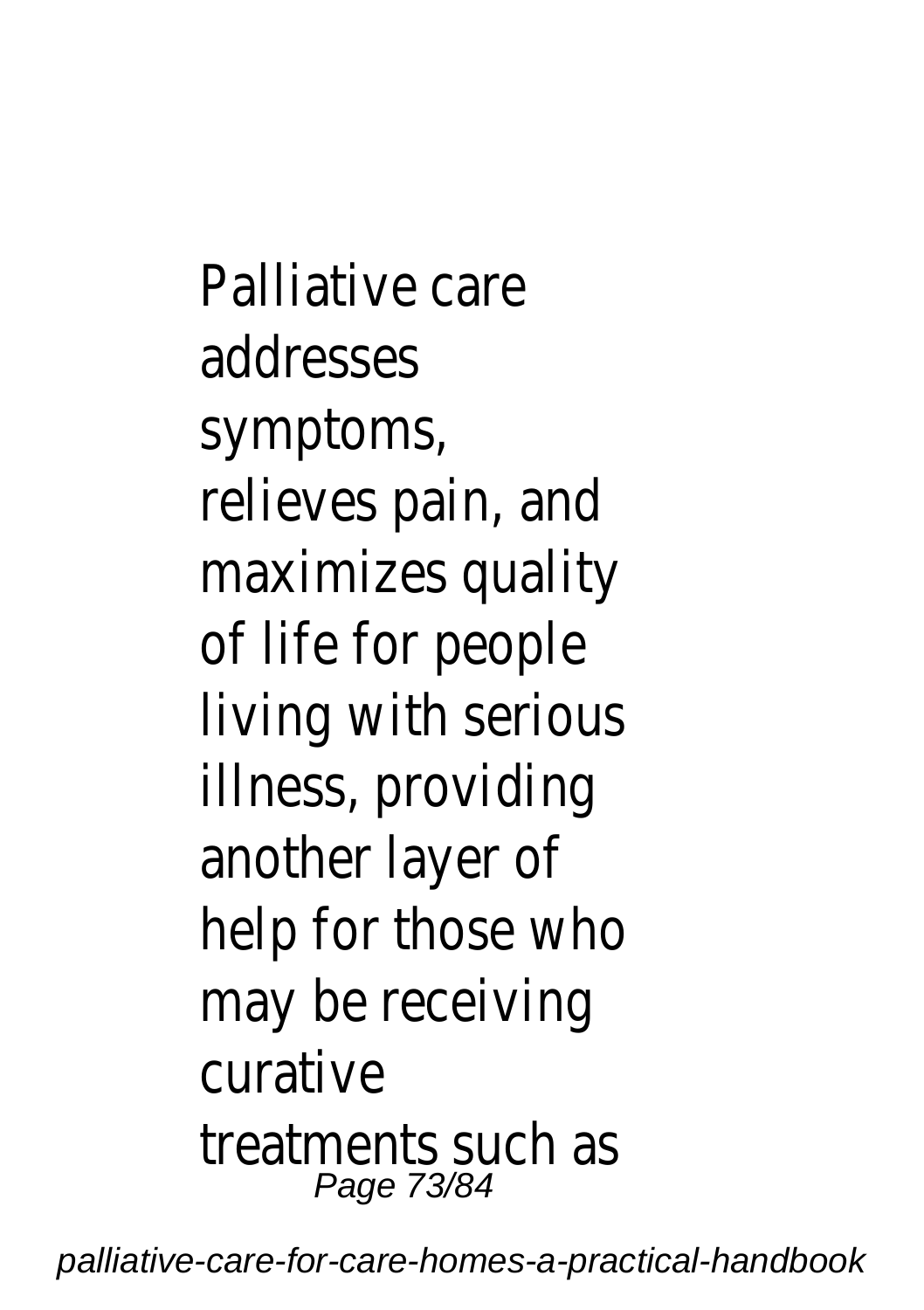Palliative care addresses symptoms, relieves pain, and maximizes quality of life for people living with serious illness, providing another layer of help for those who may be receiving curative treatments such as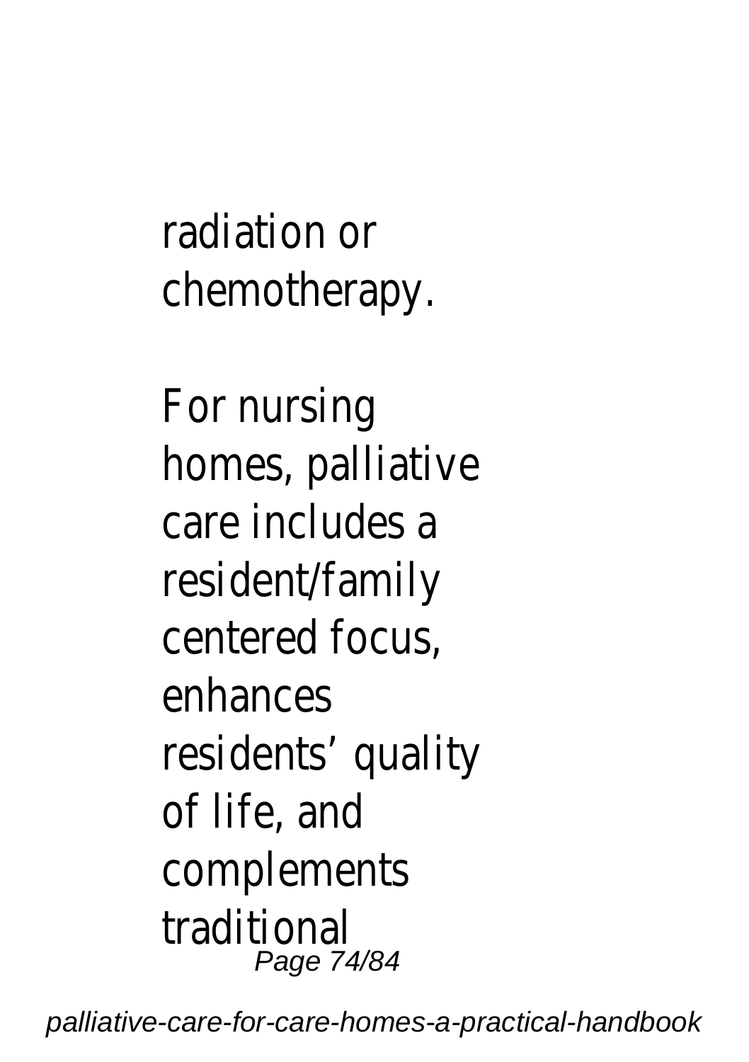radiation or chemotherapy.

For nursing homes, palliative care includes a resident/family centered focus, enhances residents’ quality of life, and complements traditional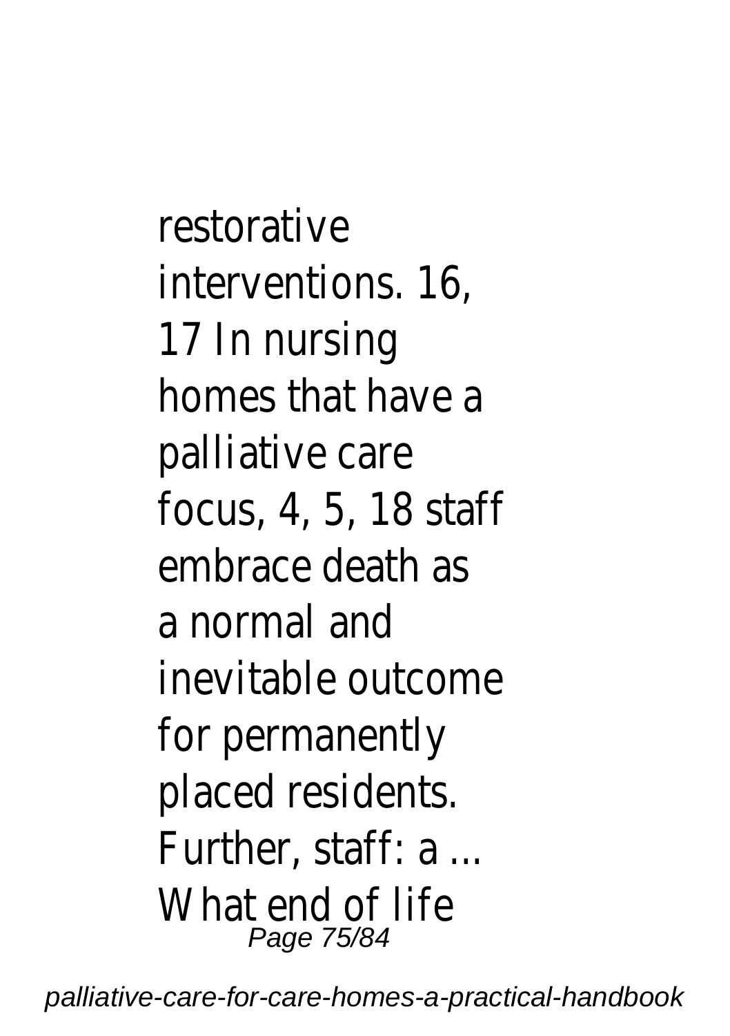restorative interventions. 16, 17 In nursing homes that have a palliative care focus, 4, 5, 18 staff embrace death as a normal and inevitable outcome for permanently placed residents. Further, staff: a ... What end of life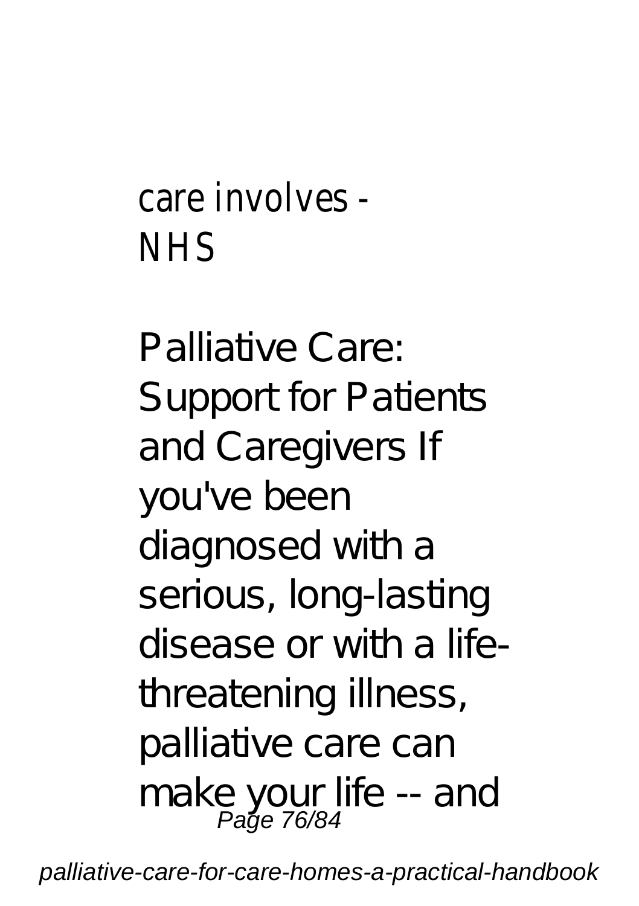care involves - NHS

Palliative Care: Support for Patients and Caregivers If you've been diagnosed with a serious, long-lasting disease or with a life-threatening illness, palliative care can make your life -- and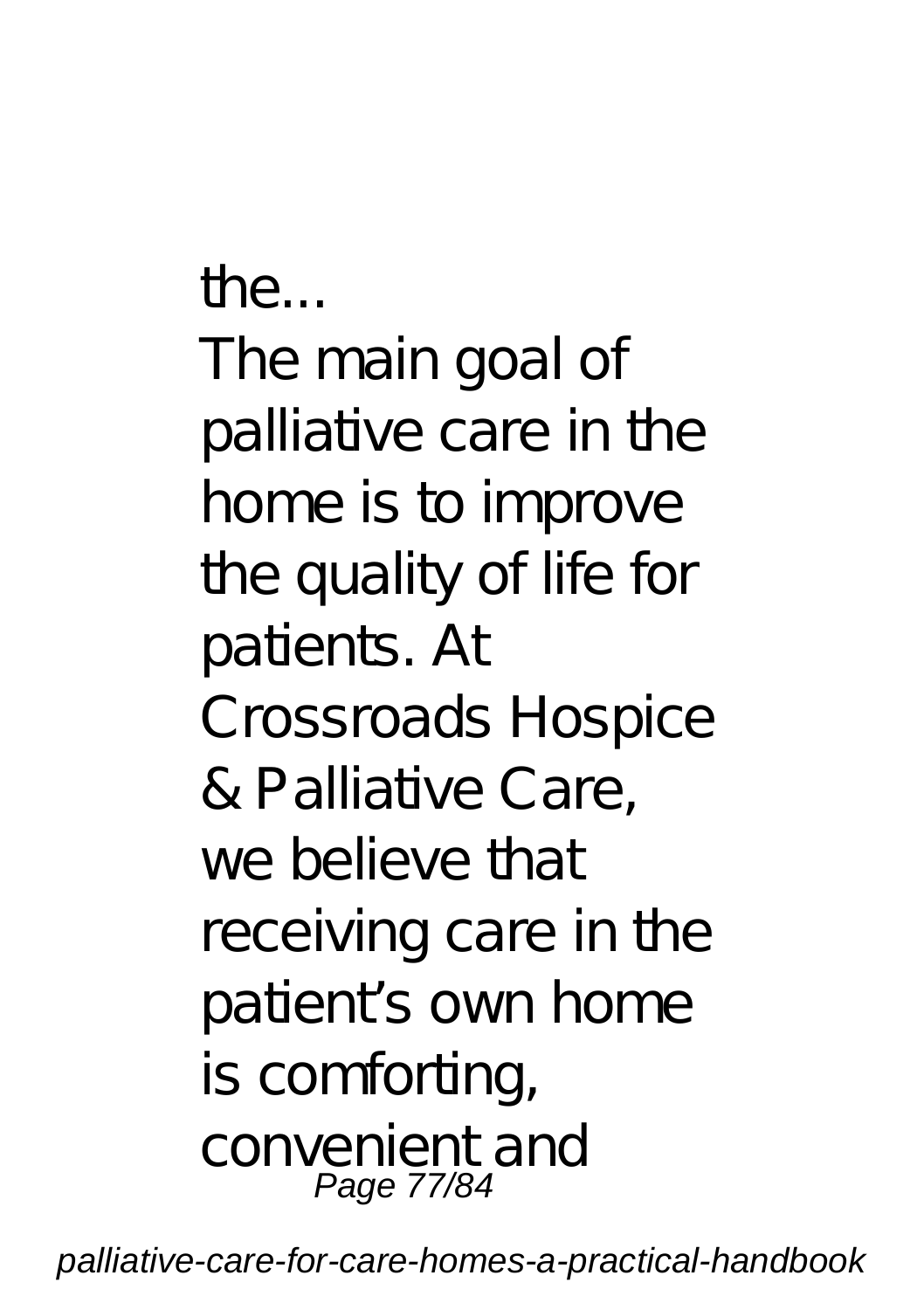the...

The main goal of palliative care in the home is to improve the quality of life for patients. At Crossroads Hospice & Palliative Care, we believe that receiving care in the patient's own home is comforting, convenient and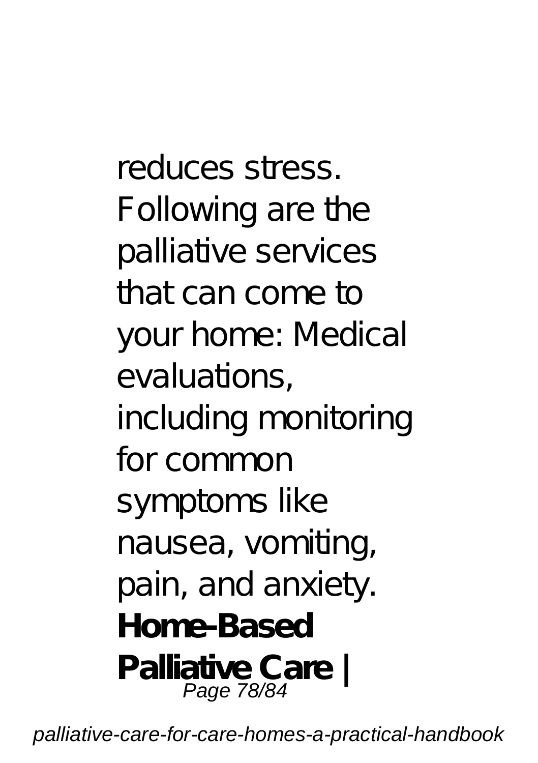reduces stress. Following are the palliative services that can come to your home: Medical evaluations, including monitoring for common symptoms like nausea, vomiting, pain, and anxiety.

**Home-Based Palliative Care |**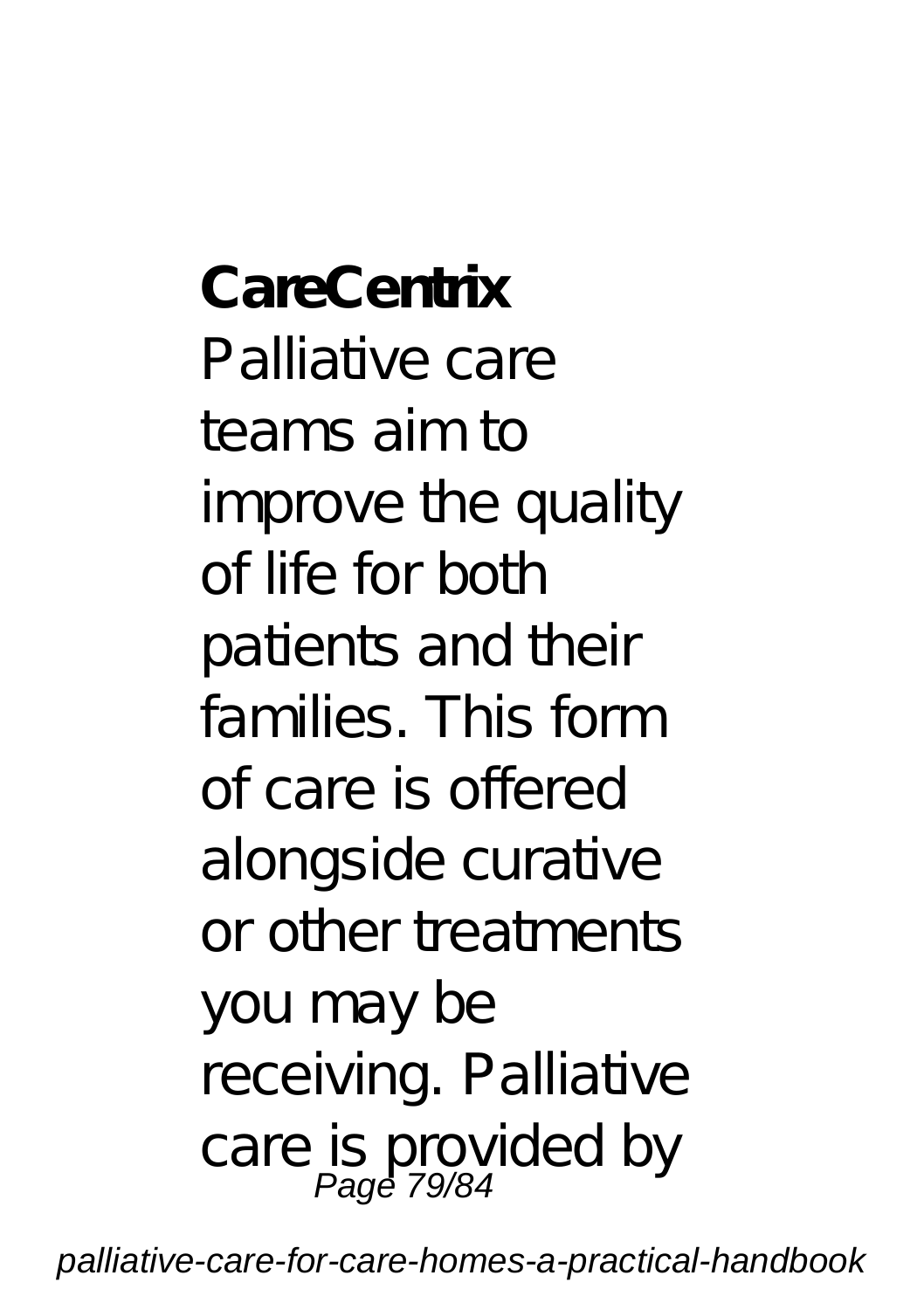**CareCentrix**

Palliative care teams aim to improve the quality of life for both patients and their families. This form of care is offered alongside curative or other treatments you may be receiving. Palliative care is provided by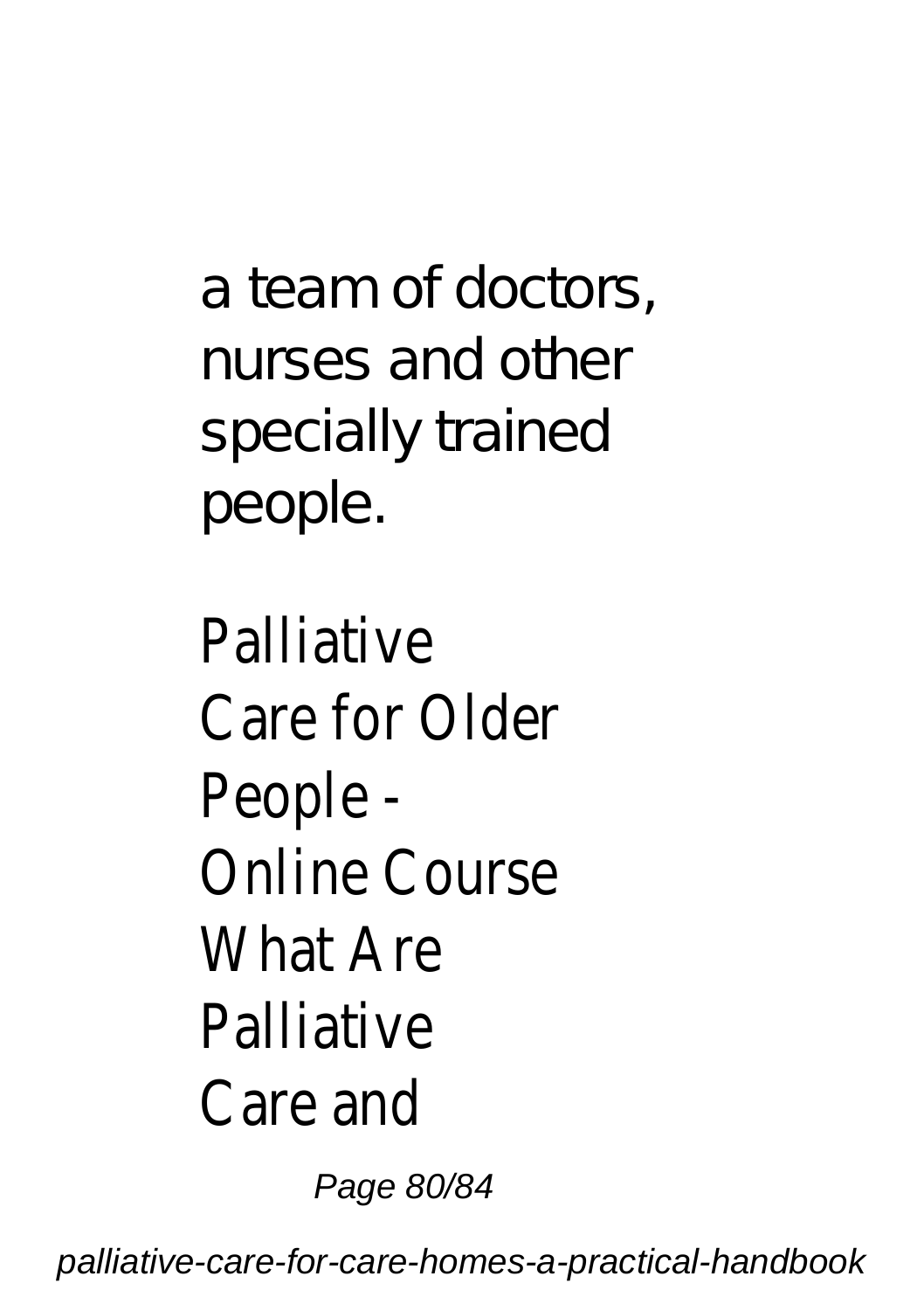a team of doctors, nurses and other specially trained people.

Palliative Care for Older People - Online Course
What Are Palliative Care and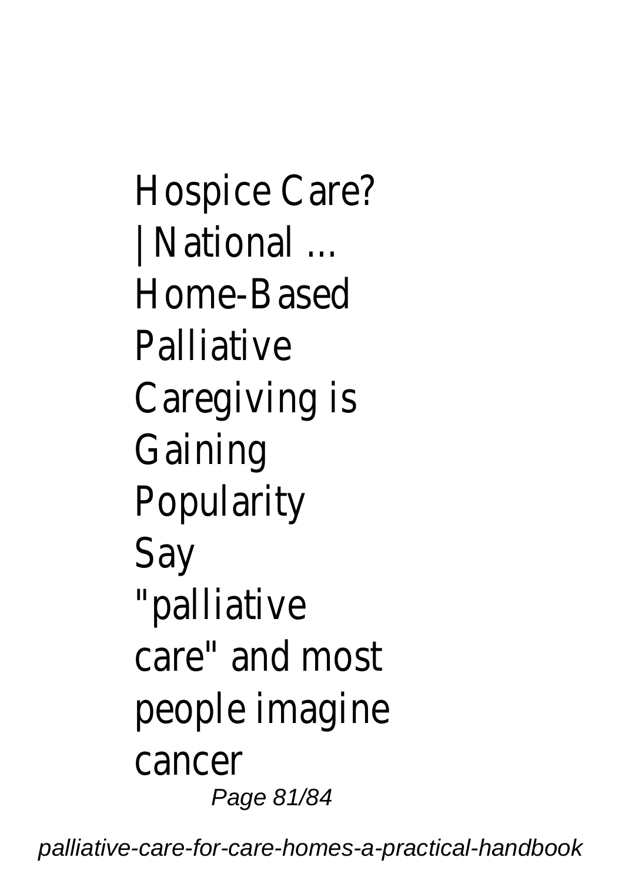Hospice Care? | National ...
Home-Based Palliative Caregiving is Gaining Popularity
Say "palliative care" and most people imagine cancer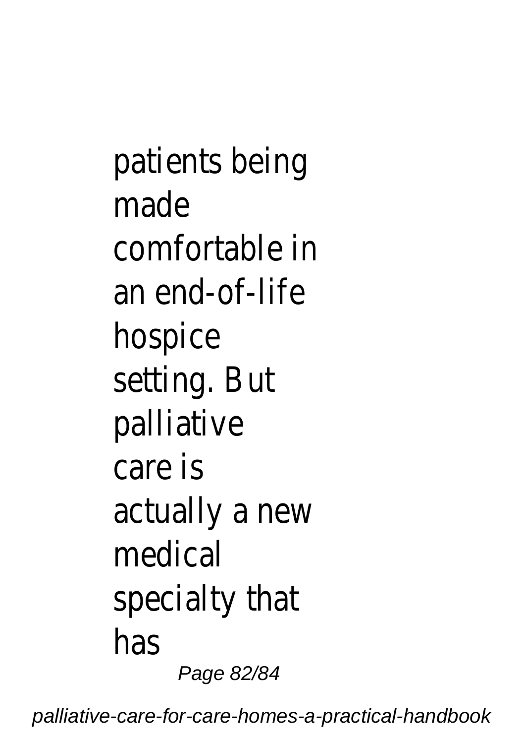patients being made comfortable in an end-of-life hospice setting. But palliative care is actually a new medical specialty that has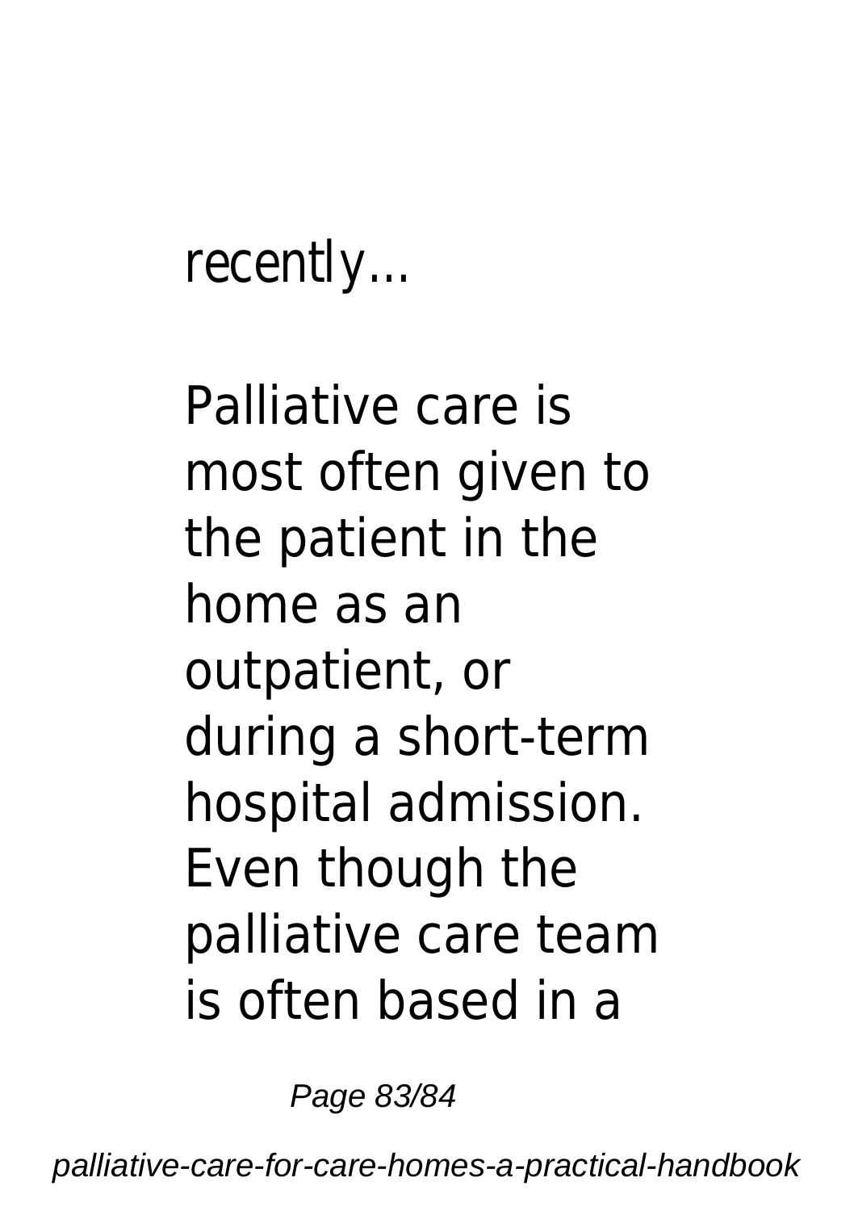recently...

Palliative care is most often given to the patient in the home as an outpatient, or during a short-term hospital admission. Even though the palliative care team is often based in a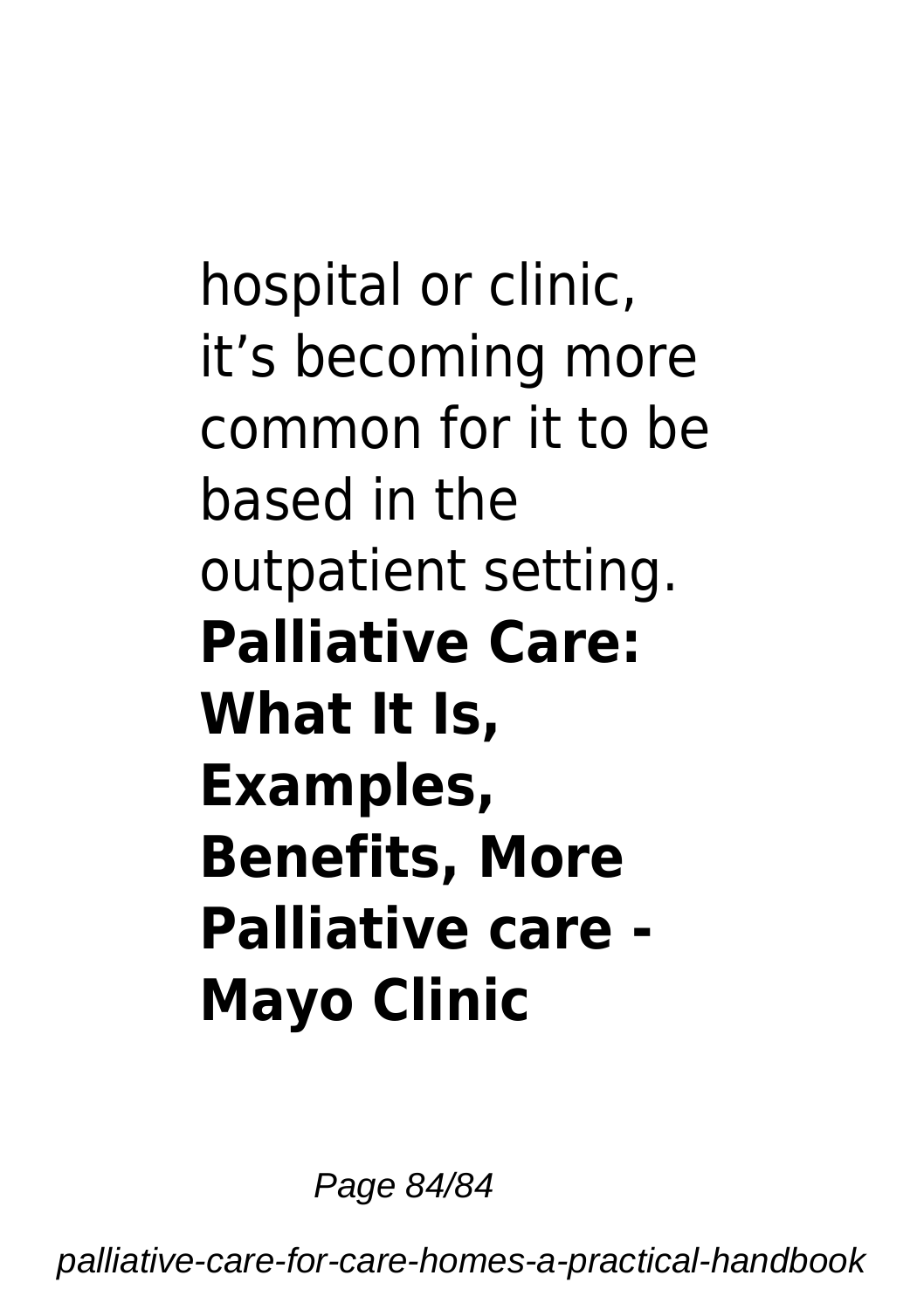hospital or clinic, it’s becoming more common for it to be based in the outpatient setting.

**Palliative Care: What It Is, Examples, Benefits, More**

**Palliative care - Mayo Clinic**